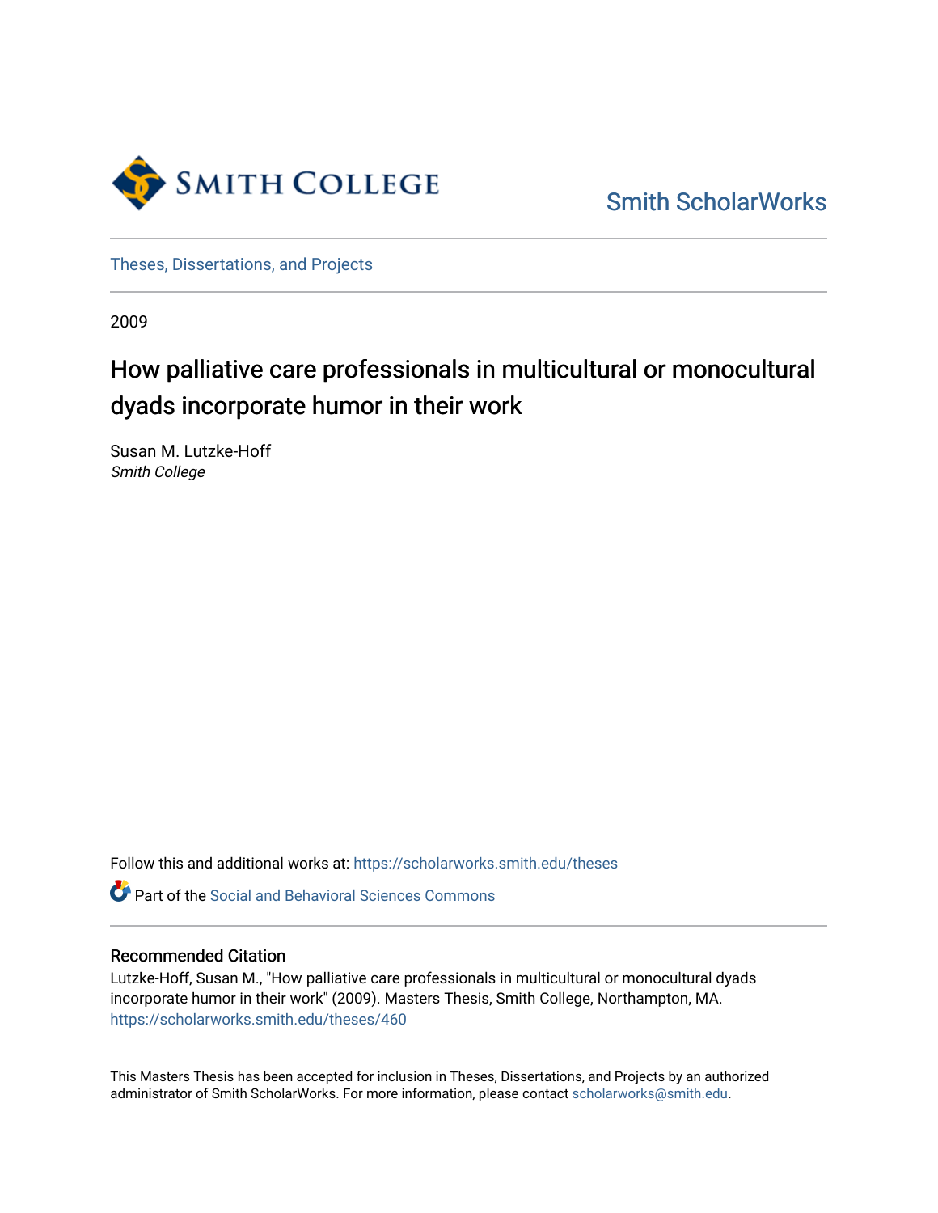Smith College

Smith ScholarWorks

Theses, Dissertations, and Projects

2009

# How palliative care professionals in multicultural or monocultural dyads incorporate humor in their work

Susan M. Lutzke-Hoff
*Smith College*

Follow this and additional works at: https://scholarworks.smith.edu/theses

Part of the Social and Behavioral Sciences Commons

## Recommended Citation

Lutzke-Hoff, Susan M., "How palliative care professionals in multicultural or monocultural dyads incorporate humor in their work" (2009). Masters Thesis, Smith College, Northampton, MA. https://scholarworks.smith.edu/theses/460

This Masters Thesis has been accepted for inclusion in Theses, Dissertations, and Projects by an authorized administrator of Smith ScholarWorks. For more information, please contact scholarworks@smith.edu.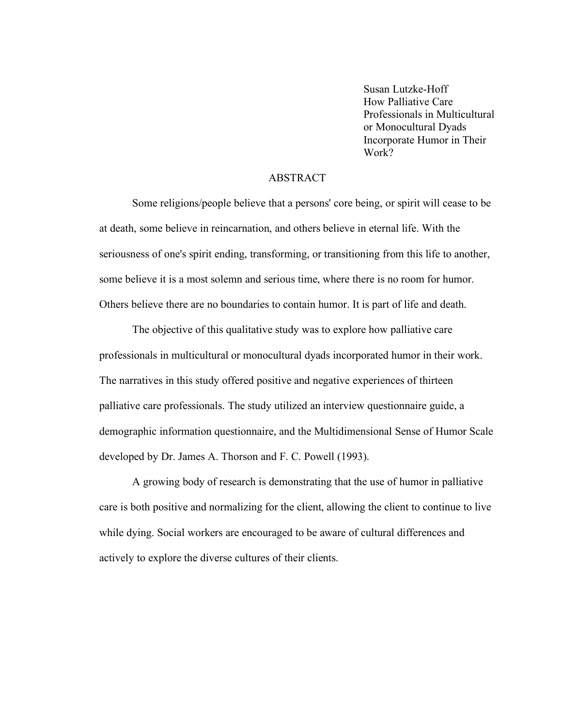Susan Lutzke-Hoff
How Palliative Care Professionals in Multicultural or Monocultural Dyads Incorporate Humor in Their Work?

## ABSTRACT

Some religions/people believe that a persons' core being, or spirit will cease to be at death, some believe in reincarnation, and others believe in eternal life. With the seriousness of one's spirit ending, transforming, or transitioning from this life to another, some believe it is a most solemn and serious time, where there is no room for humor. Others believe there are no boundaries to contain humor. It is part of life and death.

The objective of this qualitative study was to explore how palliative care professionals in multicultural or monocultural dyads incorporated humor in their work. The narratives in this study offered positive and negative experiences of thirteen palliative care professionals. The study utilized an interview questionnaire guide, a demographic information questionnaire, and the Multidimensional Sense of Humor Scale developed by Dr. James A. Thorson and F. C. Powell (1993).

A growing body of research is demonstrating that the use of humor in palliative care is both positive and normalizing for the client, allowing the client to continue to live while dying. Social workers are encouraged to be aware of cultural differences and actively to explore the diverse cultures of their clients.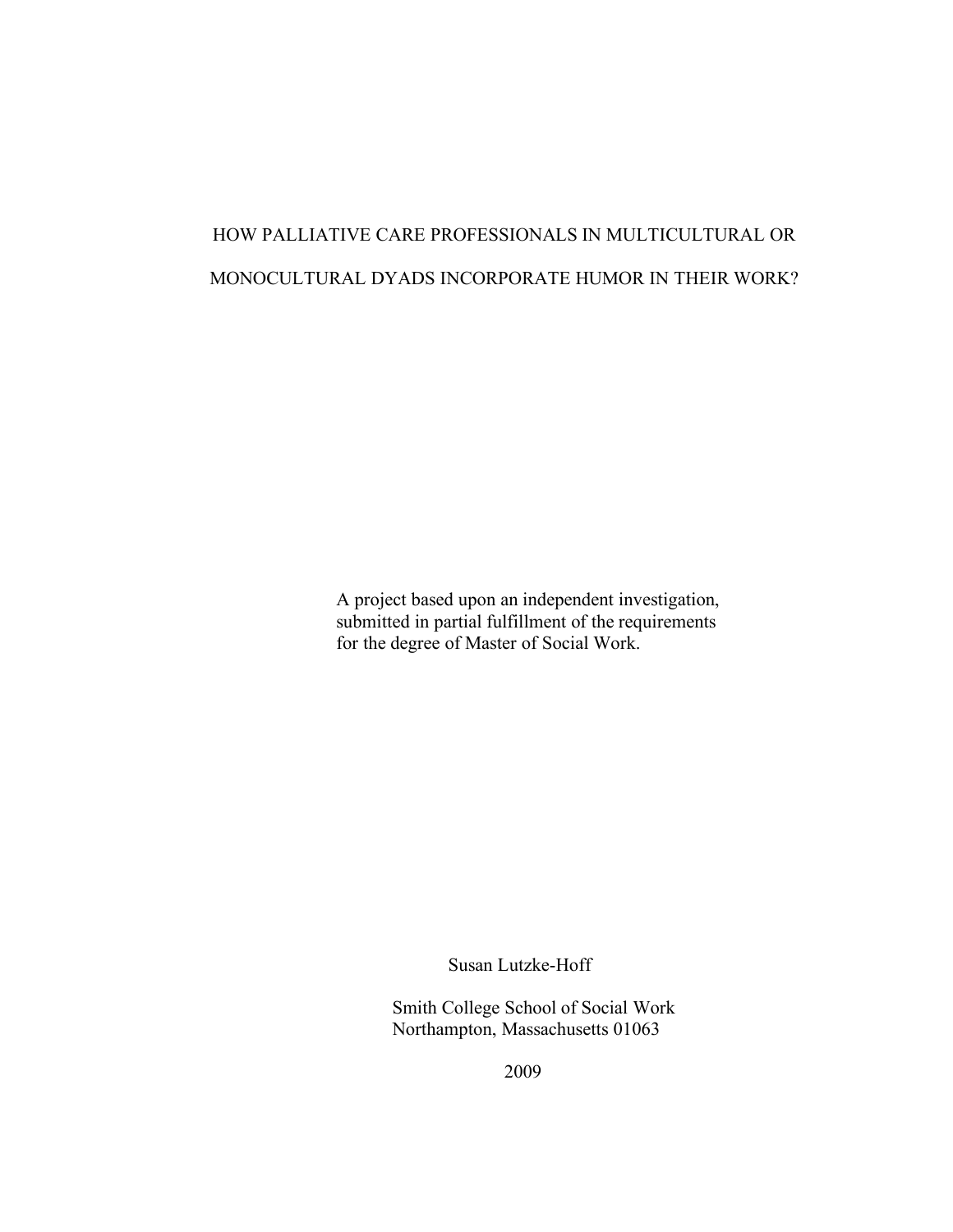# HOW PALLIATIVE CARE PROFESSIONALS IN MULTICULTURAL OR MONOCULTURAL DYADS INCORPORATE HUMOR IN THEIR WORK?

A project based upon an independent investigation, submitted in partial fulfillment of the requirements for the degree of Master of Social Work.

Susan Lutzke-Hoff

Smith College School of Social Work
Northampton, Massachusetts 01063

2009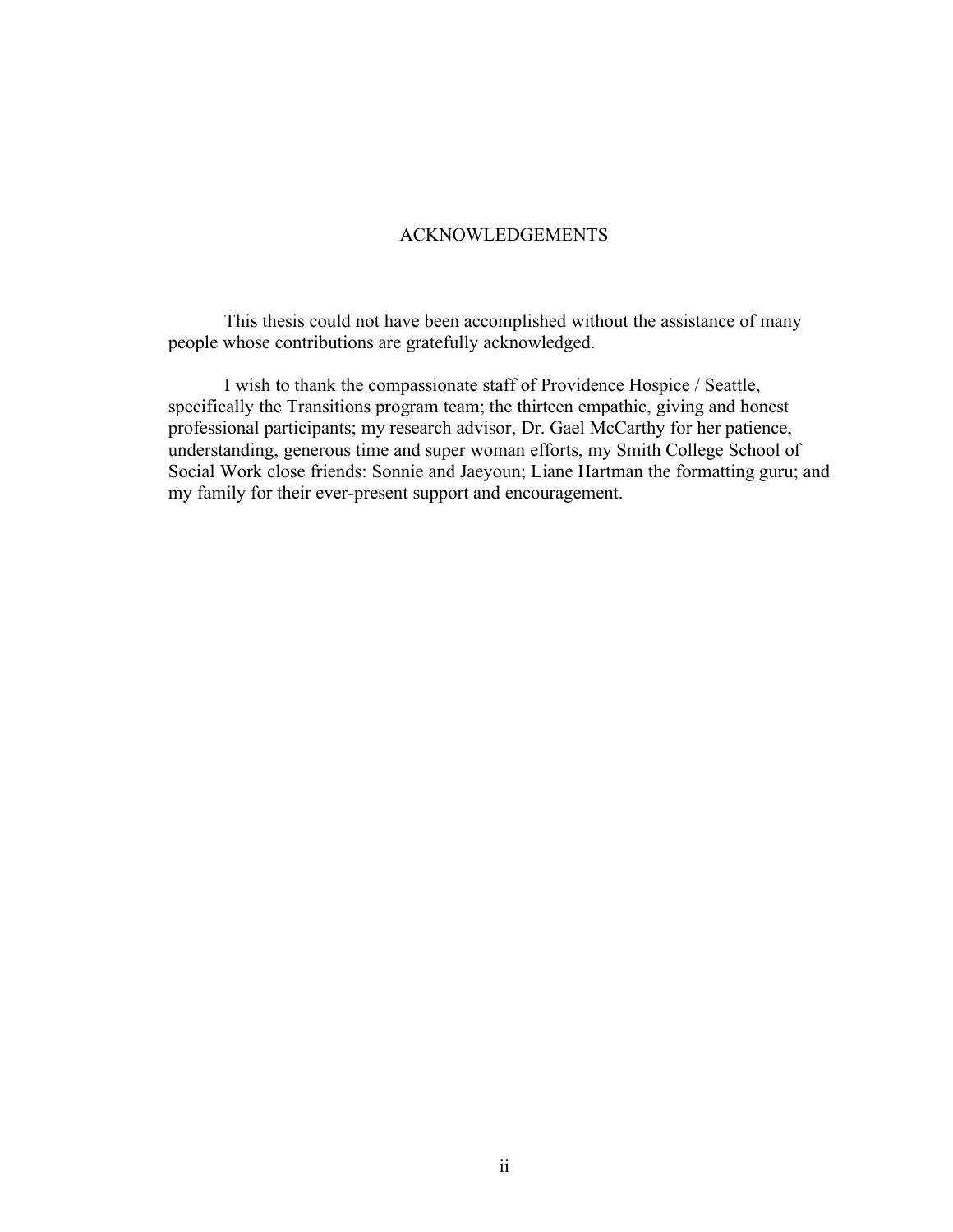# ACKNOWLEDGEMENTS

This thesis could not have been accomplished without the assistance of many people whose contributions are gratefully acknowledged.

I wish to thank the compassionate staff of Providence Hospice / Seattle, specifically the Transitions program team; the thirteen empathic, giving and honest professional participants; my research advisor, Dr. Gael McCarthy for her patience, understanding, generous time and super woman efforts, my Smith College School of Social Work close friends: Sonnie and Jaeyoun; Liane Hartman the formatting guru; and my family for their ever-present support and encouragement.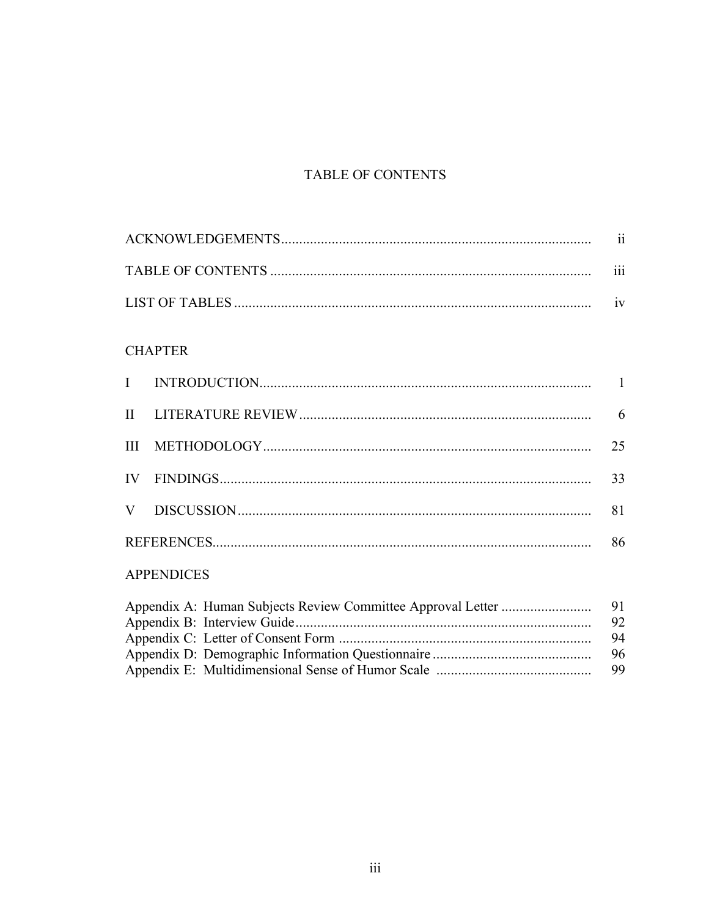# TABLE OF CONTENTS

| | |
|---|---|
| ACKNOWLEDGEMENTS | ii |
| TABLE OF CONTENTS | iii |
| LIST OF TABLES | iv |

CHAPTER

| | | |
|---|---|---|
| I | INTRODUCTION | 1 |
| II | LITERATURE REVIEW | 6 |
| III | METHODOLOGY | 25 |
| IV | FINDINGS | 33 |
| V | DISCUSSION | 81 |
| REFERENCES | | 86 |

APPENDICES

| | |
|---|---|
| Appendix A: Human Subjects Review Committee Approval Letter | 91 |
| Appendix B: Interview Guide | 92 |
| Appendix C: Letter of Consent Form | 94 |
| Appendix D: Demographic Information Questionnaire | 96 |
| Appendix E: Multidimensional Sense of Humor Scale | 99 |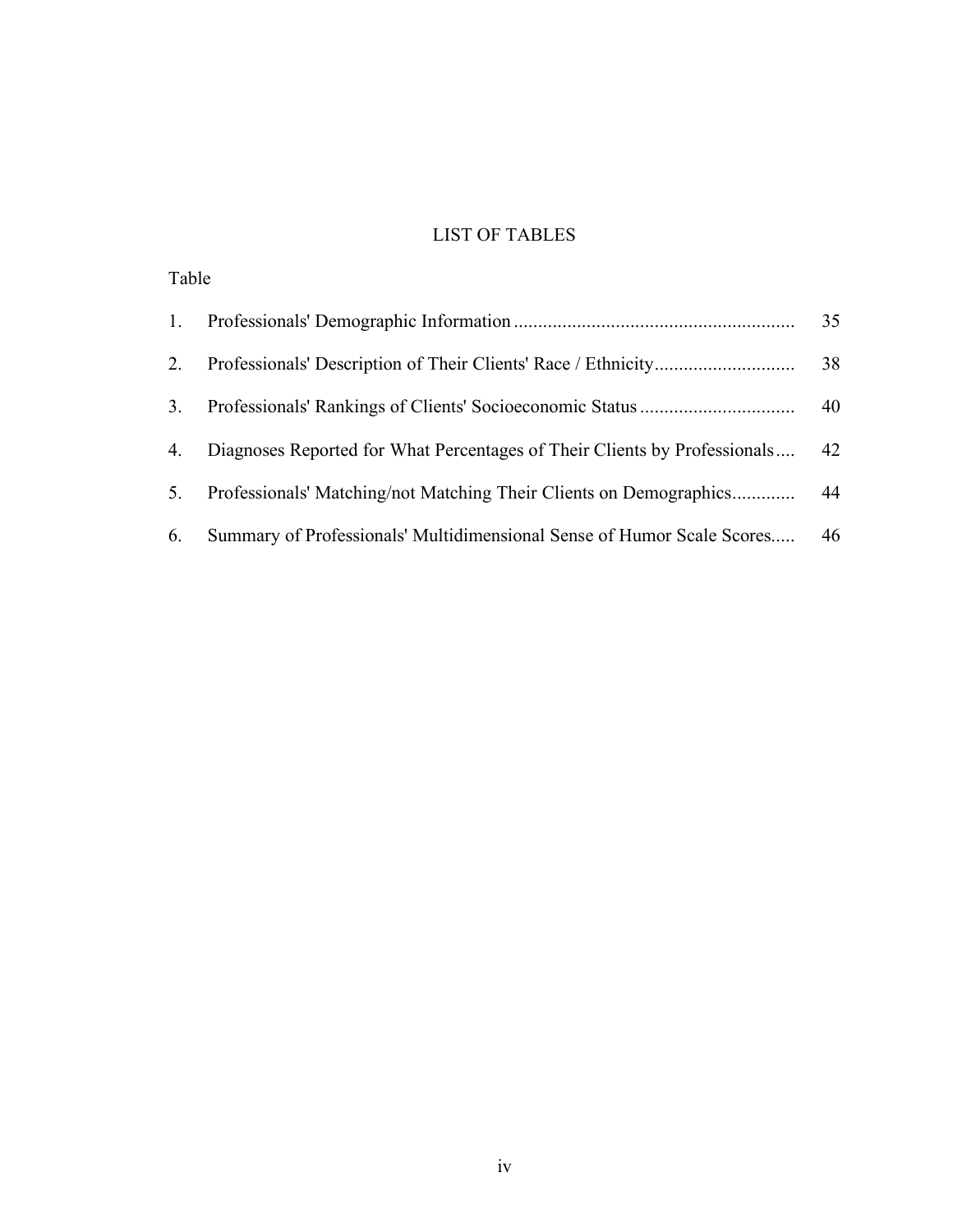# LIST OF TABLES

| Table | | |
|---|---|---|
| 1. | Professionals' Demographic Information | 35 |
| 2. | Professionals' Description of Their Clients' Race / Ethnicity | 38 |
| 3. | Professionals' Rankings of Clients' Socioeconomic Status | 40 |
| 4. | Diagnoses Reported for What Percentages of Their Clients by Professionals | 42 |
| 5. | Professionals' Matching/not Matching Their Clients on Demographics | 44 |
| 6. | Summary of Professionals' Multidimensional Sense of Humor Scale Scores | 46 |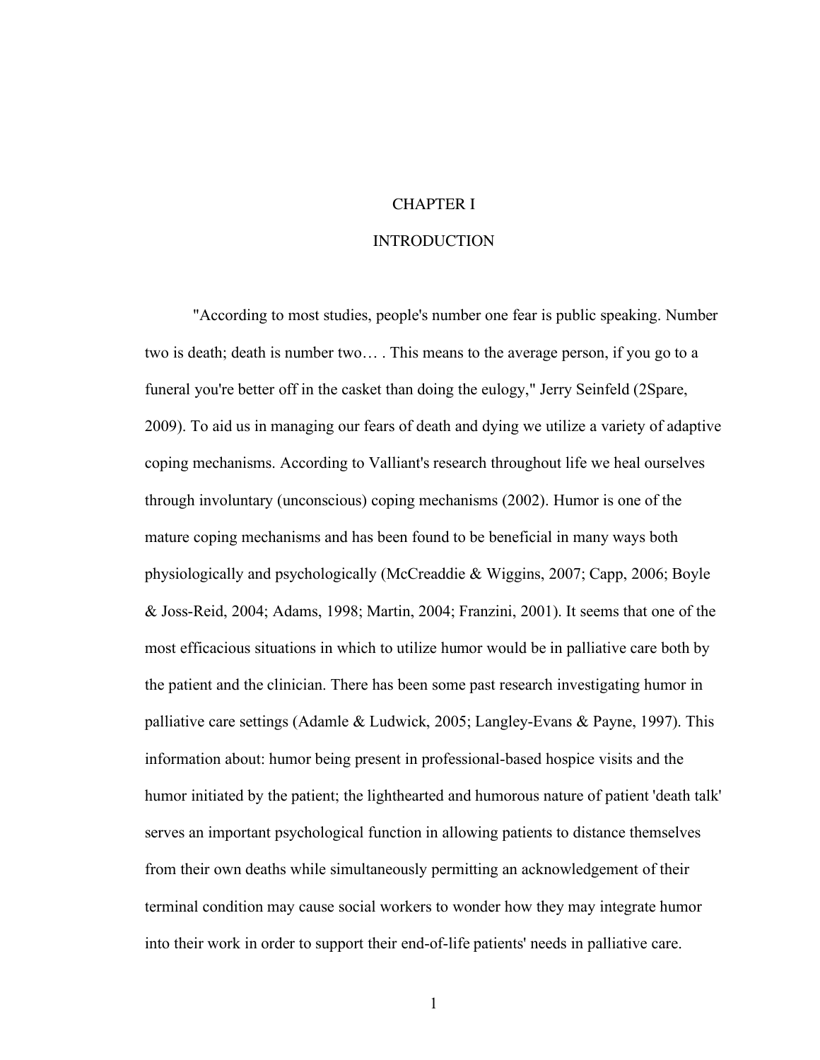# CHAPTER I

## INTRODUCTION

"According to most studies, people's number one fear is public speaking. Number two is death; death is number two… . This means to the average person, if you go to a funeral you're better off in the casket than doing the eulogy," Jerry Seinfeld (2Spare, 2009). To aid us in managing our fears of death and dying we utilize a variety of adaptive coping mechanisms. According to Valliant's research throughout life we heal ourselves through involuntary (unconscious) coping mechanisms (2002). Humor is one of the mature coping mechanisms and has been found to be beneficial in many ways both physiologically and psychologically (McCreaddie & Wiggins, 2007; Capp, 2006; Boyle & Joss-Reid, 2004; Adams, 1998; Martin, 2004; Franzini, 2001). It seems that one of the most efficacious situations in which to utilize humor would be in palliative care both by the patient and the clinician. There has been some past research investigating humor in palliative care settings (Adamle & Ludwick, 2005; Langley-Evans & Payne, 1997). This information about: humor being present in professional-based hospice visits and the humor initiated by the patient; the lighthearted and humorous nature of patient 'death talk' serves an important psychological function in allowing patients to distance themselves from their own deaths while simultaneously permitting an acknowledgement of their terminal condition may cause social workers to wonder how they may integrate humor into their work in order to support their end-of-life patients' needs in palliative care.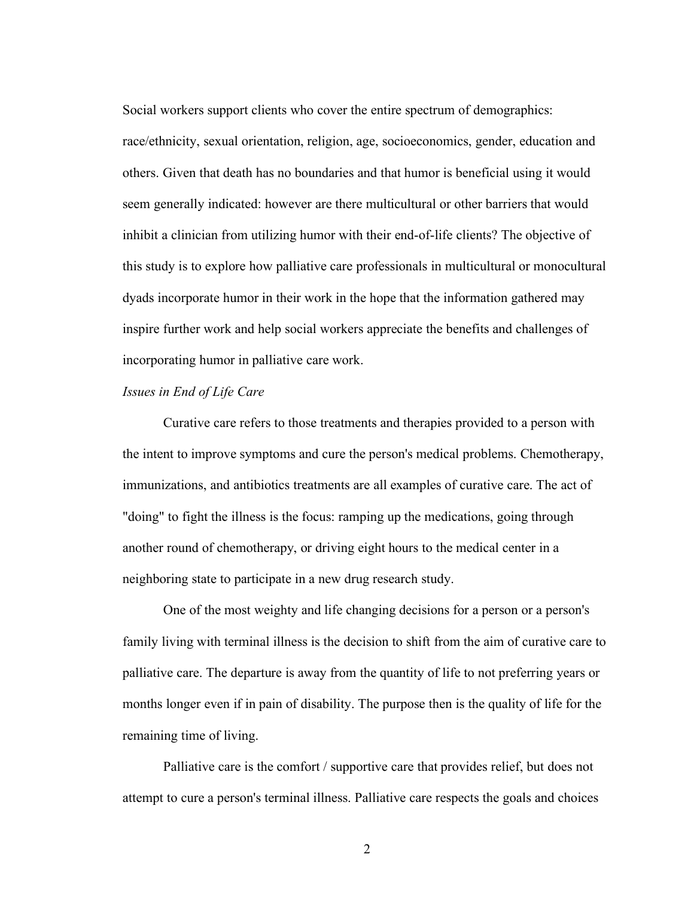Social workers support clients who cover the entire spectrum of demographics: race/ethnicity, sexual orientation, religion, age, socioeconomics, gender, education and others. Given that death has no boundaries and that humor is beneficial using it would seem generally indicated: however are there multicultural or other barriers that would inhibit a clinician from utilizing humor with their end-of-life clients? The objective of this study is to explore how palliative care professionals in multicultural or monocultural dyads incorporate humor in their work in the hope that the information gathered may inspire further work and help social workers appreciate the benefits and challenges of incorporating humor in palliative care work.

*Issues in End of Life Care*

Curative care refers to those treatments and therapies provided to a person with the intent to improve symptoms and cure the person's medical problems. Chemotherapy, immunizations, and antibiotics treatments are all examples of curative care. The act of "doing" to fight the illness is the focus: ramping up the medications, going through another round of chemotherapy, or driving eight hours to the medical center in a neighboring state to participate in a new drug research study.

One of the most weighty and life changing decisions for a person or a person's family living with terminal illness is the decision to shift from the aim of curative care to palliative care. The departure is away from the quantity of life to not preferring years or months longer even if in pain of disability. The purpose then is the quality of life for the remaining time of living.

Palliative care is the comfort / supportive care that provides relief, but does not attempt to cure a person's terminal illness. Palliative care respects the goals and choices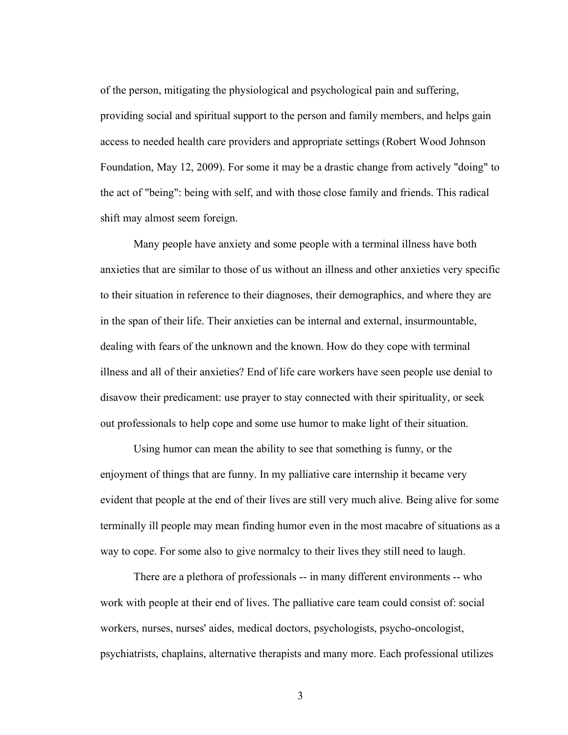of the person, mitigating the physiological and psychological pain and suffering, providing social and spiritual support to the person and family members, and helps gain access to needed health care providers and appropriate settings (Robert Wood Johnson Foundation, May 12, 2009). For some it may be a drastic change from actively "doing" to the act of "being": being with self, and with those close family and friends. This radical shift may almost seem foreign.

Many people have anxiety and some people with a terminal illness have both anxieties that are similar to those of us without an illness and other anxieties very specific to their situation in reference to their diagnoses, their demographics, and where they are in the span of their life. Their anxieties can be internal and external, insurmountable, dealing with fears of the unknown and the known. How do they cope with terminal illness and all of their anxieties? End of life care workers have seen people use denial to disavow their predicament: use prayer to stay connected with their spirituality, or seek out professionals to help cope and some use humor to make light of their situation.

Using humor can mean the ability to see that something is funny, or the enjoyment of things that are funny. In my palliative care internship it became very evident that people at the end of their lives are still very much alive. Being alive for some terminally ill people may mean finding humor even in the most macabre of situations as a way to cope. For some also to give normalcy to their lives they still need to laugh.

There are a plethora of professionals -- in many different environments -- who work with people at their end of lives. The palliative care team could consist of: social workers, nurses, nurses' aides, medical doctors, psychologists, psycho-oncologist, psychiatrists, chaplains, alternative therapists and many more. Each professional utilizes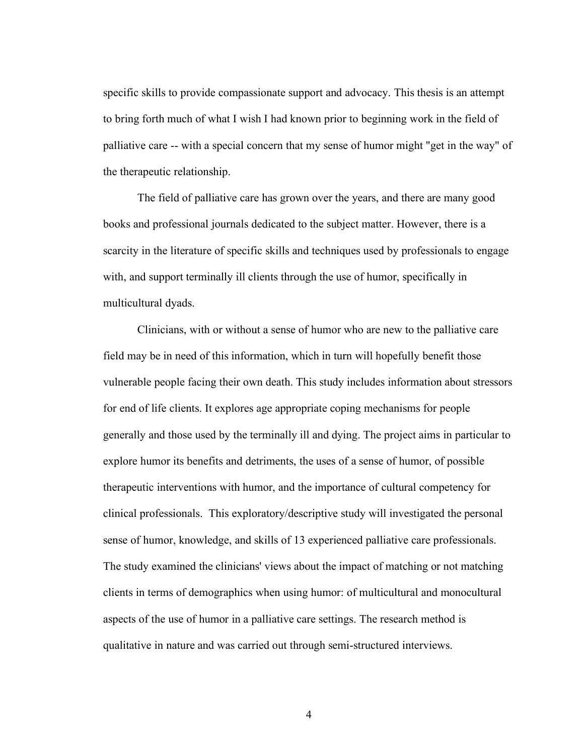specific skills to provide compassionate support and advocacy. This thesis is an attempt to bring forth much of what I wish I had known prior to beginning work in the field of palliative care -- with a special concern that my sense of humor might "get in the way" of the therapeutic relationship.

The field of palliative care has grown over the years, and there are many good books and professional journals dedicated to the subject matter. However, there is a scarcity in the literature of specific skills and techniques used by professionals to engage with, and support terminally ill clients through the use of humor, specifically in multicultural dyads.

Clinicians, with or without a sense of humor who are new to the palliative care field may be in need of this information, which in turn will hopefully benefit those vulnerable people facing their own death. This study includes information about stressors for end of life clients. It explores age appropriate coping mechanisms for people generally and those used by the terminally ill and dying. The project aims in particular to explore humor its benefits and detriments, the uses of a sense of humor, of possible therapeutic interventions with humor, and the importance of cultural competency for clinical professionals. This exploratory/descriptive study will investigated the personal sense of humor, knowledge, and skills of 13 experienced palliative care professionals. The study examined the clinicians' views about the impact of matching or not matching clients in terms of demographics when using humor: of multicultural and monocultural aspects of the use of humor in a palliative care settings. The research method is qualitative in nature and was carried out through semi-structured interviews.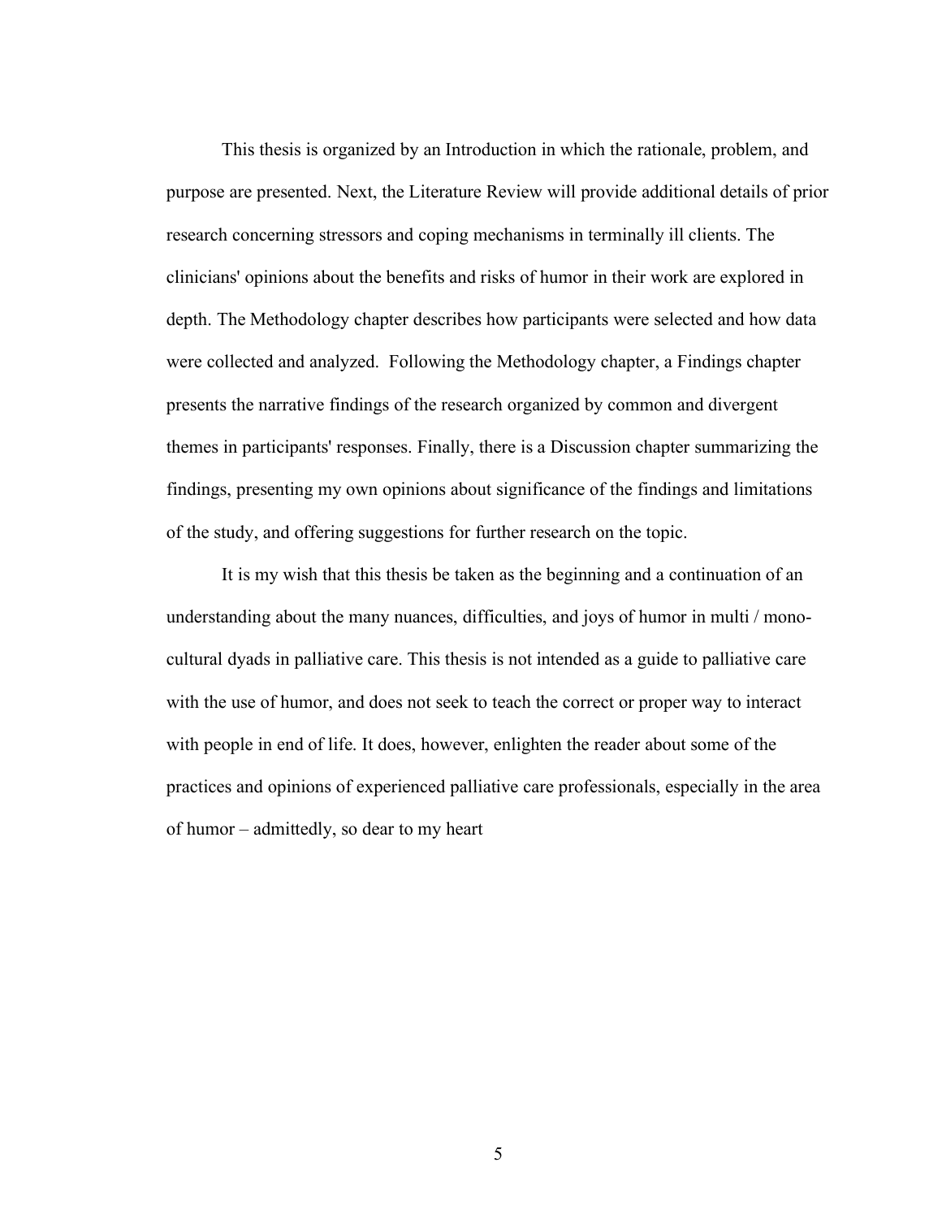This thesis is organized by an Introduction in which the rationale, problem, and purpose are presented. Next, the Literature Review will provide additional details of prior research concerning stressors and coping mechanisms in terminally ill clients. The clinicians' opinions about the benefits and risks of humor in their work are explored in depth. The Methodology chapter describes how participants were selected and how data were collected and analyzed. Following the Methodology chapter, a Findings chapter presents the narrative findings of the research organized by common and divergent themes in participants' responses. Finally, there is a Discussion chapter summarizing the findings, presenting my own opinions about significance of the findings and limitations of the study, and offering suggestions for further research on the topic.

It is my wish that this thesis be taken as the beginning and a continuation of an understanding about the many nuances, difficulties, and joys of humor in multi / mono-cultural dyads in palliative care. This thesis is not intended as a guide to palliative care with the use of humor, and does not seek to teach the correct or proper way to interact with people in end of life. It does, however, enlighten the reader about some of the practices and opinions of experienced palliative care professionals, especially in the area of humor – admittedly, so dear to my heart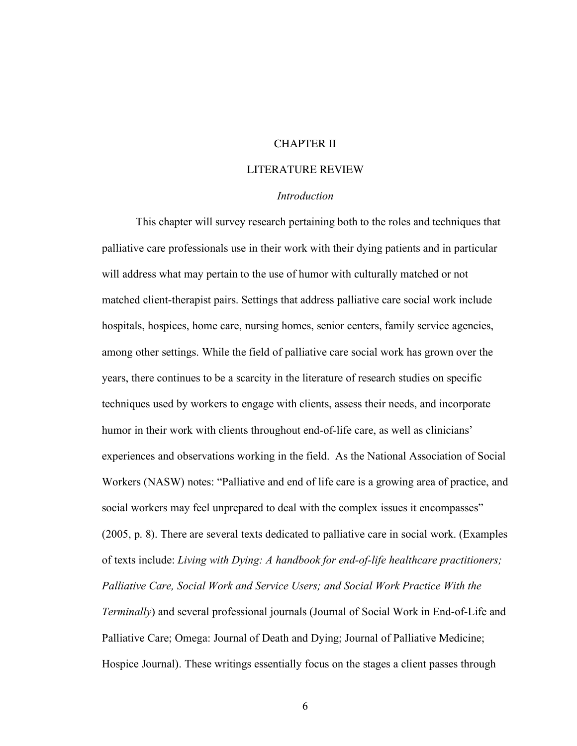# CHAPTER II

# LITERATURE REVIEW

### *Introduction*

This chapter will survey research pertaining both to the roles and techniques that palliative care professionals use in their work with their dying patients and in particular will address what may pertain to the use of humor with culturally matched or not matched client-therapist pairs. Settings that address palliative care social work include hospitals, hospices, home care, nursing homes, senior centers, family service agencies, among other settings. While the field of palliative care social work has grown over the years, there continues to be a scarcity in the literature of research studies on specific techniques used by workers to engage with clients, assess their needs, and incorporate humor in their work with clients throughout end-of-life care, as well as clinicians' experiences and observations working in the field. As the National Association of Social Workers (NASW) notes: "Palliative and end of life care is a growing area of practice, and social workers may feel unprepared to deal with the complex issues it encompasses" (2005, p. 8). There are several texts dedicated to palliative care in social work. (Examples of texts include: *Living with Dying: A handbook for end-of-life healthcare practitioners; Palliative Care, Social Work and Service Users; and Social Work Practice With the Terminally*) and several professional journals (Journal of Social Work in End-of-Life and Palliative Care; Omega: Journal of Death and Dying; Journal of Palliative Medicine; Hospice Journal). These writings essentially focus on the stages a client passes through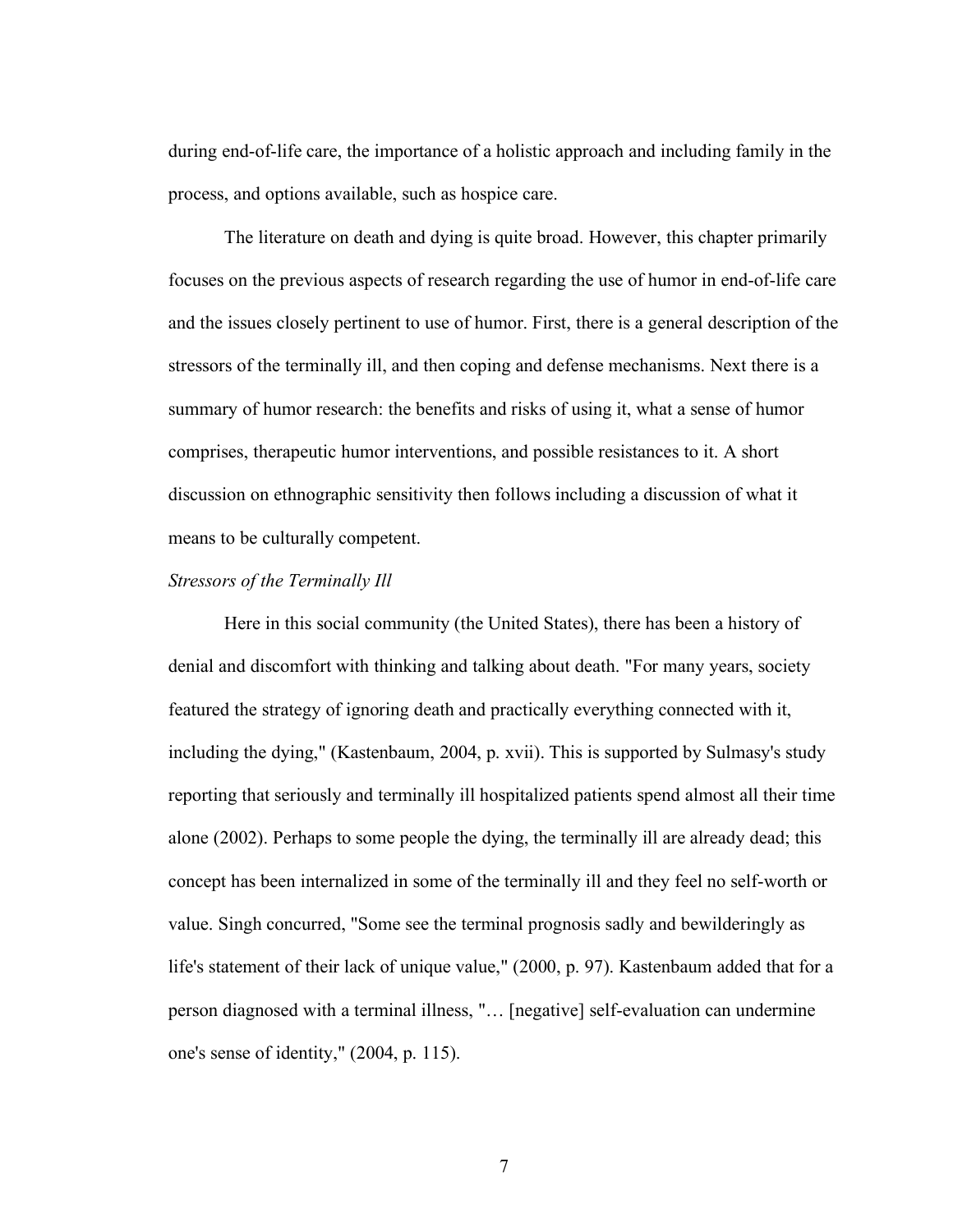during end-of-life care, the importance of a holistic approach and including family in the process, and options available, such as hospice care.

The literature on death and dying is quite broad. However, this chapter primarily focuses on the previous aspects of research regarding the use of humor in end-of-life care and the issues closely pertinent to use of humor. First, there is a general description of the stressors of the terminally ill, and then coping and defense mechanisms. Next there is a summary of humor research: the benefits and risks of using it, what a sense of humor comprises, therapeutic humor interventions, and possible resistances to it. A short discussion on ethnographic sensitivity then follows including a discussion of what it means to be culturally competent.

*Stressors of the Terminally Ill*

Here in this social community (the United States), there has been a history of denial and discomfort with thinking and talking about death. "For many years, society featured the strategy of ignoring death and practically everything connected with it, including the dying," (Kastenbaum, 2004, p. xvii). This is supported by Sulmasy's study reporting that seriously and terminally ill hospitalized patients spend almost all their time alone (2002). Perhaps to some people the dying, the terminally ill are already dead; this concept has been internalized in some of the terminally ill and they feel no self-worth or value. Singh concurred, "Some see the terminal prognosis sadly and bewilderingly as life's statement of their lack of unique value," (2000, p. 97). Kastenbaum added that for a person diagnosed with a terminal illness, "… [negative] self-evaluation can undermine one's sense of identity," (2004, p. 115).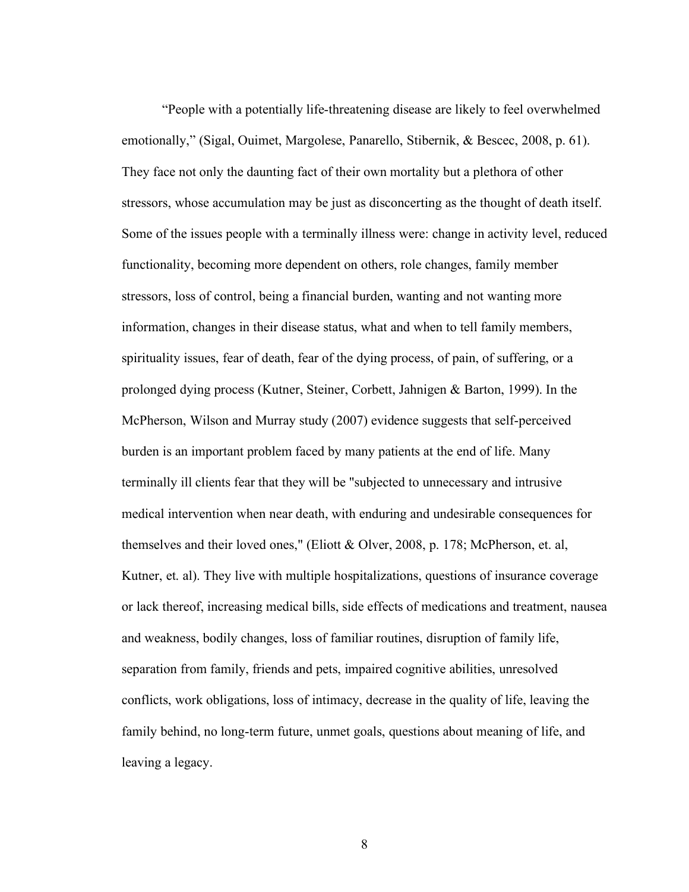“People with a potentially life-threatening disease are likely to feel overwhelmed emotionally,” (Sigal, Ouimet, Margolese, Panarello, Stibernik, & Bescec, 2008, p. 61). They face not only the daunting fact of their own mortality but a plethora of other stressors, whose accumulation may be just as disconcerting as the thought of death itself. Some of the issues people with a terminally illness were: change in activity level, reduced functionality, becoming more dependent on others, role changes, family member stressors, loss of control, being a financial burden, wanting and not wanting more information, changes in their disease status, what and when to tell family members, spirituality issues, fear of death, fear of the dying process, of pain, of suffering, or a prolonged dying process (Kutner, Steiner, Corbett, Jahnigen & Barton, 1999). In the McPherson, Wilson and Murray study (2007) evidence suggests that self-perceived burden is an important problem faced by many patients at the end of life. Many terminally ill clients fear that they will be "subjected to unnecessary and intrusive medical intervention when near death, with enduring and undesirable consequences for themselves and their loved ones," (Eliott & Olver, 2008, p. 178; McPherson, et. al, Kutner, et. al). They live with multiple hospitalizations, questions of insurance coverage or lack thereof, increasing medical bills, side effects of medications and treatment, nausea and weakness, bodily changes, loss of familiar routines, disruption of family life, separation from family, friends and pets, impaired cognitive abilities, unresolved conflicts, work obligations, loss of intimacy, decrease in the quality of life, leaving the family behind, no long-term future, unmet goals, questions about meaning of life, and leaving a legacy.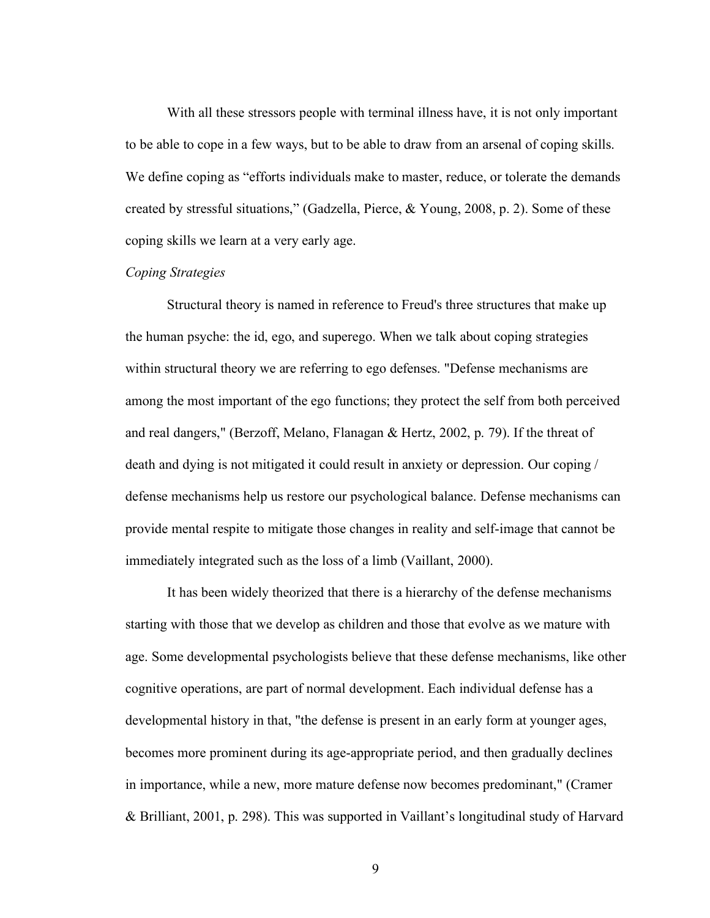With all these stressors people with terminal illness have, it is not only important to be able to cope in a few ways, but to be able to draw from an arsenal of coping skills. We define coping as "efforts individuals make to master, reduce, or tolerate the demands created by stressful situations," (Gadzella, Pierce, & Young, 2008, p. 2). Some of these coping skills we learn at a very early age.

*Coping Strategies*

Structural theory is named in reference to Freud's three structures that make up the human psyche: the id, ego, and superego. When we talk about coping strategies within structural theory we are referring to ego defenses. "Defense mechanisms are among the most important of the ego functions; they protect the self from both perceived and real dangers," (Berzoff, Melano, Flanagan & Hertz, 2002, p. 79). If the threat of death and dying is not mitigated it could result in anxiety or depression. Our coping / defense mechanisms help us restore our psychological balance. Defense mechanisms can provide mental respite to mitigate those changes in reality and self-image that cannot be immediately integrated such as the loss of a limb (Vaillant, 2000).

It has been widely theorized that there is a hierarchy of the defense mechanisms starting with those that we develop as children and those that evolve as we mature with age. Some developmental psychologists believe that these defense mechanisms, like other cognitive operations, are part of normal development. Each individual defense has a developmental history in that, "the defense is present in an early form at younger ages, becomes more prominent during its age-appropriate period, and then gradually declines in importance, while a new, more mature defense now becomes predominant," (Cramer & Brilliant, 2001, p. 298). This was supported in Vaillant's longitudinal study of Harvard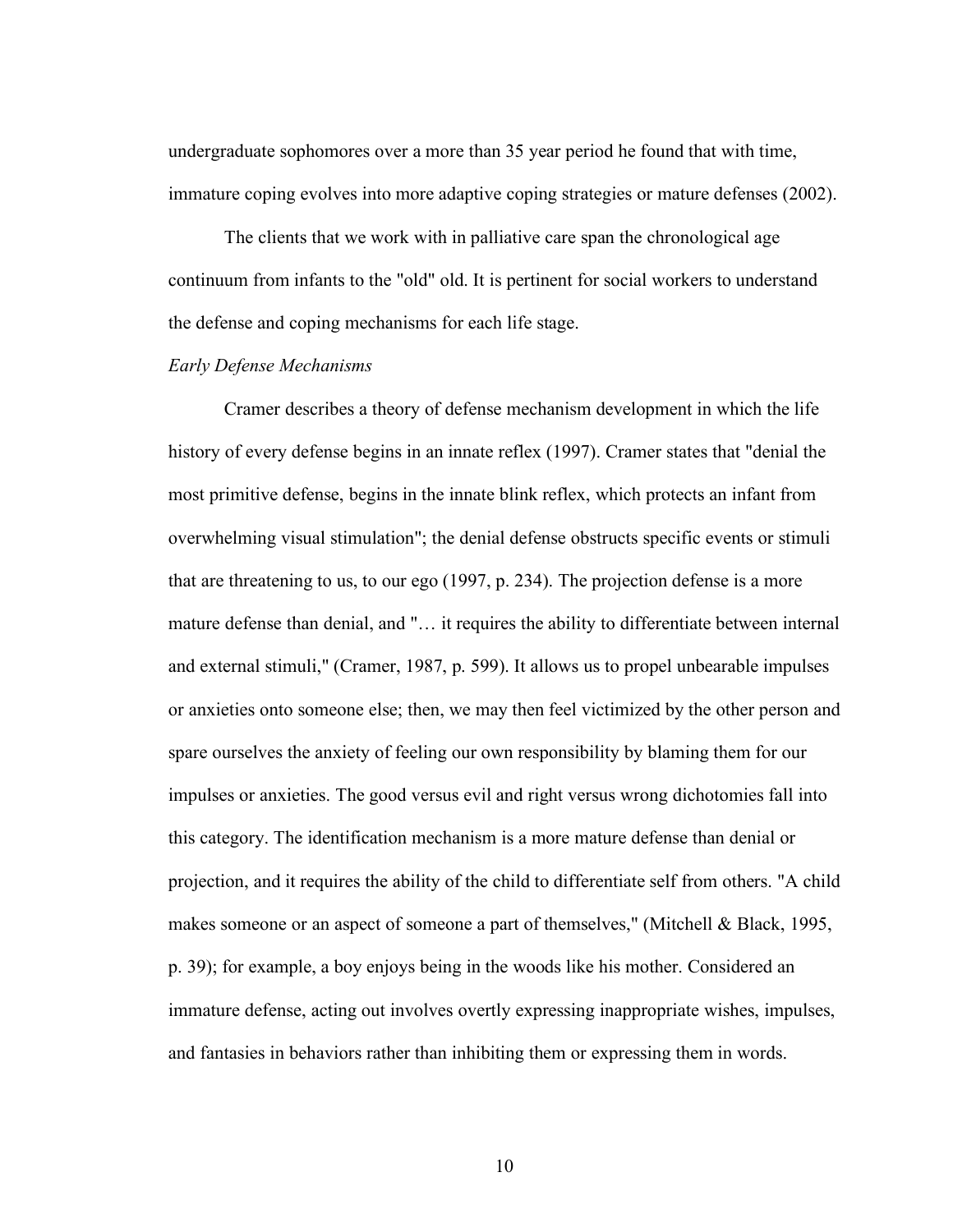undergraduate sophomores over a more than 35 year period he found that with time, immature coping evolves into more adaptive coping strategies or mature defenses (2002).

The clients that we work with in palliative care span the chronological age continuum from infants to the "old" old. It is pertinent for social workers to understand the defense and coping mechanisms for each life stage.

*Early Defense Mechanisms*

Cramer describes a theory of defense mechanism development in which the life history of every defense begins in an innate reflex (1997). Cramer states that "denial the most primitive defense, begins in the innate blink reflex, which protects an infant from overwhelming visual stimulation"; the denial defense obstructs specific events or stimuli that are threatening to us, to our ego (1997, p. 234). The projection defense is a more mature defense than denial, and "… it requires the ability to differentiate between internal and external stimuli," (Cramer, 1987, p. 599). It allows us to propel unbearable impulses or anxieties onto someone else; then, we may then feel victimized by the other person and spare ourselves the anxiety of feeling our own responsibility by blaming them for our impulses or anxieties. The good versus evil and right versus wrong dichotomies fall into this category. The identification mechanism is a more mature defense than denial or projection, and it requires the ability of the child to differentiate self from others. "A child makes someone or an aspect of someone a part of themselves," (Mitchell & Black, 1995, p. 39); for example, a boy enjoys being in the woods like his mother. Considered an immature defense, acting out involves overtly expressing inappropriate wishes, impulses, and fantasies in behaviors rather than inhibiting them or expressing them in words.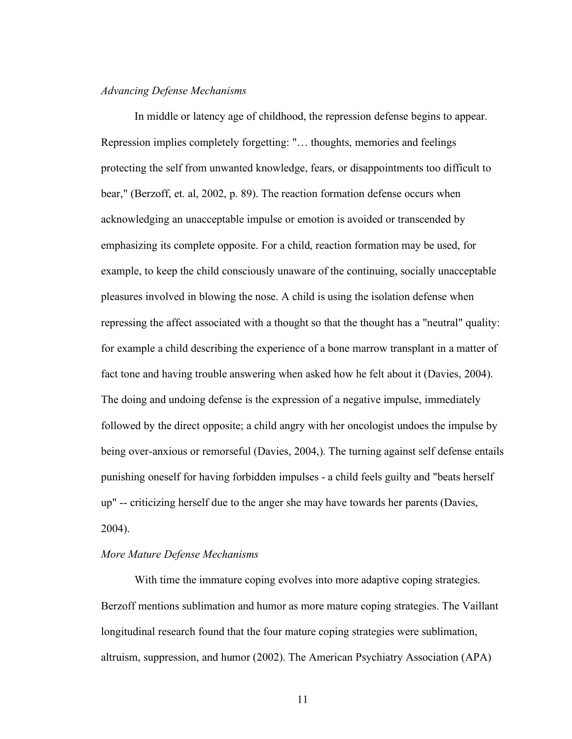*Advancing Defense Mechanisms*

In middle or latency age of childhood, the repression defense begins to appear. Repression implies completely forgetting: "… thoughts, memories and feelings protecting the self from unwanted knowledge, fears, or disappointments too difficult to bear," (Berzoff, et. al, 2002, p. 89). The reaction formation defense occurs when acknowledging an unacceptable impulse or emotion is avoided or transcended by emphasizing its complete opposite. For a child, reaction formation may be used, for example, to keep the child consciously unaware of the continuing, socially unacceptable pleasures involved in blowing the nose. A child is using the isolation defense when repressing the affect associated with a thought so that the thought has a "neutral" quality: for example a child describing the experience of a bone marrow transplant in a matter of fact tone and having trouble answering when asked how he felt about it (Davies, 2004). The doing and undoing defense is the expression of a negative impulse, immediately followed by the direct opposite; a child angry with her oncologist undoes the impulse by being over-anxious or remorseful (Davies, 2004,). The turning against self defense entails punishing oneself for having forbidden impulses - a child feels guilty and "beats herself up" -- criticizing herself due to the anger she may have towards her parents (Davies, 2004).

*More Mature Defense Mechanisms*

With time the immature coping evolves into more adaptive coping strategies. Berzoff mentions sublimation and humor as more mature coping strategies. The Vaillant longitudinal research found that the four mature coping strategies were sublimation, altruism, suppression, and humor (2002). The American Psychiatry Association (APA)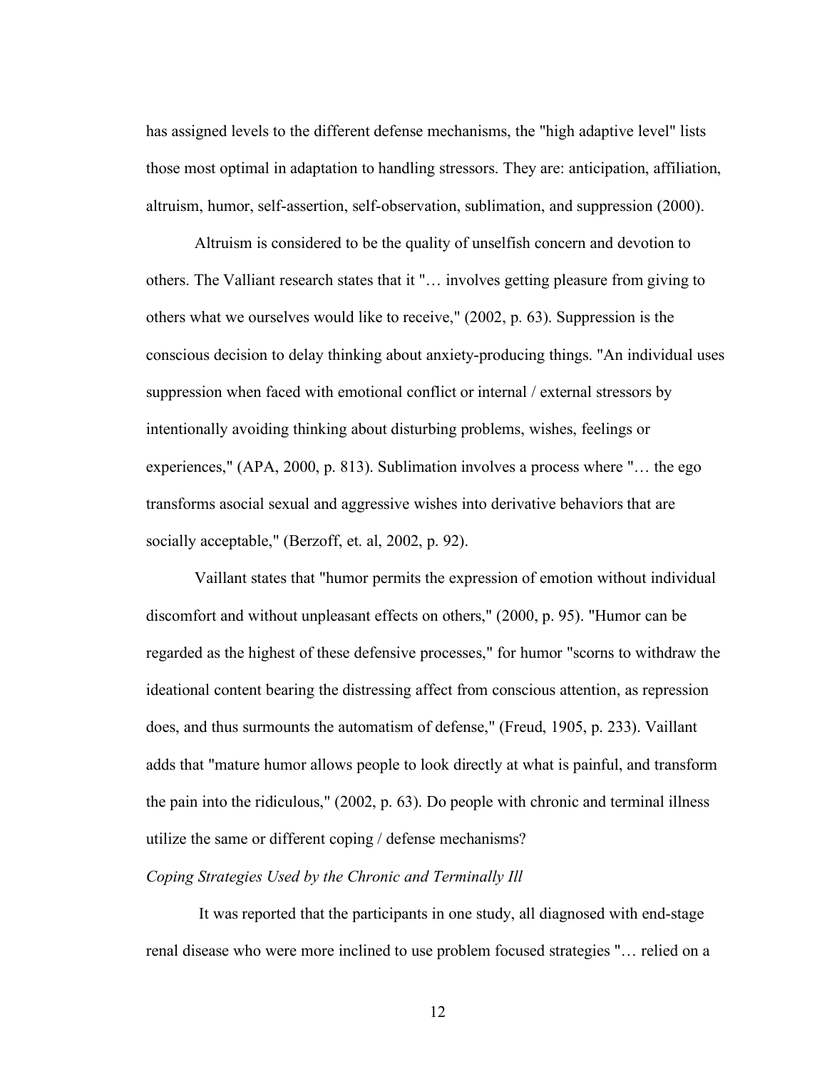has assigned levels to the different defense mechanisms, the "high adaptive level" lists those most optimal in adaptation to handling stressors. They are: anticipation, affiliation, altruism, humor, self-assertion, self-observation, sublimation, and suppression (2000).

Altruism is considered to be the quality of unselfish concern and devotion to others. The Valliant research states that it "… involves getting pleasure from giving to others what we ourselves would like to receive," (2002, p. 63). Suppression is the conscious decision to delay thinking about anxiety-producing things. "An individual uses suppression when faced with emotional conflict or internal / external stressors by intentionally avoiding thinking about disturbing problems, wishes, feelings or experiences," (APA, 2000, p. 813). Sublimation involves a process where "… the ego transforms asocial sexual and aggressive wishes into derivative behaviors that are socially acceptable," (Berzoff, et. al, 2002, p. 92).

Vaillant states that "humor permits the expression of emotion without individual discomfort and without unpleasant effects on others," (2000, p. 95). "Humor can be regarded as the highest of these defensive processes," for humor "scorns to withdraw the ideational content bearing the distressing affect from conscious attention, as repression does, and thus surmounts the automatism of defense," (Freud, 1905, p. 233). Vaillant adds that "mature humor allows people to look directly at what is painful, and transform the pain into the ridiculous," (2002, p. 63). Do people with chronic and terminal illness utilize the same or different coping / defense mechanisms?

*Coping Strategies Used by the Chronic and Terminally Ill*

It was reported that the participants in one study, all diagnosed with end-stage renal disease who were more inclined to use problem focused strategies "… relied on a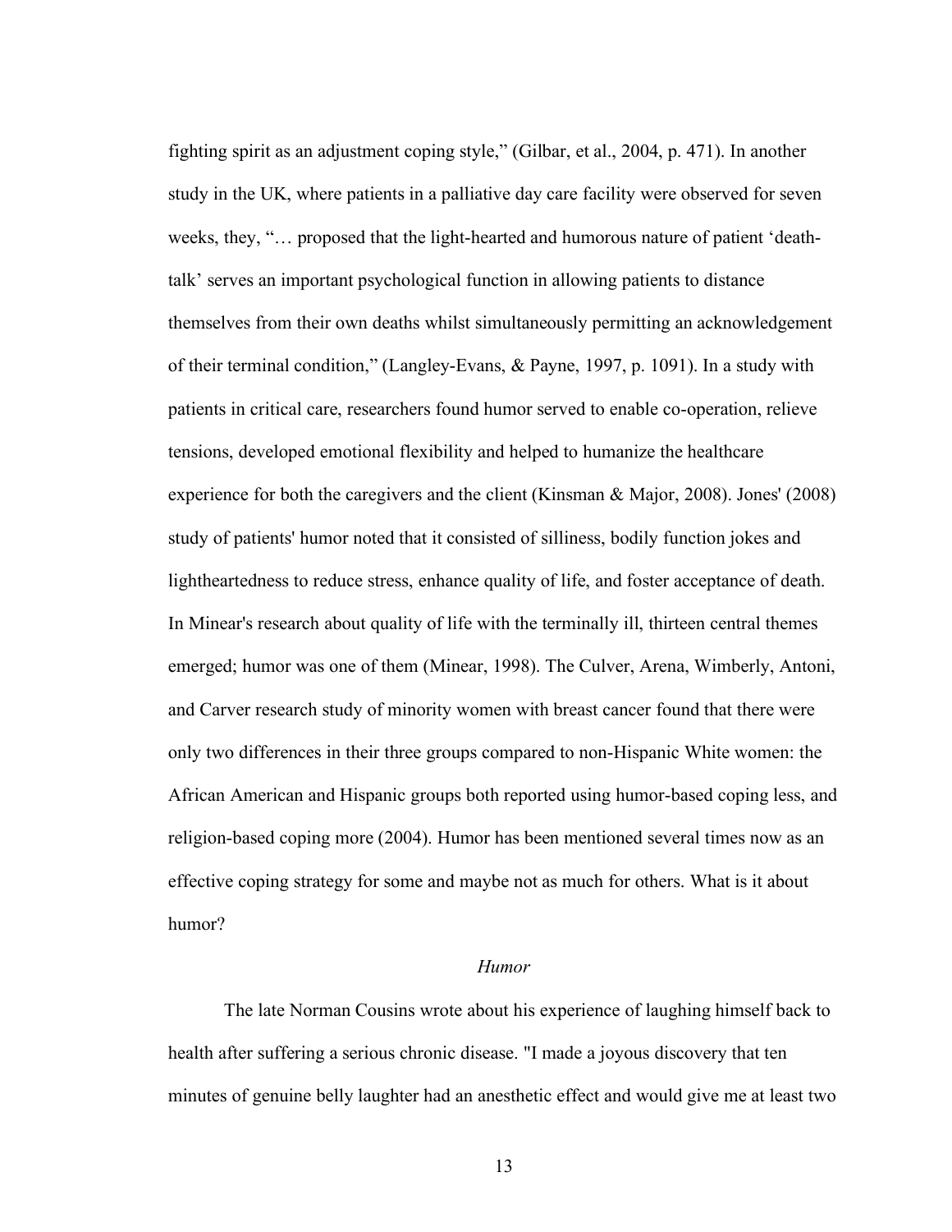fighting spirit as an adjustment coping style," (Gilbar, et al., 2004, p. 471). In another study in the UK, where patients in a palliative day care facility were observed for seven weeks, they, "… proposed that the light-hearted and humorous nature of patient 'death-talk' serves an important psychological function in allowing patients to distance themselves from their own deaths whilst simultaneously permitting an acknowledgement of their terminal condition," (Langley-Evans, & Payne, 1997, p. 1091). In a study with patients in critical care, researchers found humor served to enable co-operation, relieve tensions, developed emotional flexibility and helped to humanize the healthcare experience for both the caregivers and the client (Kinsman & Major, 2008). Jones' (2008) study of patients' humor noted that it consisted of silliness, bodily function jokes and lightheartedness to reduce stress, enhance quality of life, and foster acceptance of death. In Minear's research about quality of life with the terminally ill, thirteen central themes emerged; humor was one of them (Minear, 1998). The Culver, Arena, Wimberly, Antoni, and Carver research study of minority women with breast cancer found that there were only two differences in their three groups compared to non-Hispanic White women: the African American and Hispanic groups both reported using humor-based coping less, and religion-based coping more (2004). Humor has been mentioned several times now as an effective coping strategy for some and maybe not as much for others. What is it about humor?

### *Humor*

The late Norman Cousins wrote about his experience of laughing himself back to health after suffering a serious chronic disease. "I made a joyous discovery that ten minutes of genuine belly laughter had an anesthetic effect and would give me at least two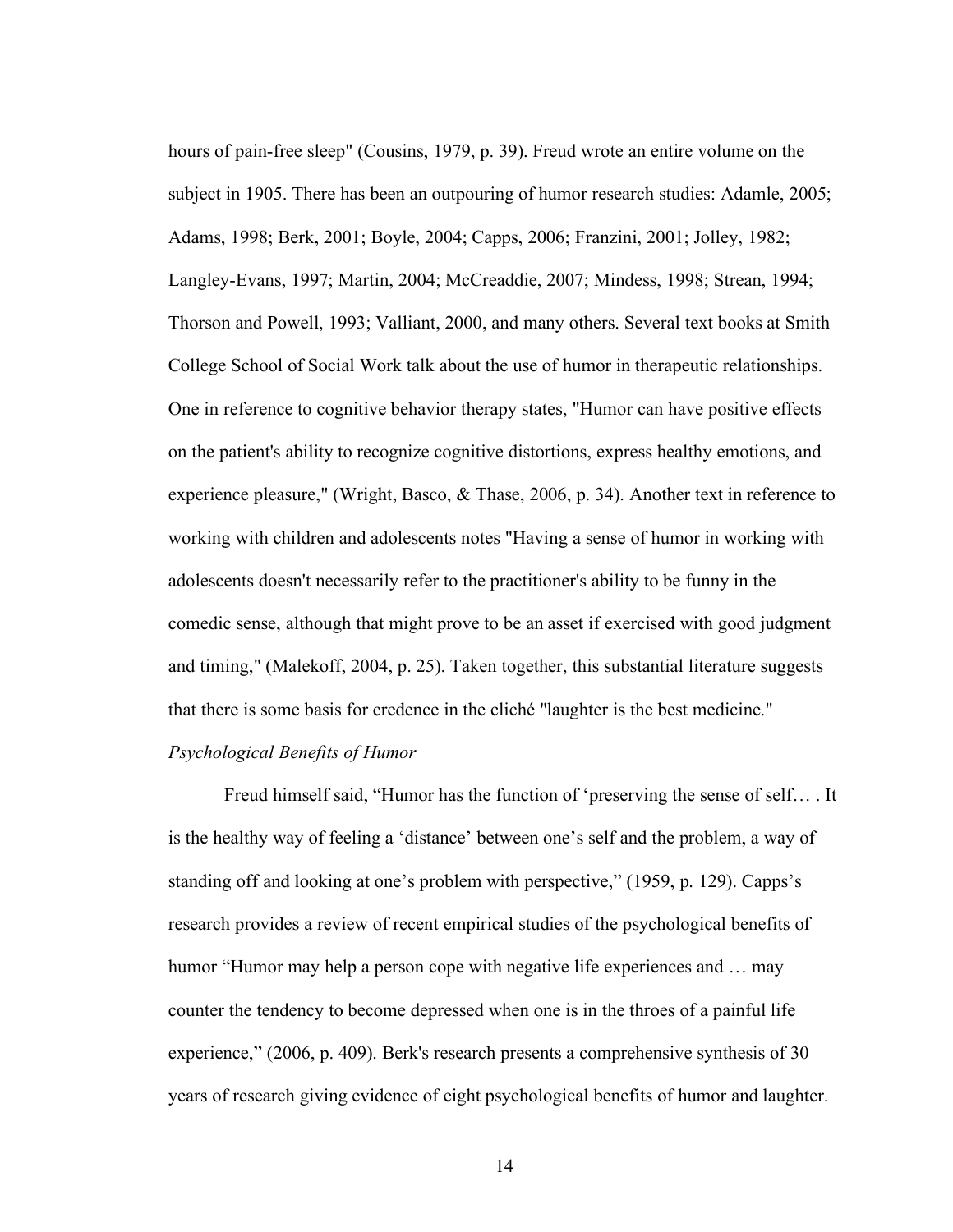hours of pain-free sleep" (Cousins, 1979, p. 39). Freud wrote an entire volume on the subject in 1905. There has been an outpouring of humor research studies: Adamle, 2005; Adams, 1998; Berk, 2001; Boyle, 2004; Capps, 2006; Franzini, 2001; Jolley, 1982; Langley-Evans, 1997; Martin, 2004; McCreaddie, 2007; Mindess, 1998; Strean, 1994; Thorson and Powell, 1993; Valliant, 2000, and many others. Several text books at Smith College School of Social Work talk about the use of humor in therapeutic relationships. One in reference to cognitive behavior therapy states, "Humor can have positive effects on the patient's ability to recognize cognitive distortions, express healthy emotions, and experience pleasure," (Wright, Basco, & Thase, 2006, p. 34). Another text in reference to working with children and adolescents notes "Having a sense of humor in working with adolescents doesn't necessarily refer to the practitioner's ability to be funny in the comedic sense, although that might prove to be an asset if exercised with good judgment and timing," (Malekoff, 2004, p. 25). Taken together, this substantial literature suggests that there is some basis for credence in the cliché "laughter is the best medicine."

*Psychological Benefits of Humor*

Freud himself said, "Humor has the function of 'preserving the sense of self… . It is the healthy way of feeling a 'distance' between one's self and the problem, a way of standing off and looking at one's problem with perspective," (1959, p. 129). Capps's research provides a review of recent empirical studies of the psychological benefits of humor "Humor may help a person cope with negative life experiences and … may counter the tendency to become depressed when one is in the throes of a painful life experience," (2006, p. 409). Berk's research presents a comprehensive synthesis of 30 years of research giving evidence of eight psychological benefits of humor and laughter.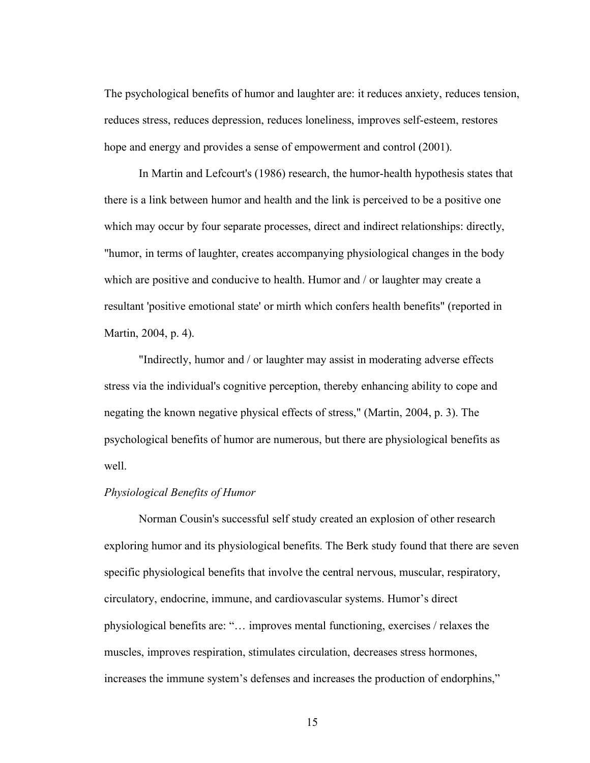The psychological benefits of humor and laughter are: it reduces anxiety, reduces tension, reduces stress, reduces depression, reduces loneliness, improves self-esteem, restores hope and energy and provides a sense of empowerment and control (2001).

In Martin and Lefcourt's (1986) research, the humor-health hypothesis states that there is a link between humor and health and the link is perceived to be a positive one which may occur by four separate processes, direct and indirect relationships: directly, "humor, in terms of laughter, creates accompanying physiological changes in the body which are positive and conducive to health. Humor and / or laughter may create a resultant 'positive emotional state' or mirth which confers health benefits" (reported in Martin, 2004, p. 4).

"Indirectly, humor and / or laughter may assist in moderating adverse effects stress via the individual's cognitive perception, thereby enhancing ability to cope and negating the known negative physical effects of stress," (Martin, 2004, p. 3). The psychological benefits of humor are numerous, but there are physiological benefits as well.

*Physiological Benefits of Humor*

Norman Cousin's successful self study created an explosion of other research exploring humor and its physiological benefits. The Berk study found that there are seven specific physiological benefits that involve the central nervous, muscular, respiratory, circulatory, endocrine, immune, and cardiovascular systems. Humor's direct physiological benefits are: "… improves mental functioning, exercises / relaxes the muscles, improves respiration, stimulates circulation, decreases stress hormones, increases the immune system's defenses and increases the production of endorphins,"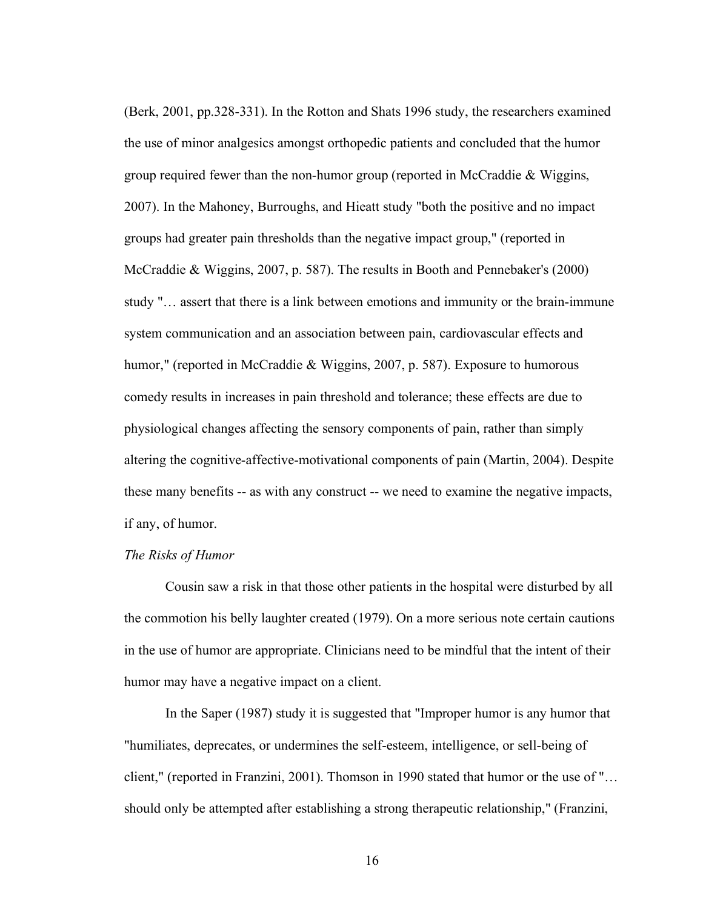(Berk, 2001, pp.328-331). In the Rotton and Shats 1996 study, the researchers examined the use of minor analgesics amongst orthopedic patients and concluded that the humor group required fewer than the non-humor group (reported in McCraddie & Wiggins, 2007). In the Mahoney, Burroughs, and Hieatt study "both the positive and no impact groups had greater pain thresholds than the negative impact group," (reported in McCraddie & Wiggins, 2007, p. 587). The results in Booth and Pennebaker's (2000) study "… assert that there is a link between emotions and immunity or the brain-immune system communication and an association between pain, cardiovascular effects and humor," (reported in McCraddie & Wiggins, 2007, p. 587). Exposure to humorous comedy results in increases in pain threshold and tolerance; these effects are due to physiological changes affecting the sensory components of pain, rather than simply altering the cognitive-affective-motivational components of pain (Martin, 2004). Despite these many benefits -- as with any construct -- we need to examine the negative impacts, if any, of humor.

*The Risks of Humor*

Cousin saw a risk in that those other patients in the hospital were disturbed by all the commotion his belly laughter created (1979). On a more serious note certain cautions in the use of humor are appropriate. Clinicians need to be mindful that the intent of their humor may have a negative impact on a client.

In the Saper (1987) study it is suggested that "Improper humor is any humor that "humiliates, deprecates, or undermines the self-esteem, intelligence, or sell-being of client," (reported in Franzini, 2001). Thomson in 1990 stated that humor or the use of "… should only be attempted after establishing a strong therapeutic relationship," (Franzini,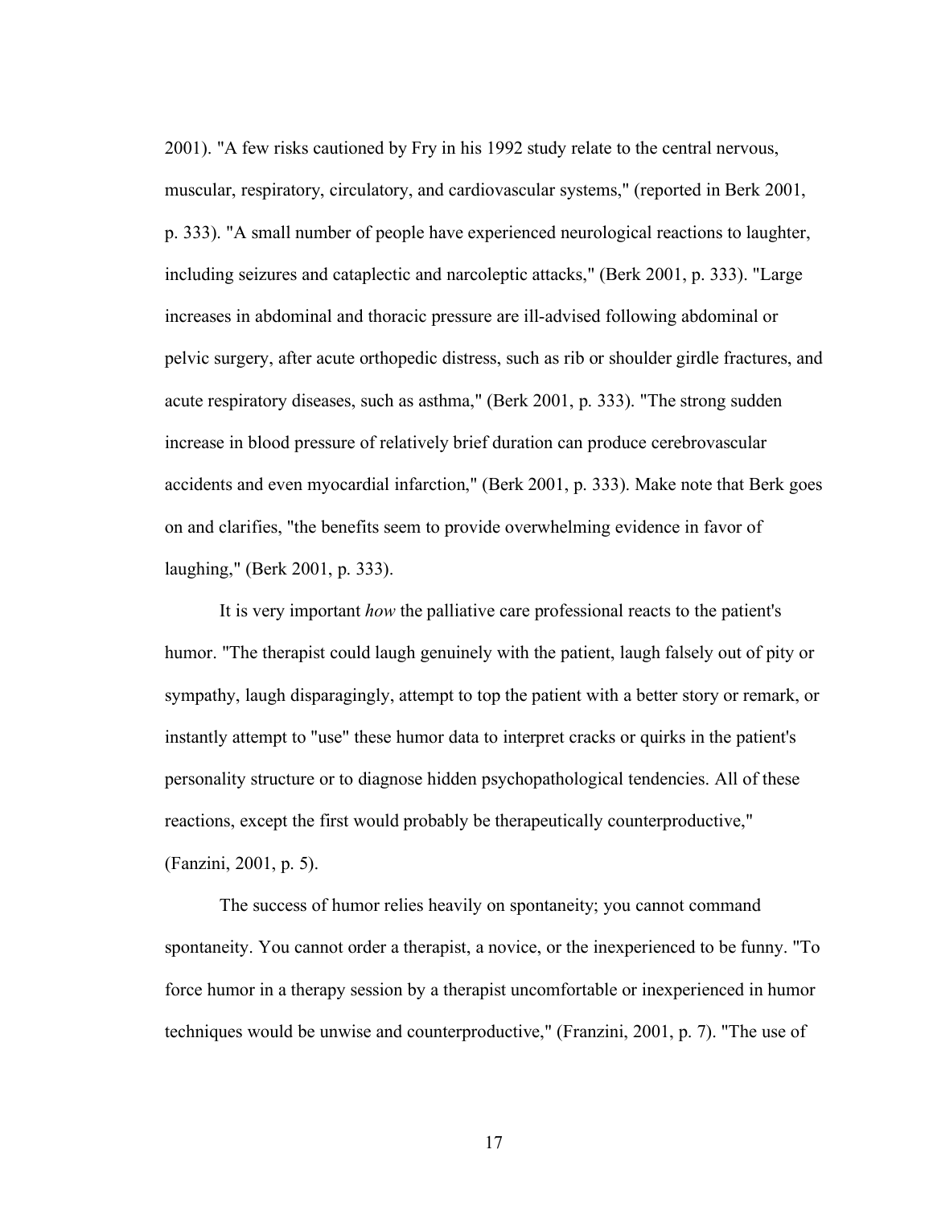2001). "A few risks cautioned by Fry in his 1992 study relate to the central nervous, muscular, respiratory, circulatory, and cardiovascular systems," (reported in Berk 2001, p. 333). "A small number of people have experienced neurological reactions to laughter, including seizures and cataplectic and narcoleptic attacks," (Berk 2001, p. 333). "Large increases in abdominal and thoracic pressure are ill-advised following abdominal or pelvic surgery, after acute orthopedic distress, such as rib or shoulder girdle fractures, and acute respiratory diseases, such as asthma," (Berk 2001, p. 333). "The strong sudden increase in blood pressure of relatively brief duration can produce cerebrovascular accidents and even myocardial infarction," (Berk 2001, p. 333). Make note that Berk goes on and clarifies, "the benefits seem to provide overwhelming evidence in favor of laughing," (Berk 2001, p. 333).

It is very important *how* the palliative care professional reacts to the patient's humor. "The therapist could laugh genuinely with the patient, laugh falsely out of pity or sympathy, laugh disparagingly, attempt to top the patient with a better story or remark, or instantly attempt to "use" these humor data to interpret cracks or quirks in the patient's personality structure or to diagnose hidden psychopathological tendencies. All of these reactions, except the first would probably be therapeutically counterproductive," (Fanzini, 2001, p. 5).

The success of humor relies heavily on spontaneity; you cannot command spontaneity. You cannot order a therapist, a novice, or the inexperienced to be funny. "To force humor in a therapy session by a therapist uncomfortable or inexperienced in humor techniques would be unwise and counterproductive," (Franzini, 2001, p. 7). "The use of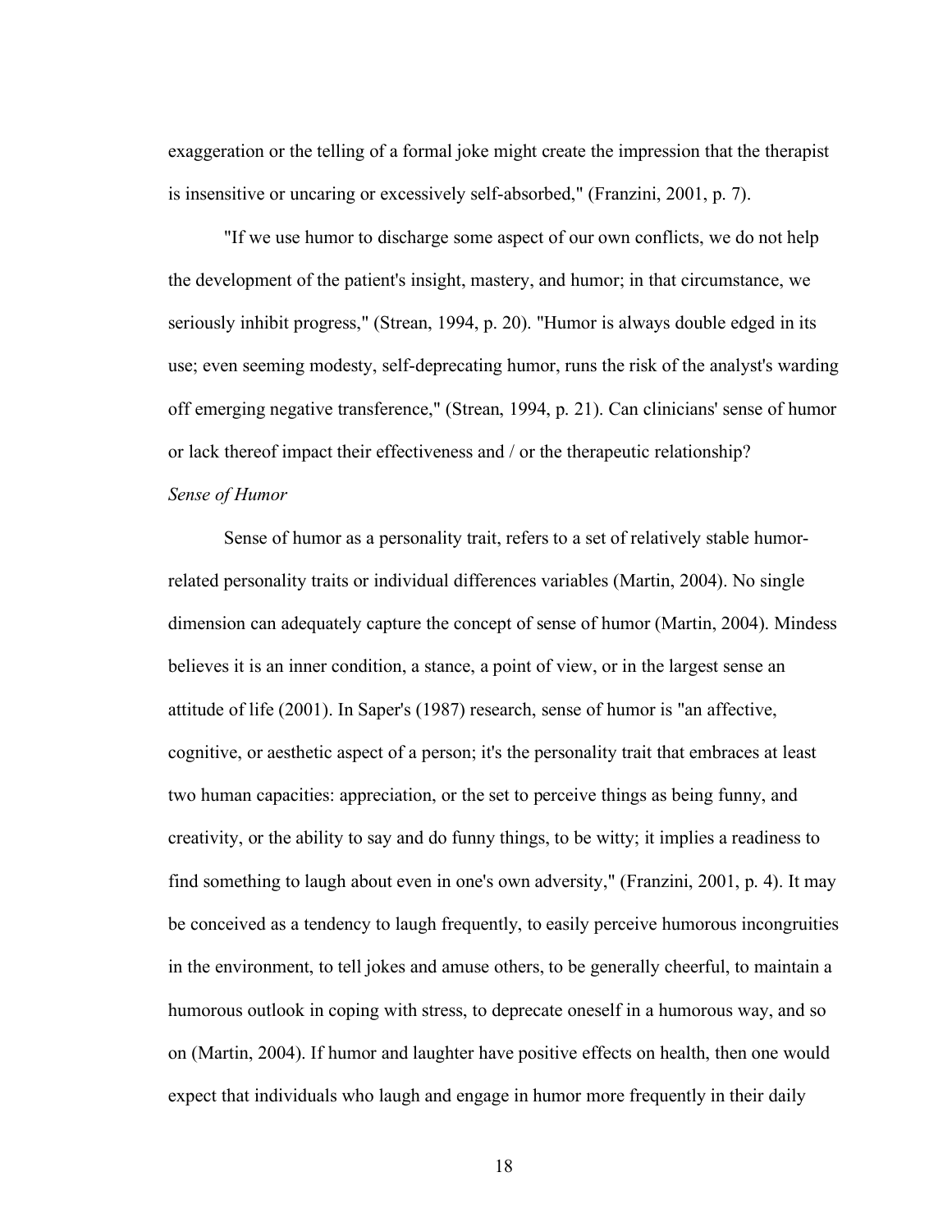exaggeration or the telling of a formal joke might create the impression that the therapist is insensitive or uncaring or excessively self-absorbed," (Franzini, 2001, p. 7).

"If we use humor to discharge some aspect of our own conflicts, we do not help the development of the patient's insight, mastery, and humor; in that circumstance, we seriously inhibit progress," (Strean, 1994, p. 20). "Humor is always double edged in its use; even seeming modesty, self-deprecating humor, runs the risk of the analyst's warding off emerging negative transference," (Strean, 1994, p. 21). Can clinicians' sense of humor or lack thereof impact their effectiveness and / or the therapeutic relationship?

*Sense of Humor*

Sense of humor as a personality trait, refers to a set of relatively stable humor-related personality traits or individual differences variables (Martin, 2004). No single dimension can adequately capture the concept of sense of humor (Martin, 2004). Mindess believes it is an inner condition, a stance, a point of view, or in the largest sense an attitude of life (2001). In Saper's (1987) research, sense of humor is "an affective, cognitive, or aesthetic aspect of a person; it's the personality trait that embraces at least two human capacities: appreciation, or the set to perceive things as being funny, and creativity, or the ability to say and do funny things, to be witty; it implies a readiness to find something to laugh about even in one's own adversity," (Franzini, 2001, p. 4). It may be conceived as a tendency to laugh frequently, to easily perceive humorous incongruities in the environment, to tell jokes and amuse others, to be generally cheerful, to maintain a humorous outlook in coping with stress, to deprecate oneself in a humorous way, and so on (Martin, 2004). If humor and laughter have positive effects on health, then one would expect that individuals who laugh and engage in humor more frequently in their daily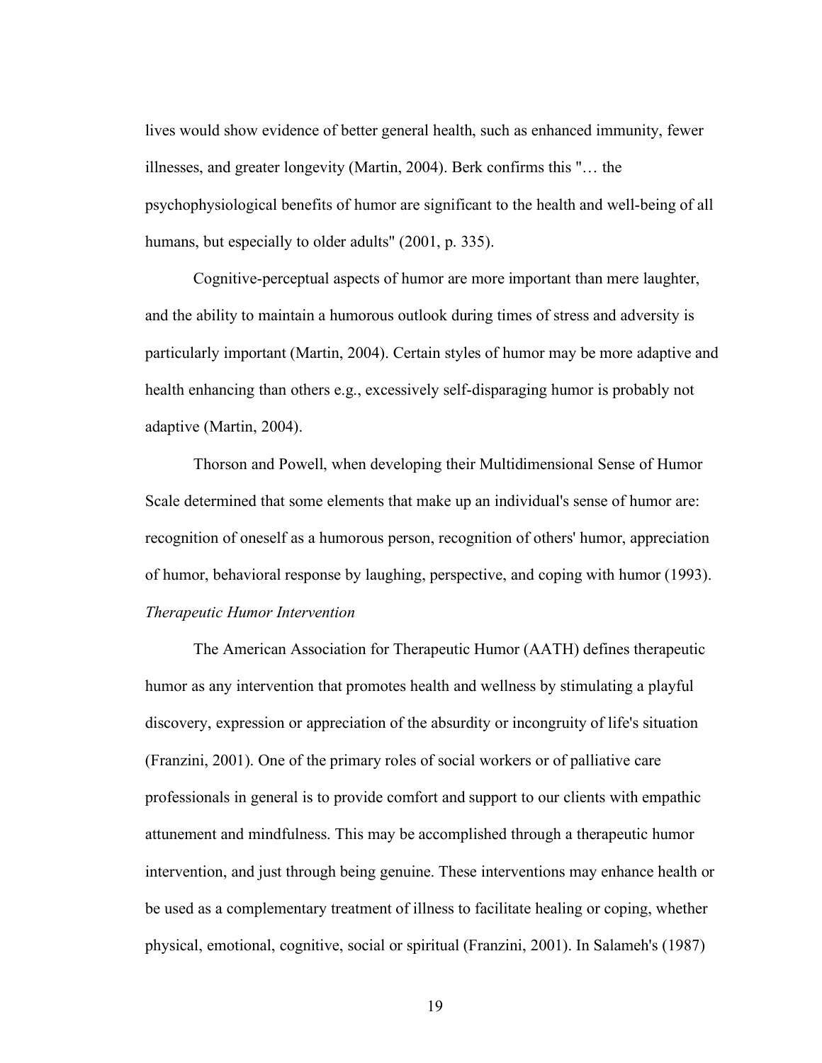lives would show evidence of better general health, such as enhanced immunity, fewer illnesses, and greater longevity (Martin, 2004). Berk confirms this "… the psychophysiological benefits of humor are significant to the health and well-being of all humans, but especially to older adults" (2001, p. 335).

Cognitive-perceptual aspects of humor are more important than mere laughter, and the ability to maintain a humorous outlook during times of stress and adversity is particularly important (Martin, 2004). Certain styles of humor may be more adaptive and health enhancing than others e.g., excessively self-disparaging humor is probably not adaptive (Martin, 2004).

Thorson and Powell, when developing their Multidimensional Sense of Humor Scale determined that some elements that make up an individual's sense of humor are: recognition of oneself as a humorous person, recognition of others' humor, appreciation of humor, behavioral response by laughing, perspective, and coping with humor (1993).

*Therapeutic Humor Intervention*

The American Association for Therapeutic Humor (AATH) defines therapeutic humor as any intervention that promotes health and wellness by stimulating a playful discovery, expression or appreciation of the absurdity or incongruity of life's situation (Franzini, 2001). One of the primary roles of social workers or of palliative care professionals in general is to provide comfort and support to our clients with empathic attunement and mindfulness. This may be accomplished through a therapeutic humor intervention, and just through being genuine. These interventions may enhance health or be used as a complementary treatment of illness to facilitate healing or coping, whether physical, emotional, cognitive, social or spiritual (Franzini, 2001). In Salameh's (1987)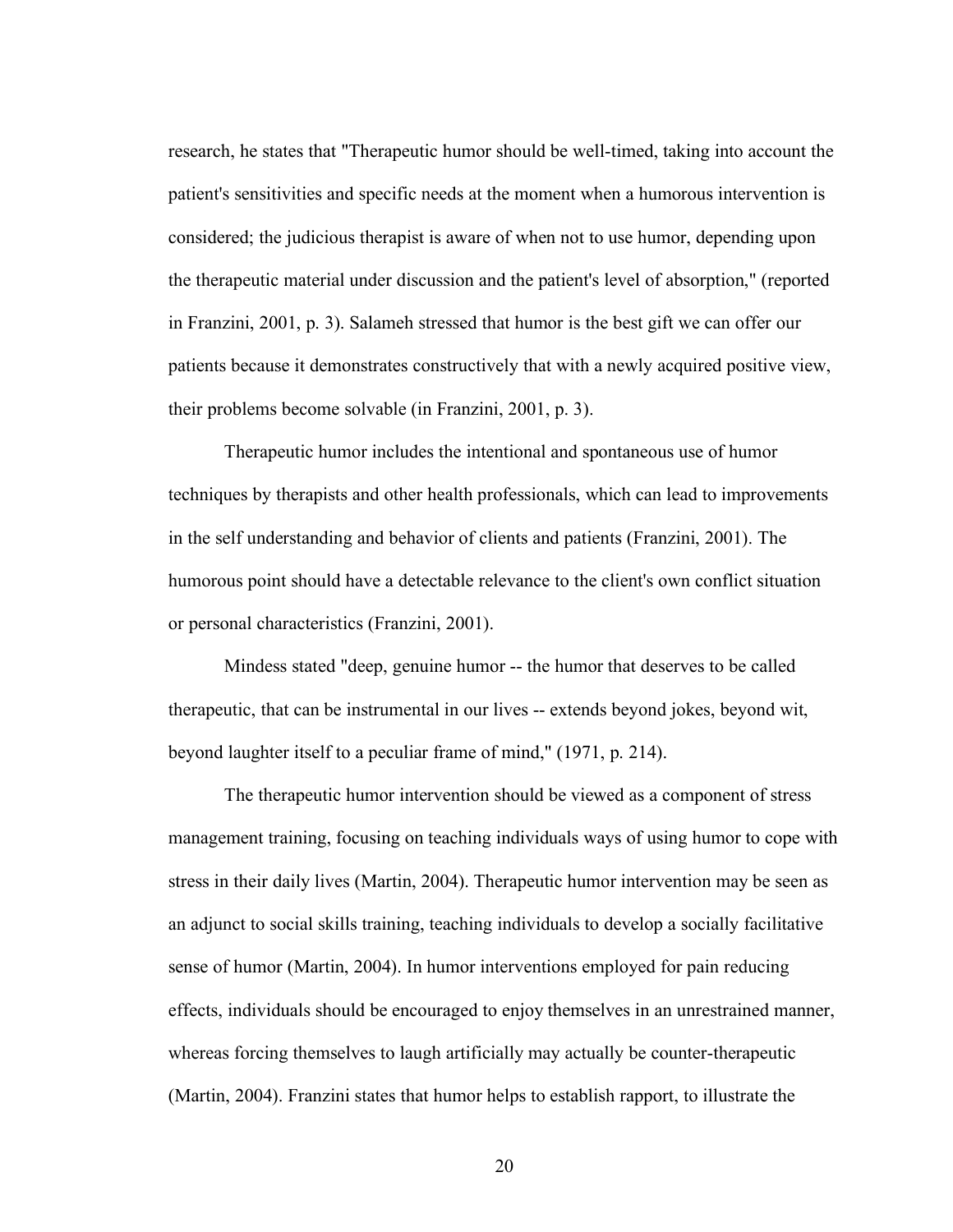research, he states that "Therapeutic humor should be well-timed, taking into account the patient's sensitivities and specific needs at the moment when a humorous intervention is considered; the judicious therapist is aware of when not to use humor, depending upon the therapeutic material under discussion and the patient's level of absorption," (reported in Franzini, 2001, p. 3). Salameh stressed that humor is the best gift we can offer our patients because it demonstrates constructively that with a newly acquired positive view, their problems become solvable (in Franzini, 2001, p. 3).

Therapeutic humor includes the intentional and spontaneous use of humor techniques by therapists and other health professionals, which can lead to improvements in the self understanding and behavior of clients and patients (Franzini, 2001). The humorous point should have a detectable relevance to the client's own conflict situation or personal characteristics (Franzini, 2001).

Mindess stated "deep, genuine humor -- the humor that deserves to be called therapeutic, that can be instrumental in our lives -- extends beyond jokes, beyond wit, beyond laughter itself to a peculiar frame of mind," (1971, p. 214).

The therapeutic humor intervention should be viewed as a component of stress management training, focusing on teaching individuals ways of using humor to cope with stress in their daily lives (Martin, 2004). Therapeutic humor intervention may be seen as an adjunct to social skills training, teaching individuals to develop a socially facilitative sense of humor (Martin, 2004). In humor interventions employed for pain reducing effects, individuals should be encouraged to enjoy themselves in an unrestrained manner, whereas forcing themselves to laugh artificially may actually be counter-therapeutic (Martin, 2004). Franzini states that humor helps to establish rapport, to illustrate the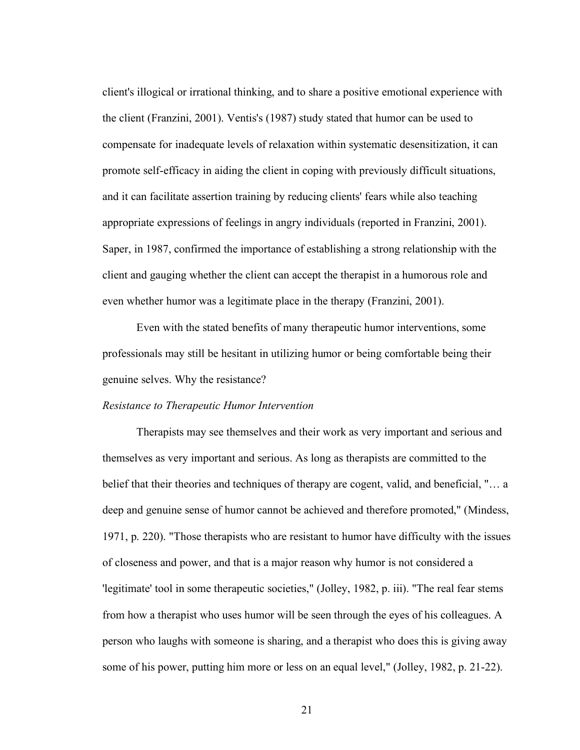client's illogical or irrational thinking, and to share a positive emotional experience with the client (Franzini, 2001). Ventis's (1987) study stated that humor can be used to compensate for inadequate levels of relaxation within systematic desensitization, it can promote self-efficacy in aiding the client in coping with previously difficult situations, and it can facilitate assertion training by reducing clients' fears while also teaching appropriate expressions of feelings in angry individuals (reported in Franzini, 2001). Saper, in 1987, confirmed the importance of establishing a strong relationship with the client and gauging whether the client can accept the therapist in a humorous role and even whether humor was a legitimate place in the therapy (Franzini, 2001).

Even with the stated benefits of many therapeutic humor interventions, some professionals may still be hesitant in utilizing humor or being comfortable being their genuine selves. Why the resistance?

*Resistance to Therapeutic Humor Intervention*

Therapists may see themselves and their work as very important and serious and themselves as very important and serious. As long as therapists are committed to the belief that their theories and techniques of therapy are cogent, valid, and beneficial, "… a deep and genuine sense of humor cannot be achieved and therefore promoted," (Mindess, 1971, p. 220). "Those therapists who are resistant to humor have difficulty with the issues of closeness and power, and that is a major reason why humor is not considered a 'legitimate' tool in some therapeutic societies," (Jolley, 1982, p. iii). "The real fear stems from how a therapist who uses humor will be seen through the eyes of his colleagues. A person who laughs with someone is sharing, and a therapist who does this is giving away some of his power, putting him more or less on an equal level," (Jolley, 1982, p. 21-22).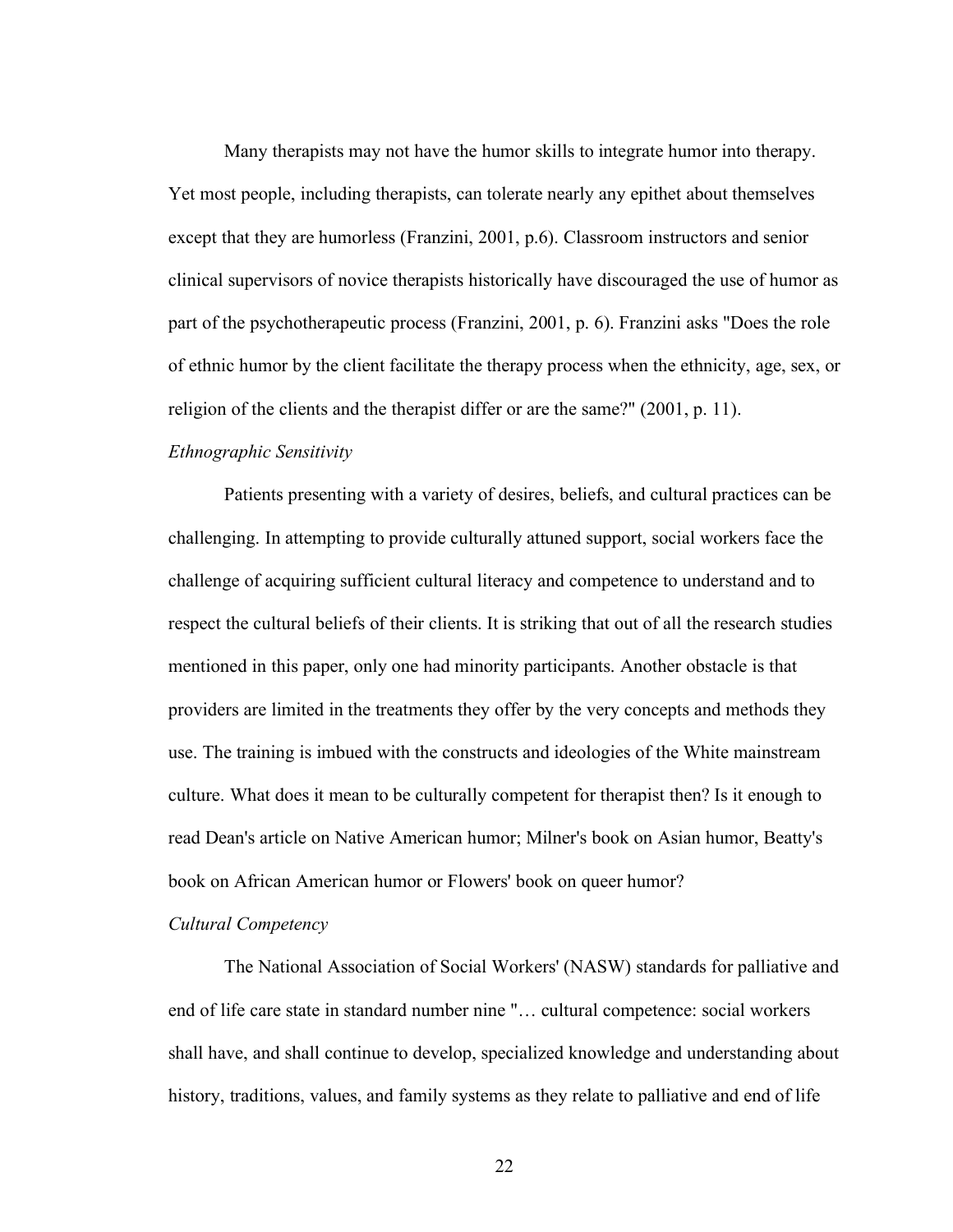Many therapists may not have the humor skills to integrate humor into therapy. Yet most people, including therapists, can tolerate nearly any epithet about themselves except that they are humorless (Franzini, 2001, p.6). Classroom instructors and senior clinical supervisors of novice therapists historically have discouraged the use of humor as part of the psychotherapeutic process (Franzini, 2001, p. 6). Franzini asks "Does the role of ethnic humor by the client facilitate the therapy process when the ethnicity, age, sex, or religion of the clients and the therapist differ or are the same?" (2001, p. 11).

*Ethnographic Sensitivity*

Patients presenting with a variety of desires, beliefs, and cultural practices can be challenging. In attempting to provide culturally attuned support, social workers face the challenge of acquiring sufficient cultural literacy and competence to understand and to respect the cultural beliefs of their clients. It is striking that out of all the research studies mentioned in this paper, only one had minority participants. Another obstacle is that providers are limited in the treatments they offer by the very concepts and methods they use. The training is imbued with the constructs and ideologies of the White mainstream culture. What does it mean to be culturally competent for therapist then? Is it enough to read Dean's article on Native American humor; Milner's book on Asian humor, Beatty's book on African American humor or Flowers' book on queer humor?

*Cultural Competency*

The National Association of Social Workers' (NASW) standards for palliative and end of life care state in standard number nine "… cultural competence: social workers shall have, and shall continue to develop, specialized knowledge and understanding about history, traditions, values, and family systems as they relate to palliative and end of life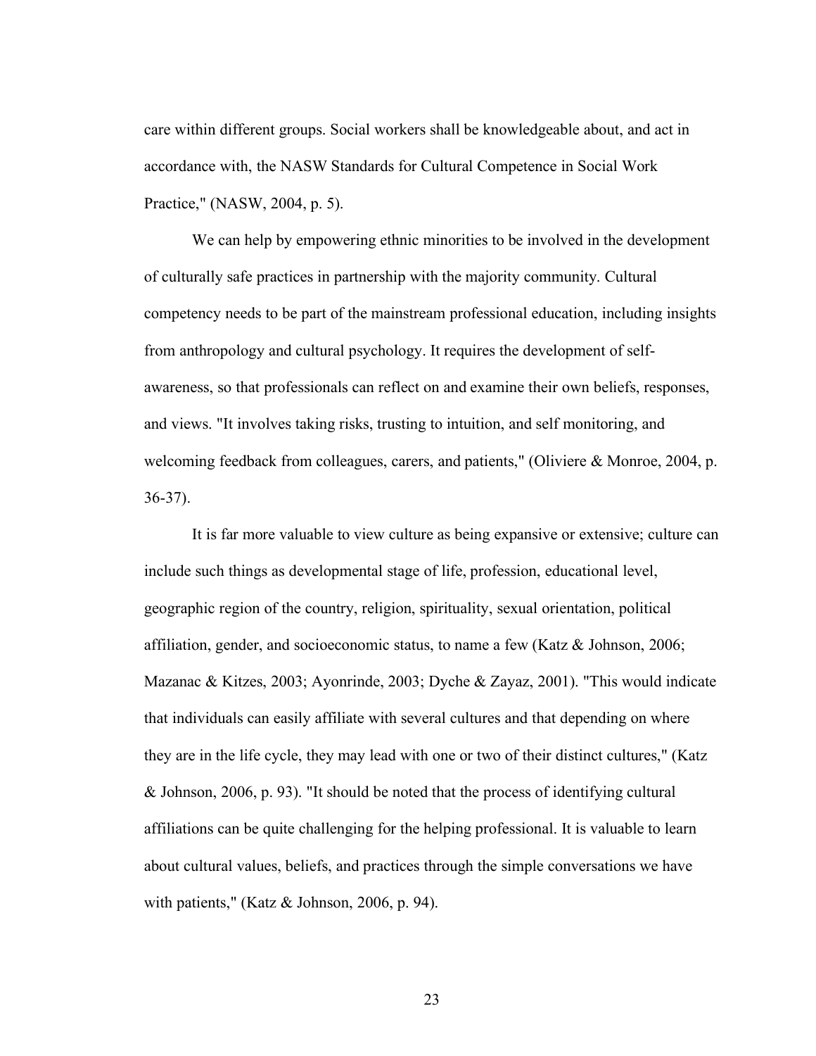care within different groups. Social workers shall be knowledgeable about, and act in accordance with, the NASW Standards for Cultural Competence in Social Work Practice," (NASW, 2004, p. 5).

We can help by empowering ethnic minorities to be involved in the development of culturally safe practices in partnership with the majority community. Cultural competency needs to be part of the mainstream professional education, including insights from anthropology and cultural psychology. It requires the development of self-awareness, so that professionals can reflect on and examine their own beliefs, responses, and views. "It involves taking risks, trusting to intuition, and self monitoring, and welcoming feedback from colleagues, carers, and patients," (Oliviere & Monroe, 2004, p. 36-37).

It is far more valuable to view culture as being expansive or extensive; culture can include such things as developmental stage of life, profession, educational level, geographic region of the country, religion, spirituality, sexual orientation, political affiliation, gender, and socioeconomic status, to name a few (Katz & Johnson, 2006; Mazanac & Kitzes, 2003; Ayonrinde, 2003; Dyche & Zayaz, 2001). "This would indicate that individuals can easily affiliate with several cultures and that depending on where they are in the life cycle, they may lead with one or two of their distinct cultures," (Katz & Johnson, 2006, p. 93). "It should be noted that the process of identifying cultural affiliations can be quite challenging for the helping professional. It is valuable to learn about cultural values, beliefs, and practices through the simple conversations we have with patients," (Katz & Johnson, 2006, p. 94).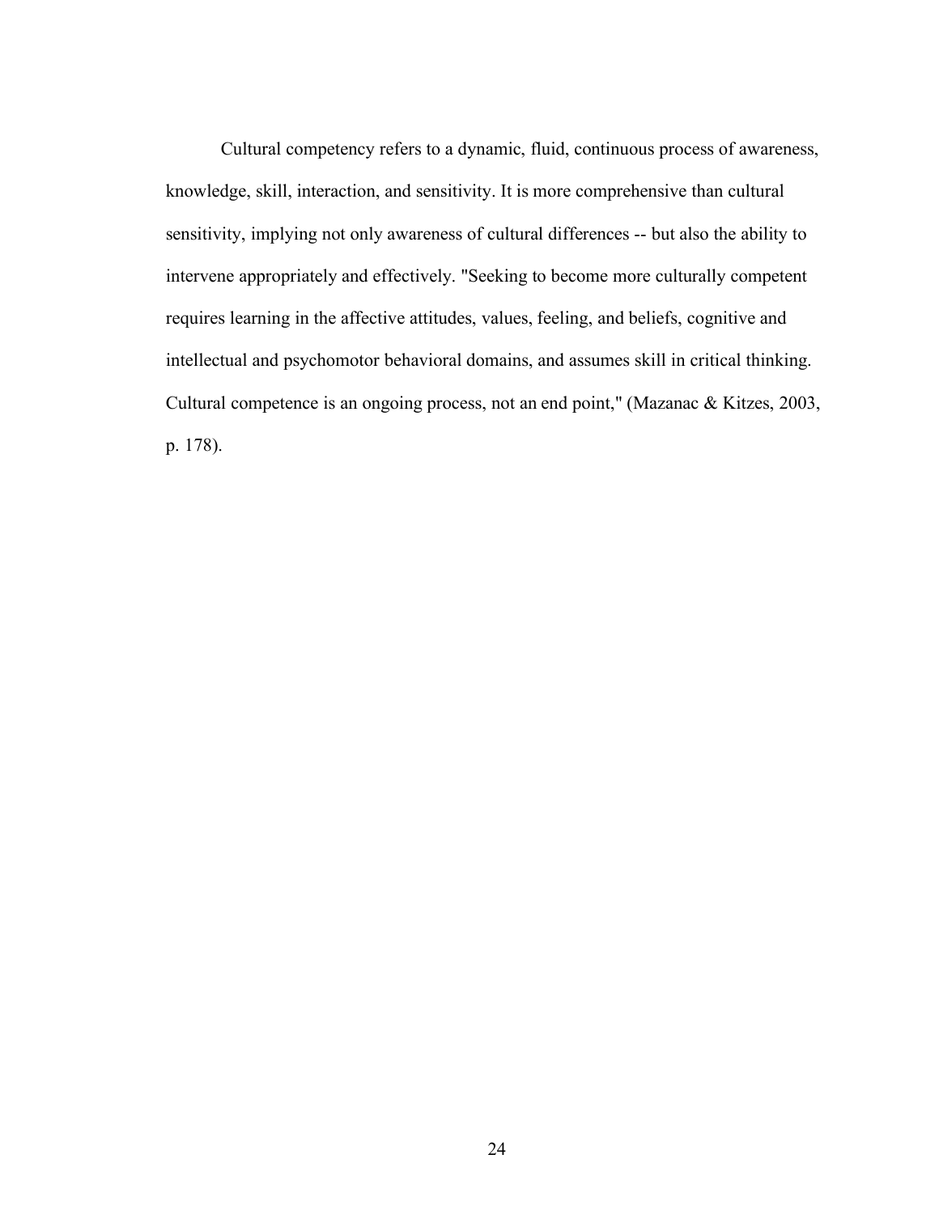Cultural competency refers to a dynamic, fluid, continuous process of awareness, knowledge, skill, interaction, and sensitivity. It is more comprehensive than cultural sensitivity, implying not only awareness of cultural differences -- but also the ability to intervene appropriately and effectively. "Seeking to become more culturally competent requires learning in the affective attitudes, values, feeling, and beliefs, cognitive and intellectual and psychomotor behavioral domains, and assumes skill in critical thinking. Cultural competence is an ongoing process, not an end point," (Mazanac & Kitzes, 2003, p. 178).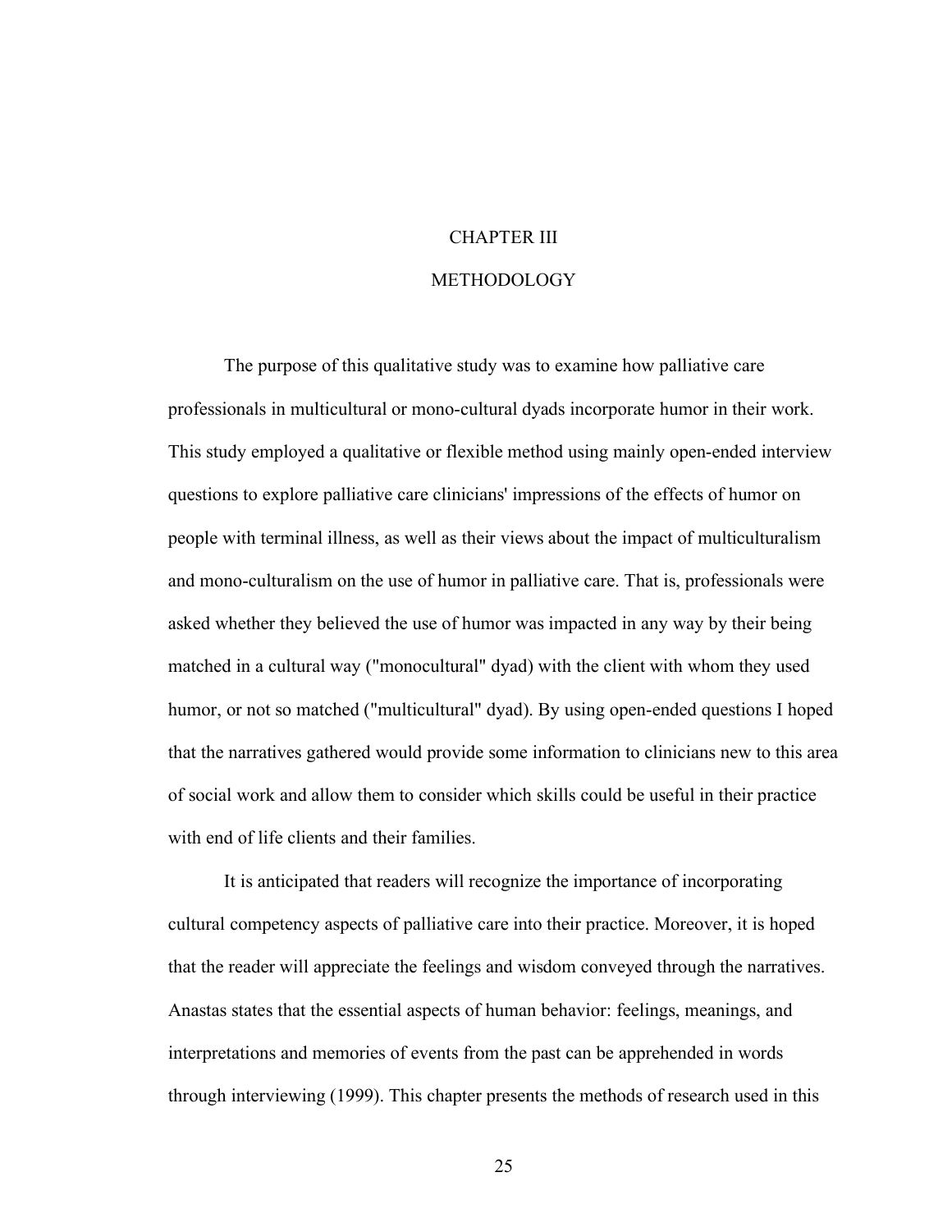# CHAPTER III

# METHODOLOGY

The purpose of this qualitative study was to examine how palliative care professionals in multicultural or mono-cultural dyads incorporate humor in their work. This study employed a qualitative or flexible method using mainly open-ended interview questions to explore palliative care clinicians' impressions of the effects of humor on people with terminal illness, as well as their views about the impact of multiculturalism and mono-culturalism on the use of humor in palliative care. That is, professionals were asked whether they believed the use of humor was impacted in any way by their being matched in a cultural way ("monocultural" dyad) with the client with whom they used humor, or not so matched ("multicultural" dyad). By using open-ended questions I hoped that the narratives gathered would provide some information to clinicians new to this area of social work and allow them to consider which skills could be useful in their practice with end of life clients and their families.

It is anticipated that readers will recognize the importance of incorporating cultural competency aspects of palliative care into their practice. Moreover, it is hoped that the reader will appreciate the feelings and wisdom conveyed through the narratives. Anastas states that the essential aspects of human behavior: feelings, meanings, and interpretations and memories of events from the past can be apprehended in words through interviewing (1999). This chapter presents the methods of research used in this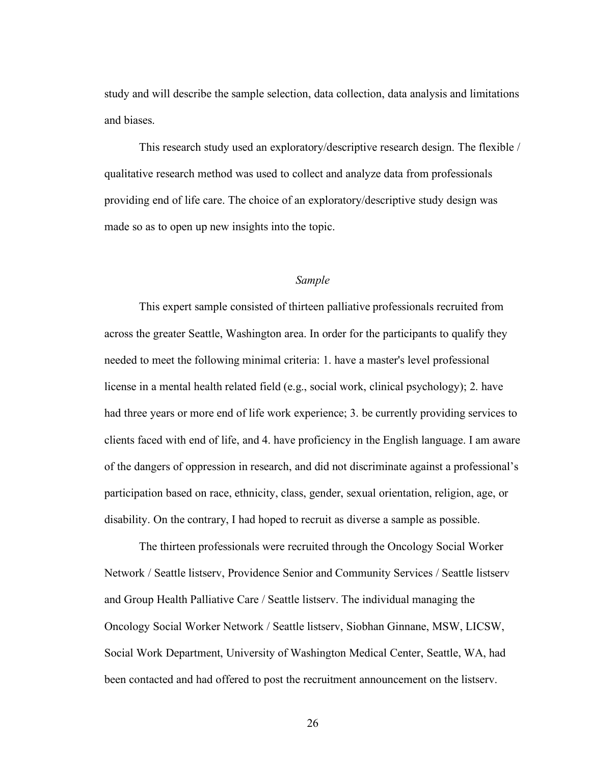study and will describe the sample selection, data collection, data analysis and limitations and biases.

This research study used an exploratory/descriptive research design. The flexible / qualitative research method was used to collect and analyze data from professionals providing end of life care. The choice of an exploratory/descriptive study design was made so as to open up new insights into the topic.

### *Sample*

This expert sample consisted of thirteen palliative professionals recruited from across the greater Seattle, Washington area. In order for the participants to qualify they needed to meet the following minimal criteria: 1. have a master's level professional license in a mental health related field (e.g., social work, clinical psychology); 2. have had three years or more end of life work experience; 3. be currently providing services to clients faced with end of life, and 4. have proficiency in the English language. I am aware of the dangers of oppression in research, and did not discriminate against a professional's participation based on race, ethnicity, class, gender, sexual orientation, religion, age, or disability. On the contrary, I had hoped to recruit as diverse a sample as possible.

The thirteen professionals were recruited through the Oncology Social Worker Network / Seattle listserv, Providence Senior and Community Services / Seattle listserv and Group Health Palliative Care / Seattle listserv. The individual managing the Oncology Social Worker Network / Seattle listserv, Siobhan Ginnane, MSW, LICSW, Social Work Department, University of Washington Medical Center, Seattle, WA, had been contacted and had offered to post the recruitment announcement on the listserv.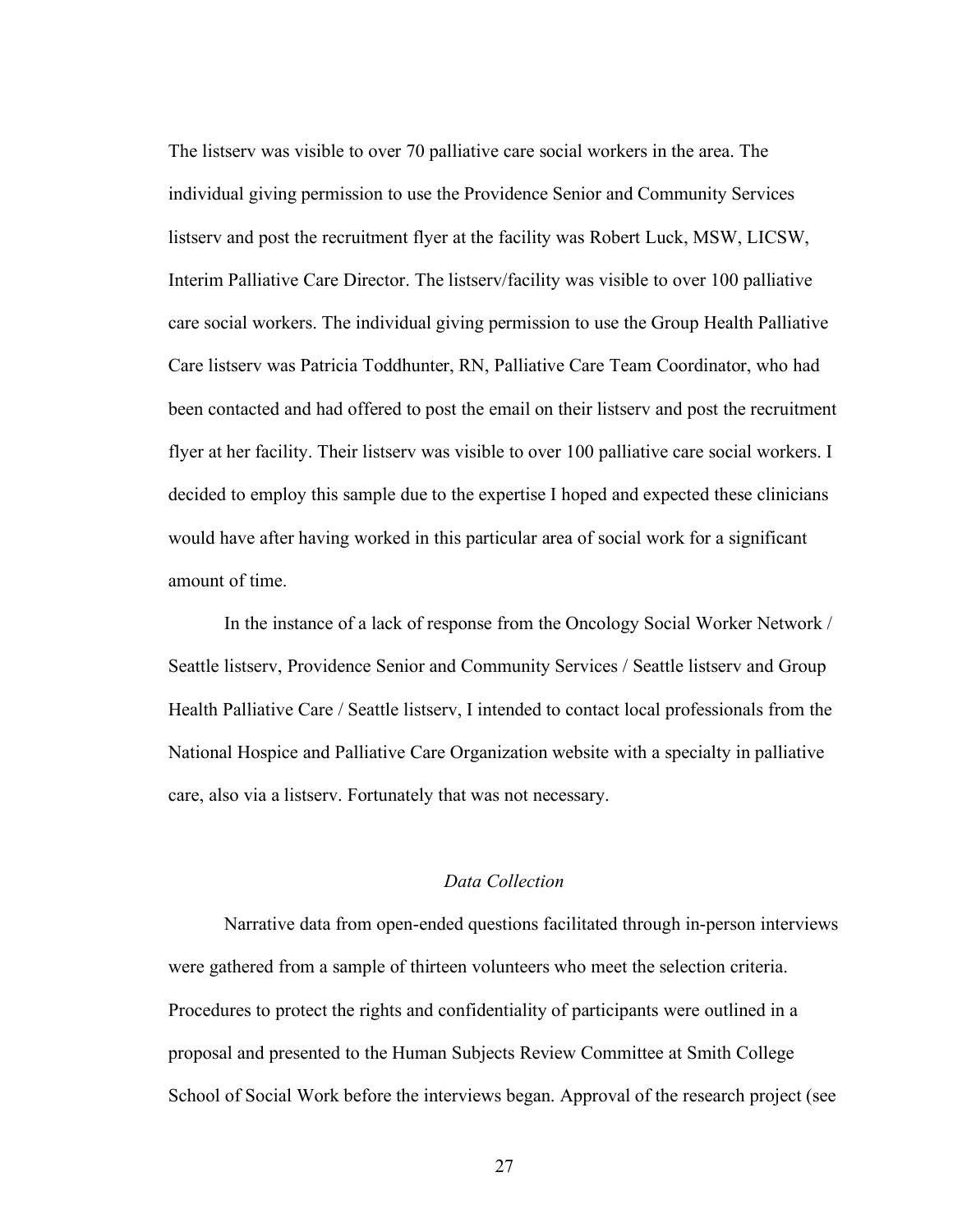The listserv was visible to over 70 palliative care social workers in the area. The individual giving permission to use the Providence Senior and Community Services listserv and post the recruitment flyer at the facility was Robert Luck, MSW, LICSW, Interim Palliative Care Director. The listserv/facility was visible to over 100 palliative care social workers. The individual giving permission to use the Group Health Palliative Care listserv was Patricia Toddhunter, RN, Palliative Care Team Coordinator, who had been contacted and had offered to post the email on their listserv and post the recruitment flyer at her facility. Their listserv was visible to over 100 palliative care social workers. I decided to employ this sample due to the expertise I hoped and expected these clinicians would have after having worked in this particular area of social work for a significant amount of time.

In the instance of a lack of response from the Oncology Social Worker Network / Seattle listserv, Providence Senior and Community Services / Seattle listserv and Group Health Palliative Care / Seattle listserv, I intended to contact local professionals from the National Hospice and Palliative Care Organization website with a specialty in palliative care, also via a listserv. Fortunately that was not necessary.

### *Data Collection*

Narrative data from open-ended questions facilitated through in-person interviews were gathered from a sample of thirteen volunteers who meet the selection criteria. Procedures to protect the rights and confidentiality of participants were outlined in a proposal and presented to the Human Subjects Review Committee at Smith College School of Social Work before the interviews began. Approval of the research project (see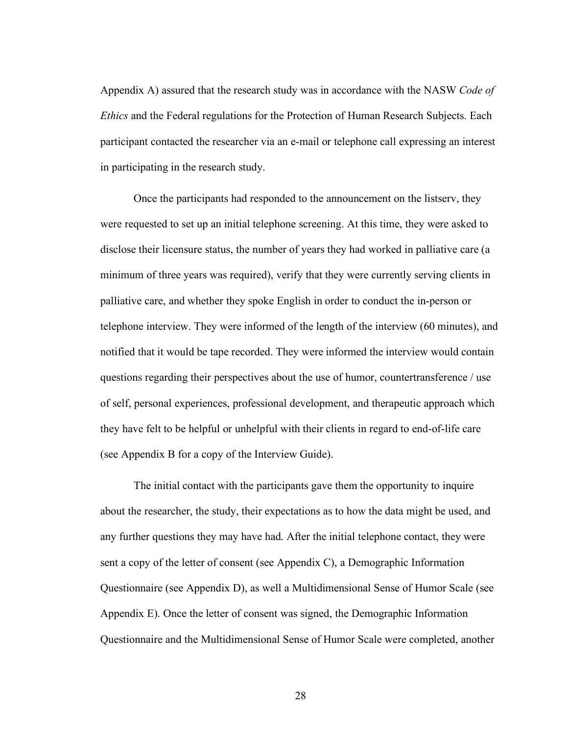Appendix A) assured that the research study was in accordance with the NASW *Code of Ethics* and the Federal regulations for the Protection of Human Research Subjects. Each participant contacted the researcher via an e-mail or telephone call expressing an interest in participating in the research study.

Once the participants had responded to the announcement on the listserv, they were requested to set up an initial telephone screening. At this time, they were asked to disclose their licensure status, the number of years they had worked in palliative care (a minimum of three years was required), verify that they were currently serving clients in palliative care, and whether they spoke English in order to conduct the in-person or telephone interview. They were informed of the length of the interview (60 minutes), and notified that it would be tape recorded. They were informed the interview would contain questions regarding their perspectives about the use of humor, countertransference / use of self, personal experiences, professional development, and therapeutic approach which they have felt to be helpful or unhelpful with their clients in regard to end-of-life care (see Appendix B for a copy of the Interview Guide).

The initial contact with the participants gave them the opportunity to inquire about the researcher, the study, their expectations as to how the data might be used, and any further questions they may have had. After the initial telephone contact, they were sent a copy of the letter of consent (see Appendix C), a Demographic Information Questionnaire (see Appendix D), as well a Multidimensional Sense of Humor Scale (see Appendix E). Once the letter of consent was signed, the Demographic Information Questionnaire and the Multidimensional Sense of Humor Scale were completed, another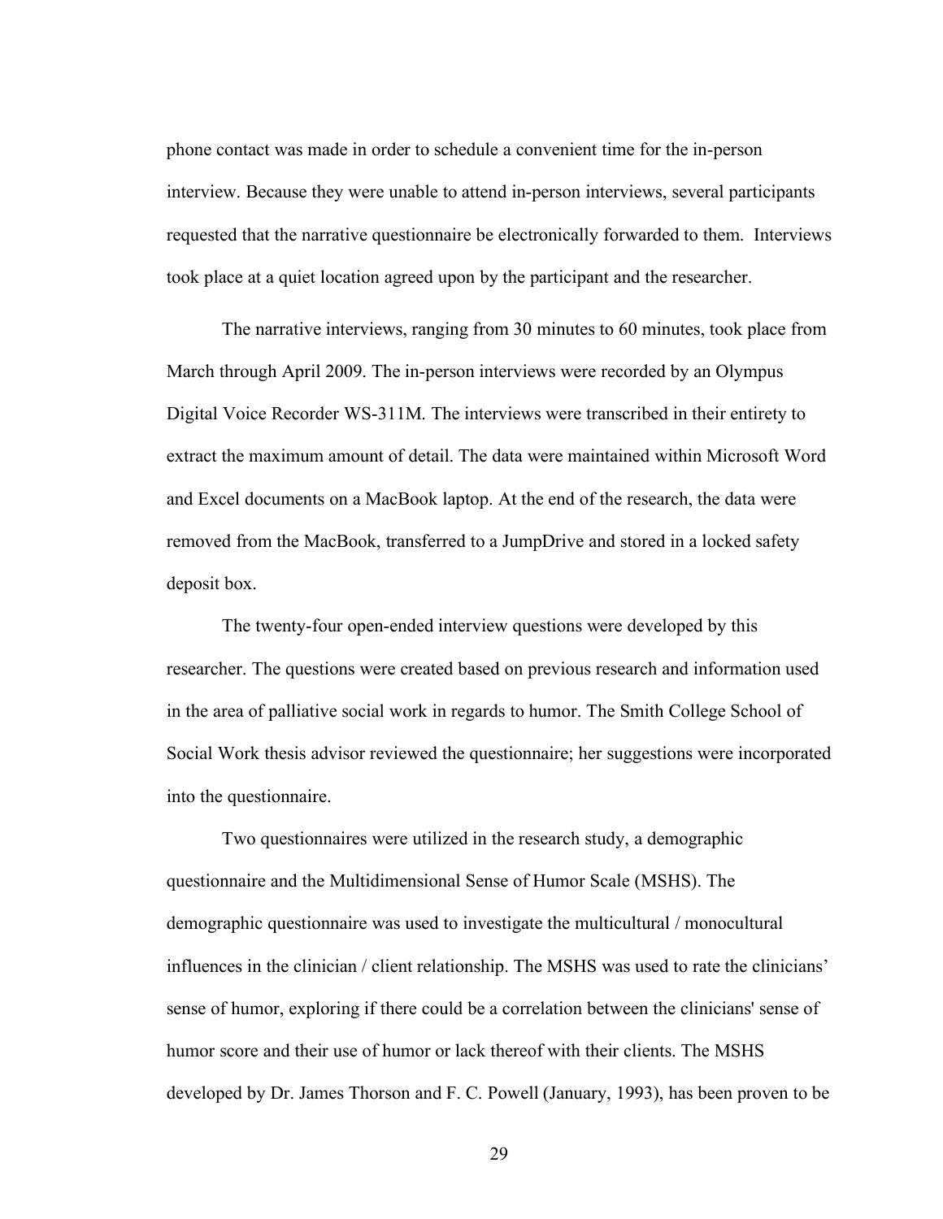phone contact was made in order to schedule a convenient time for the in-person interview. Because they were unable to attend in-person interviews, several participants requested that the narrative questionnaire be electronically forwarded to them. Interviews took place at a quiet location agreed upon by the participant and the researcher.

The narrative interviews, ranging from 30 minutes to 60 minutes, took place from March through April 2009. The in-person interviews were recorded by an Olympus Digital Voice Recorder WS-311M. The interviews were transcribed in their entirety to extract the maximum amount of detail. The data were maintained within Microsoft Word and Excel documents on a MacBook laptop. At the end of the research, the data were removed from the MacBook, transferred to a JumpDrive and stored in a locked safety deposit box.

The twenty-four open-ended interview questions were developed by this researcher. The questions were created based on previous research and information used in the area of palliative social work in regards to humor. The Smith College School of Social Work thesis advisor reviewed the questionnaire; her suggestions were incorporated into the questionnaire.

Two questionnaires were utilized in the research study, a demographic questionnaire and the Multidimensional Sense of Humor Scale (MSHS). The demographic questionnaire was used to investigate the multicultural / monocultural influences in the clinician / client relationship. The MSHS was used to rate the clinicians' sense of humor, exploring if there could be a correlation between the clinicians' sense of humor score and their use of humor or lack thereof with their clients. The MSHS developed by Dr. James Thorson and F. C. Powell (January, 1993), has been proven to be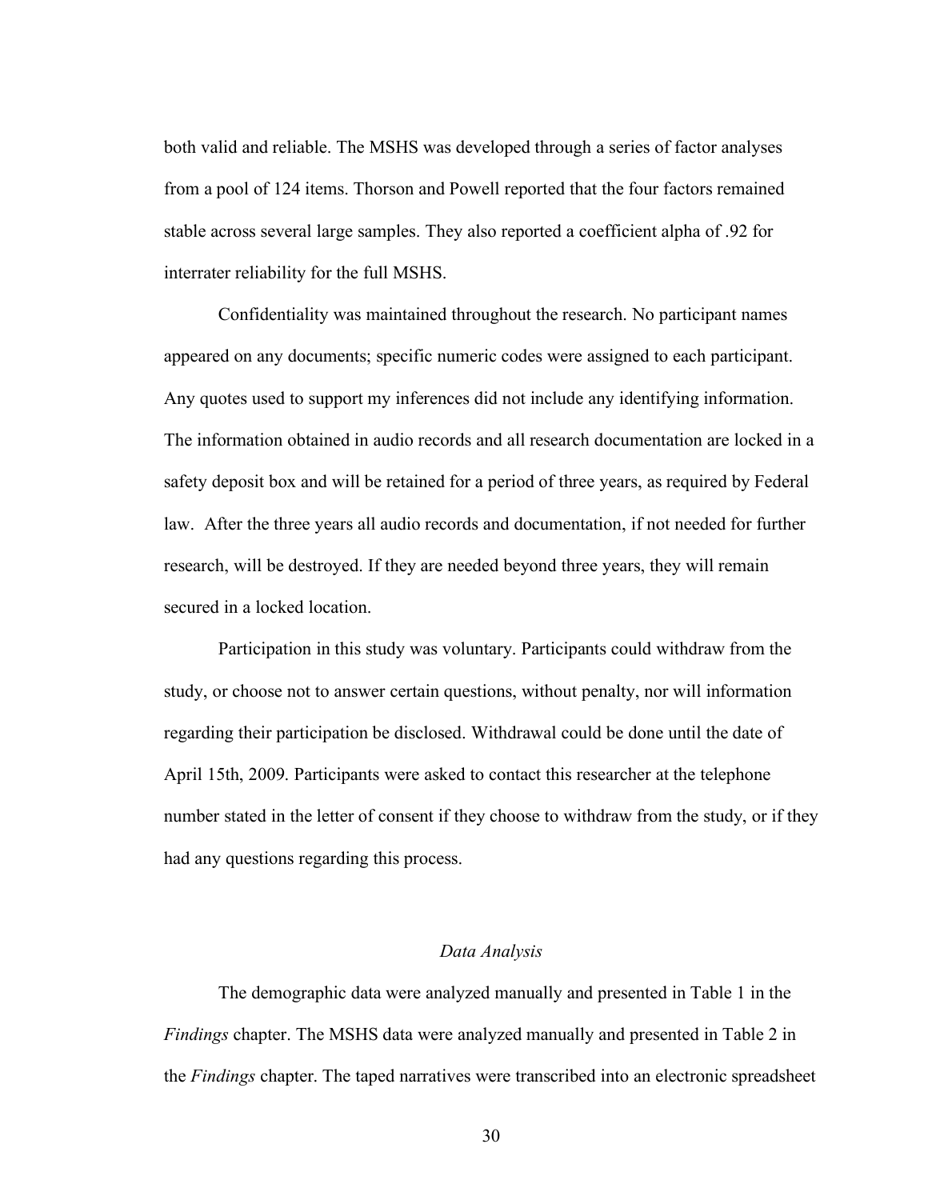both valid and reliable. The MSHS was developed through a series of factor analyses from a pool of 124 items. Thorson and Powell reported that the four factors remained stable across several large samples. They also reported a coefficient alpha of .92 for interrater reliability for the full MSHS.

Confidentiality was maintained throughout the research. No participant names appeared on any documents; specific numeric codes were assigned to each participant. Any quotes used to support my inferences did not include any identifying information. The information obtained in audio records and all research documentation are locked in a safety deposit box and will be retained for a period of three years, as required by Federal law. After the three years all audio records and documentation, if not needed for further research, will be destroyed. If they are needed beyond three years, they will remain secured in a locked location.

Participation in this study was voluntary. Participants could withdraw from the study, or choose not to answer certain questions, without penalty, nor will information regarding their participation be disclosed. Withdrawal could be done until the date of April 15th, 2009. Participants were asked to contact this researcher at the telephone number stated in the letter of consent if they choose to withdraw from the study, or if they had any questions regarding this process.

### *Data Analysis*

The demographic data were analyzed manually and presented in Table 1 in the *Findings* chapter. The MSHS data were analyzed manually and presented in Table 2 in the *Findings* chapter. The taped narratives were transcribed into an electronic spreadsheet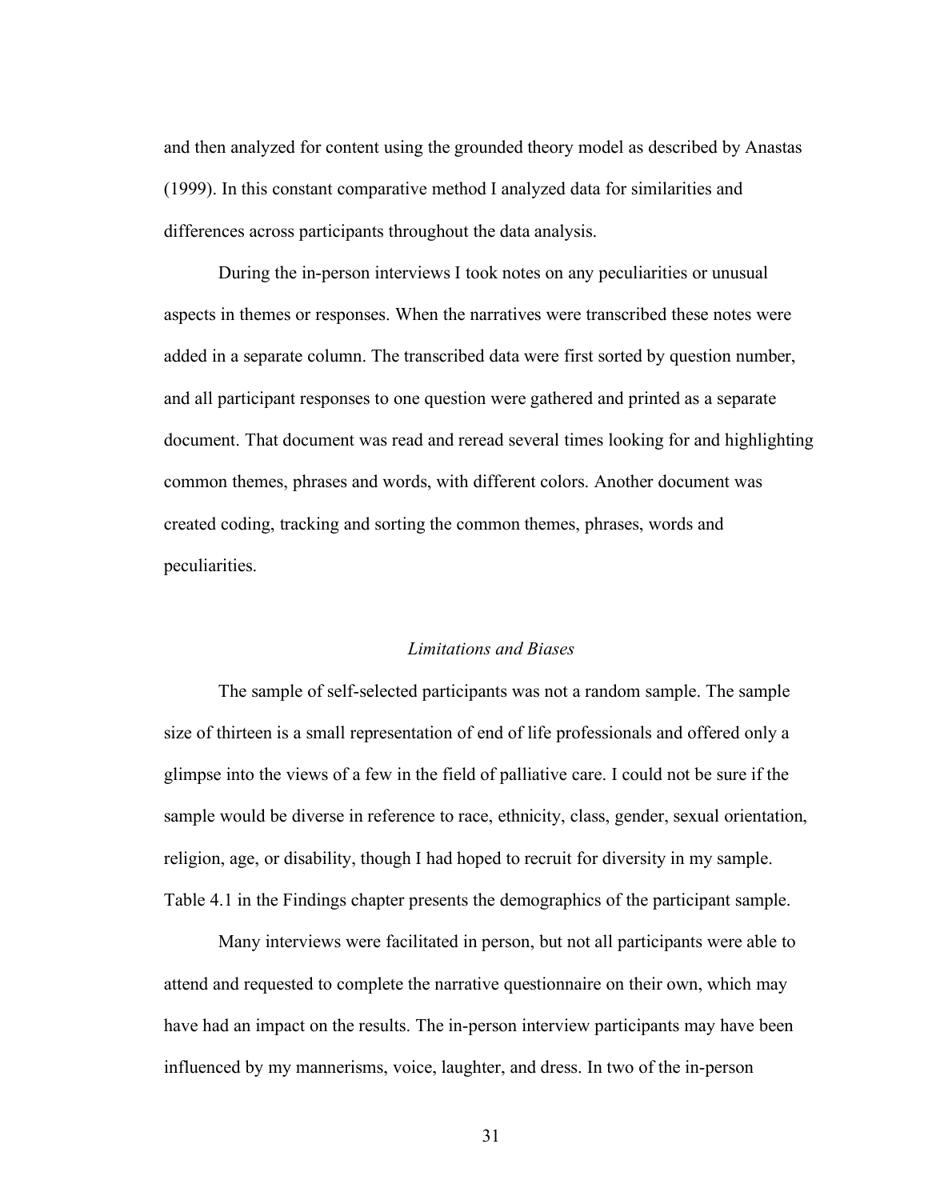and then analyzed for content using the grounded theory model as described by Anastas (1999). In this constant comparative method I analyzed data for similarities and differences across participants throughout the data analysis.

During the in-person interviews I took notes on any peculiarities or unusual aspects in themes or responses. When the narratives were transcribed these notes were added in a separate column. The transcribed data were first sorted by question number, and all participant responses to one question were gathered and printed as a separate document. That document was read and reread several times looking for and highlighting common themes, phrases and words, with different colors. Another document was created coding, tracking and sorting the common themes, phrases, words and peculiarities.

### *Limitations and Biases*

The sample of self-selected participants was not a random sample. The sample size of thirteen is a small representation of end of life professionals and offered only a glimpse into the views of a few in the field of palliative care. I could not be sure if the sample would be diverse in reference to race, ethnicity, class, gender, sexual orientation, religion, age, or disability, though I had hoped to recruit for diversity in my sample. Table 4.1 in the Findings chapter presents the demographics of the participant sample.

Many interviews were facilitated in person, but not all participants were able to attend and requested to complete the narrative questionnaire on their own, which may have had an impact on the results. The in-person interview participants may have been influenced by my mannerisms, voice, laughter, and dress. In two of the in-person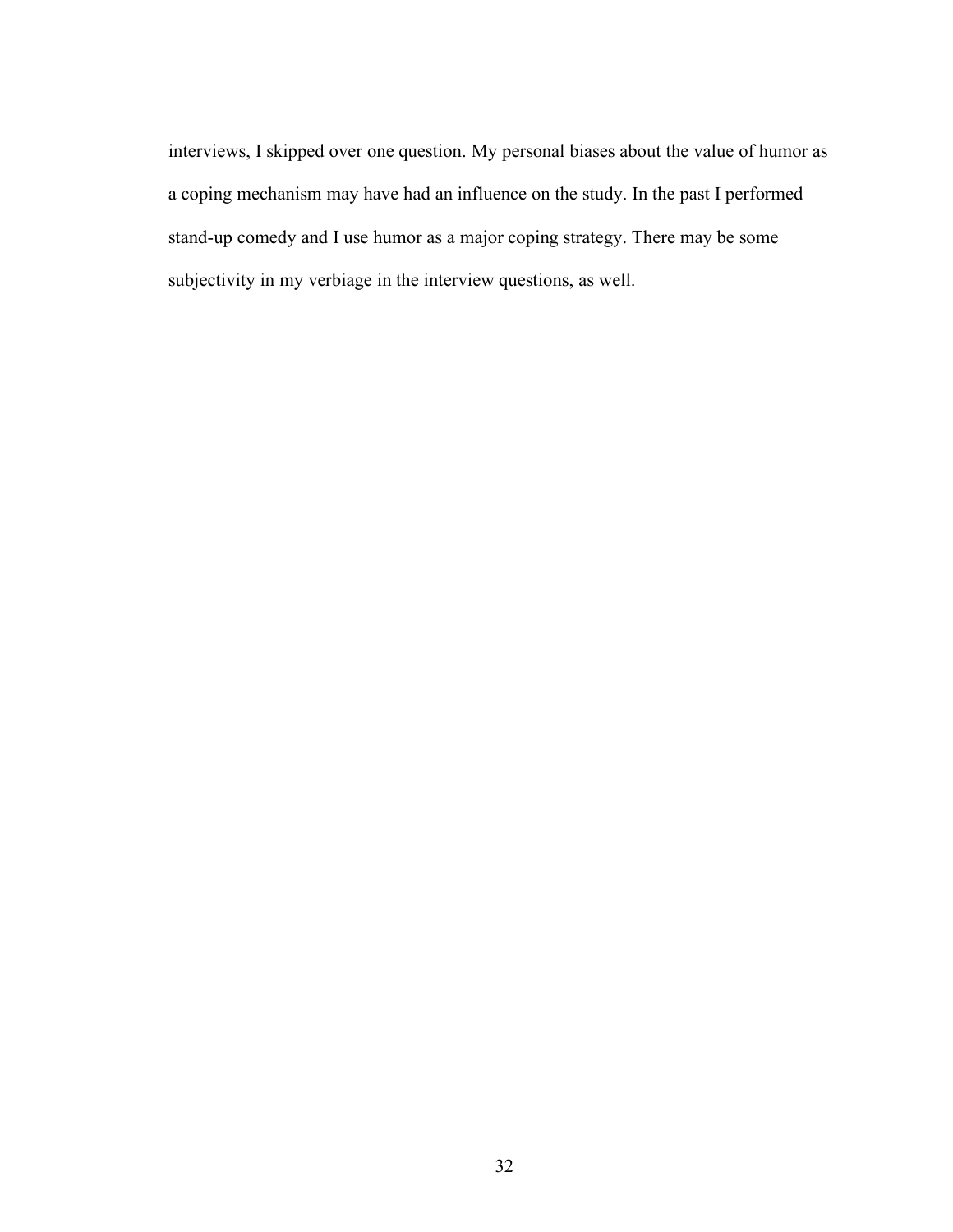interviews, I skipped over one question. My personal biases about the value of humor as a coping mechanism may have had an influence on the study. In the past I performed stand-up comedy and I use humor as a major coping strategy. There may be some subjectivity in my verbiage in the interview questions, as well.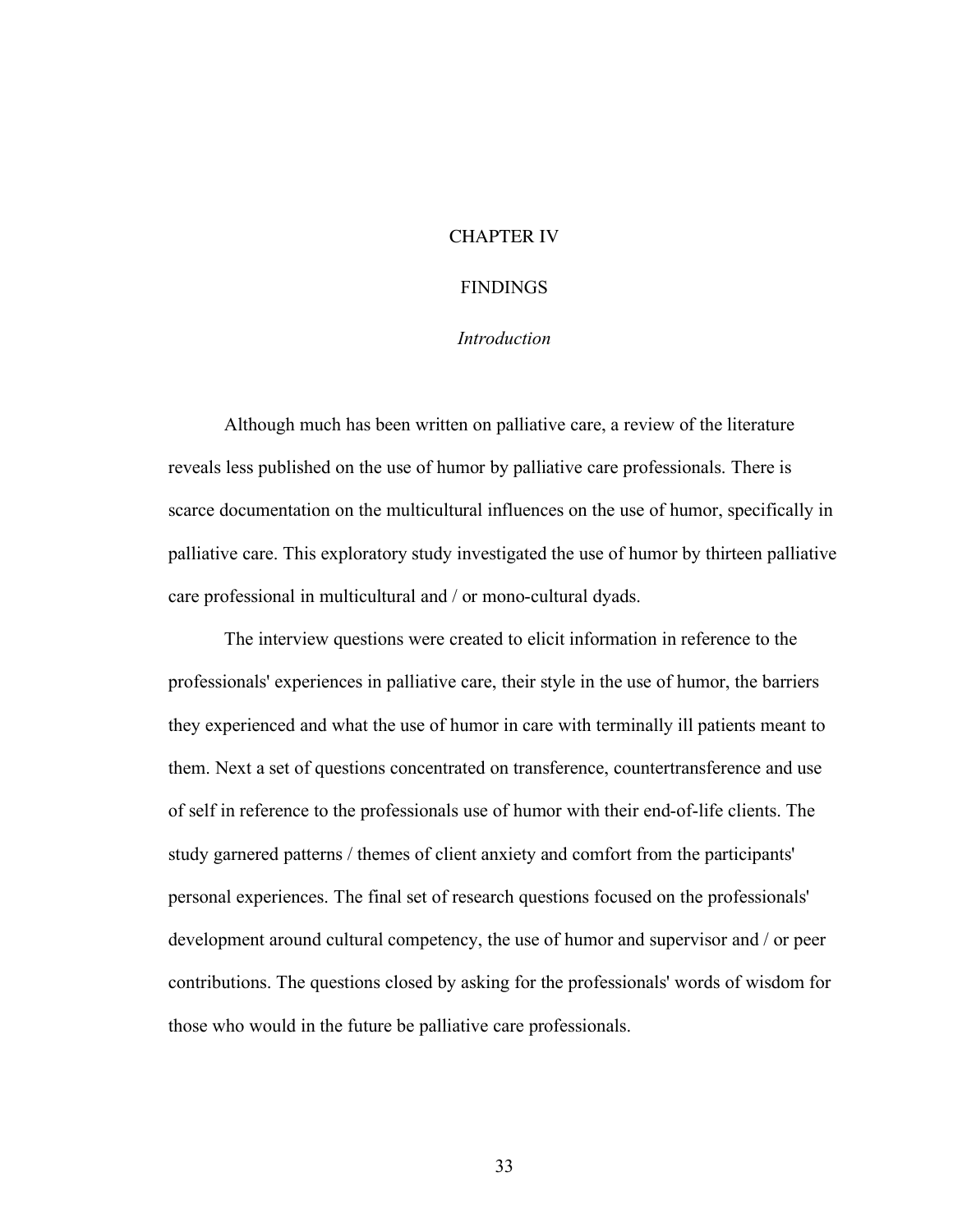# CHAPTER IV

# FINDINGS

## *Introduction*

Although much has been written on palliative care, a review of the literature reveals less published on the use of humor by palliative care professionals. There is scarce documentation on the multicultural influences on the use of humor, specifically in palliative care. This exploratory study investigated the use of humor by thirteen palliative care professional in multicultural and / or mono-cultural dyads.

The interview questions were created to elicit information in reference to the professionals' experiences in palliative care, their style in the use of humor, the barriers they experienced and what the use of humor in care with terminally ill patients meant to them. Next a set of questions concentrated on transference, countertransference and use of self in reference to the professionals use of humor with their end-of-life clients. The study garnered patterns / themes of client anxiety and comfort from the participants' personal experiences. The final set of research questions focused on the professionals' development around cultural competency, the use of humor and supervisor and / or peer contributions. The questions closed by asking for the professionals' words of wisdom for those who would in the future be palliative care professionals.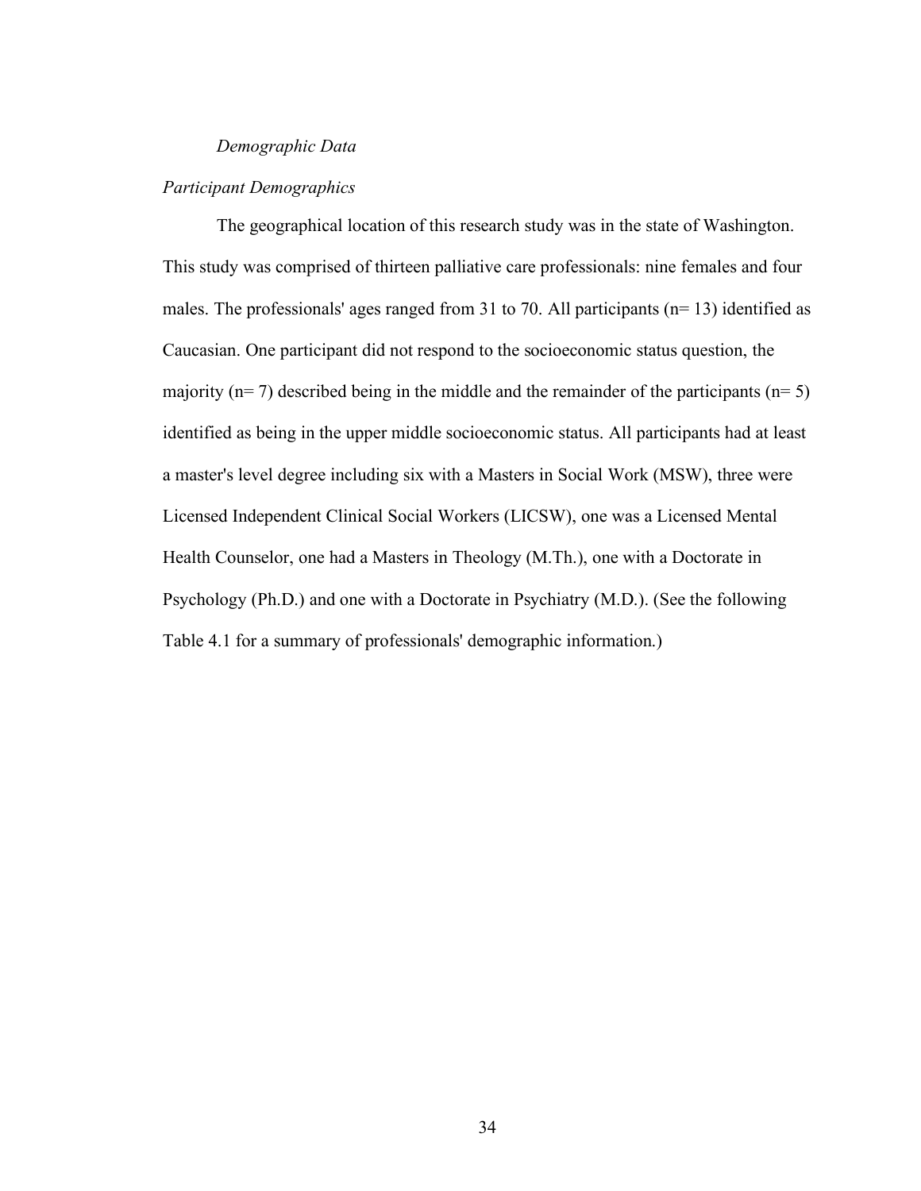### *Demographic Data*

#### *Participant Demographics*

The geographical location of this research study was in the state of Washington. This study was comprised of thirteen palliative care professionals: nine females and four males. The professionals' ages ranged from 31 to 70. All participants (n= 13) identified as Caucasian. One participant did not respond to the socioeconomic status question, the majority (n= 7) described being in the middle and the remainder of the participants (n= 5) identified as being in the upper middle socioeconomic status. All participants had at least a master's level degree including six with a Masters in Social Work (MSW), three were Licensed Independent Clinical Social Workers (LICSW), one was a Licensed Mental Health Counselor, one had a Masters in Theology (M.Th.), one with a Doctorate in Psychology (Ph.D.) and one with a Doctorate in Psychiatry (M.D.). (See the following Table 4.1 for a summary of professionals' demographic information.)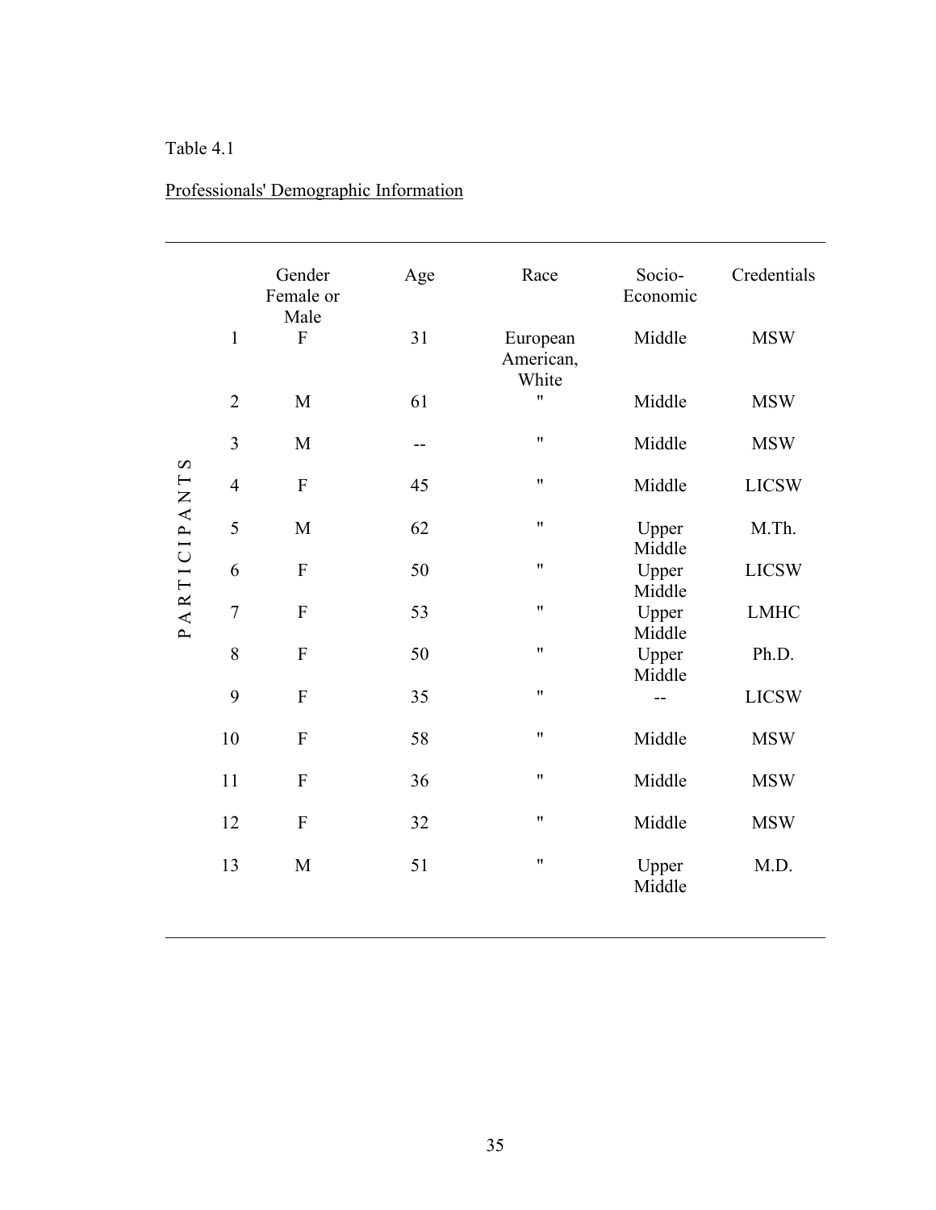Table 4.1

Professionals' Demographic Information

| PARTICIPANTS | Gender Female or Male | Age | Race | Socio-Economic | Credentials |
|---|---|---|---|---|---|
| 1 | F | 31 | European American, White | Middle | MSW |
| 2 | M | 61 | " | Middle | MSW |
| 3 | M | -- | " | Middle | MSW |
| 4 | F | 45 | " | Middle | LICSW |
| 5 | M | 62 | " | Upper Middle | M.Th. |
| 6 | F | 50 | " | Upper Middle | LICSW |
| 7 | F | 53 | " | Upper Middle | LMHC |
| 8 | F | 50 | " | Upper Middle | Ph.D. |
| 9 | F | 35 | " | -- | LICSW |
| 10 | F | 58 | " | Middle | MSW |
| 11 | F | 36 | " | Middle | MSW |
| 12 | F | 32 | " | Middle | MSW |
| 13 | M | 51 | " | Upper Middle | M.D. |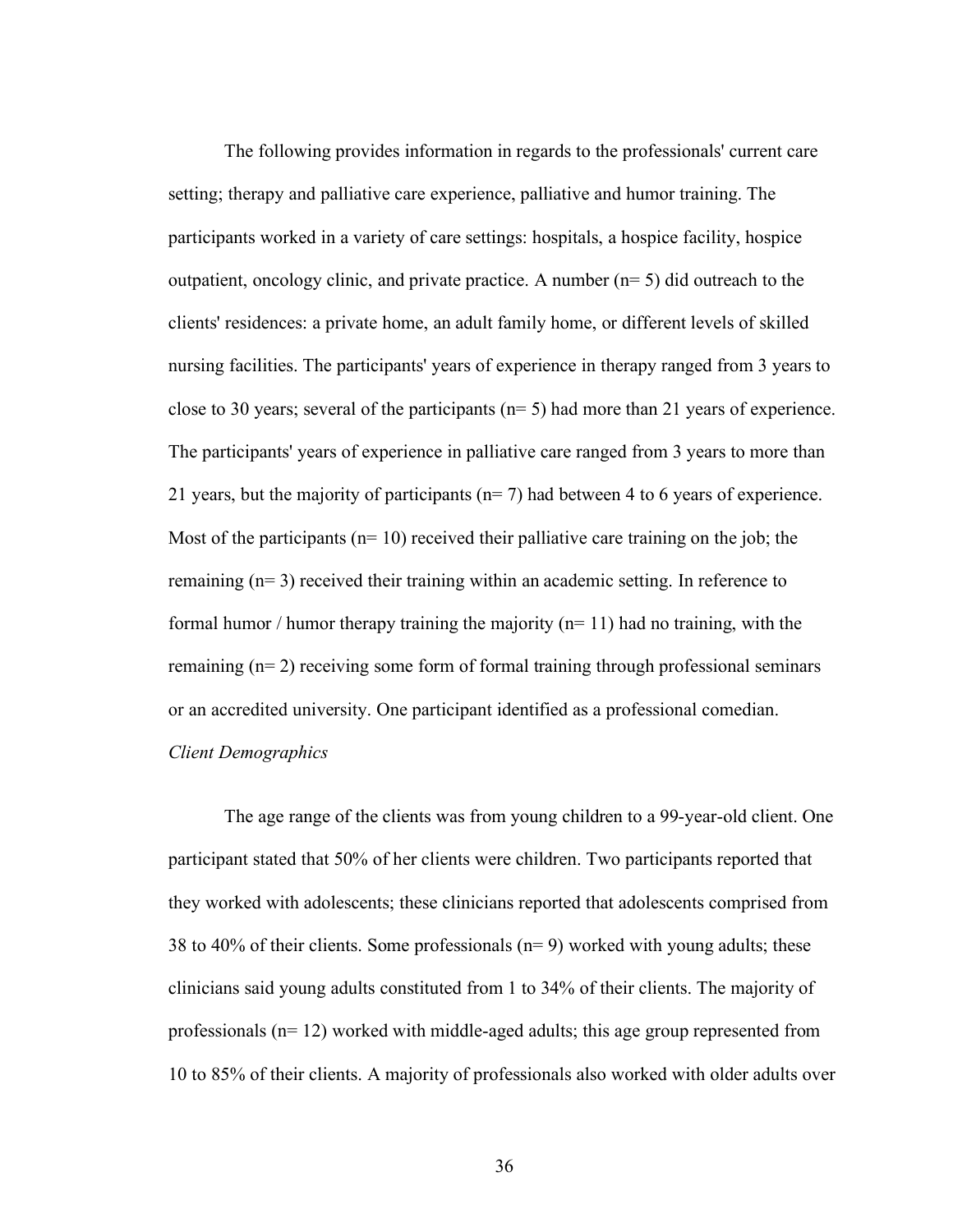The following provides information in regards to the professionals' current care setting; therapy and palliative care experience, palliative and humor training. The participants worked in a variety of care settings: hospitals, a hospice facility, hospice outpatient, oncology clinic, and private practice. A number (n= 5) did outreach to the clients' residences: a private home, an adult family home, or different levels of skilled nursing facilities. The participants' years of experience in therapy ranged from 3 years to close to 30 years; several of the participants (n= 5) had more than 21 years of experience. The participants' years of experience in palliative care ranged from 3 years to more than 21 years, but the majority of participants (n= 7) had between 4 to 6 years of experience. Most of the participants (n= 10) received their palliative care training on the job; the remaining (n= 3) received their training within an academic setting. In reference to formal humor / humor therapy training the majority (n= 11) had no training, with the remaining (n= 2) receiving some form of formal training through professional seminars or an accredited university. One participant identified as a professional comedian.

*Client Demographics*

The age range of the clients was from young children to a 99-year-old client. One participant stated that 50% of her clients were children. Two participants reported that they worked with adolescents; these clinicians reported that adolescents comprised from 38 to 40% of their clients. Some professionals (n= 9) worked with young adults; these clinicians said young adults constituted from 1 to 34% of their clients. The majority of professionals (n= 12) worked with middle-aged adults; this age group represented from 10 to 85% of their clients. A majority of professionals also worked with older adults over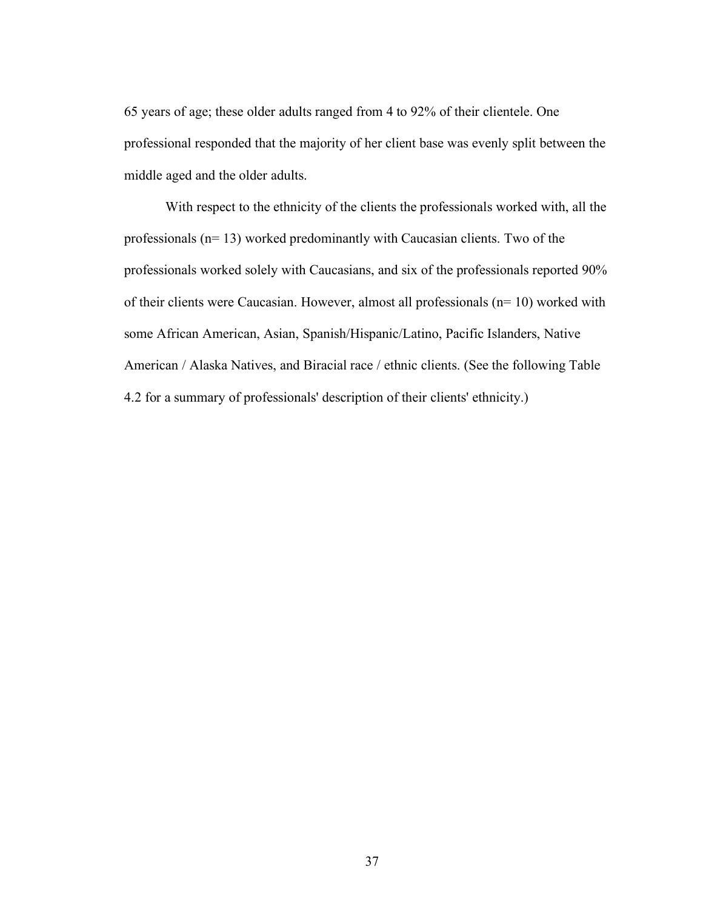65 years of age; these older adults ranged from 4 to 92% of their clientele. One professional responded that the majority of her client base was evenly split between the middle aged and the older adults.

With respect to the ethnicity of the clients the professionals worked with, all the professionals (n= 13) worked predominantly with Caucasian clients. Two of the professionals worked solely with Caucasians, and six of the professionals reported 90% of their clients were Caucasian. However, almost all professionals (n= 10) worked with some African American, Asian, Spanish/Hispanic/Latino, Pacific Islanders, Native American / Alaska Natives, and Biracial race / ethnic clients. (See the following Table 4.2 for a summary of professionals' description of their clients' ethnicity.)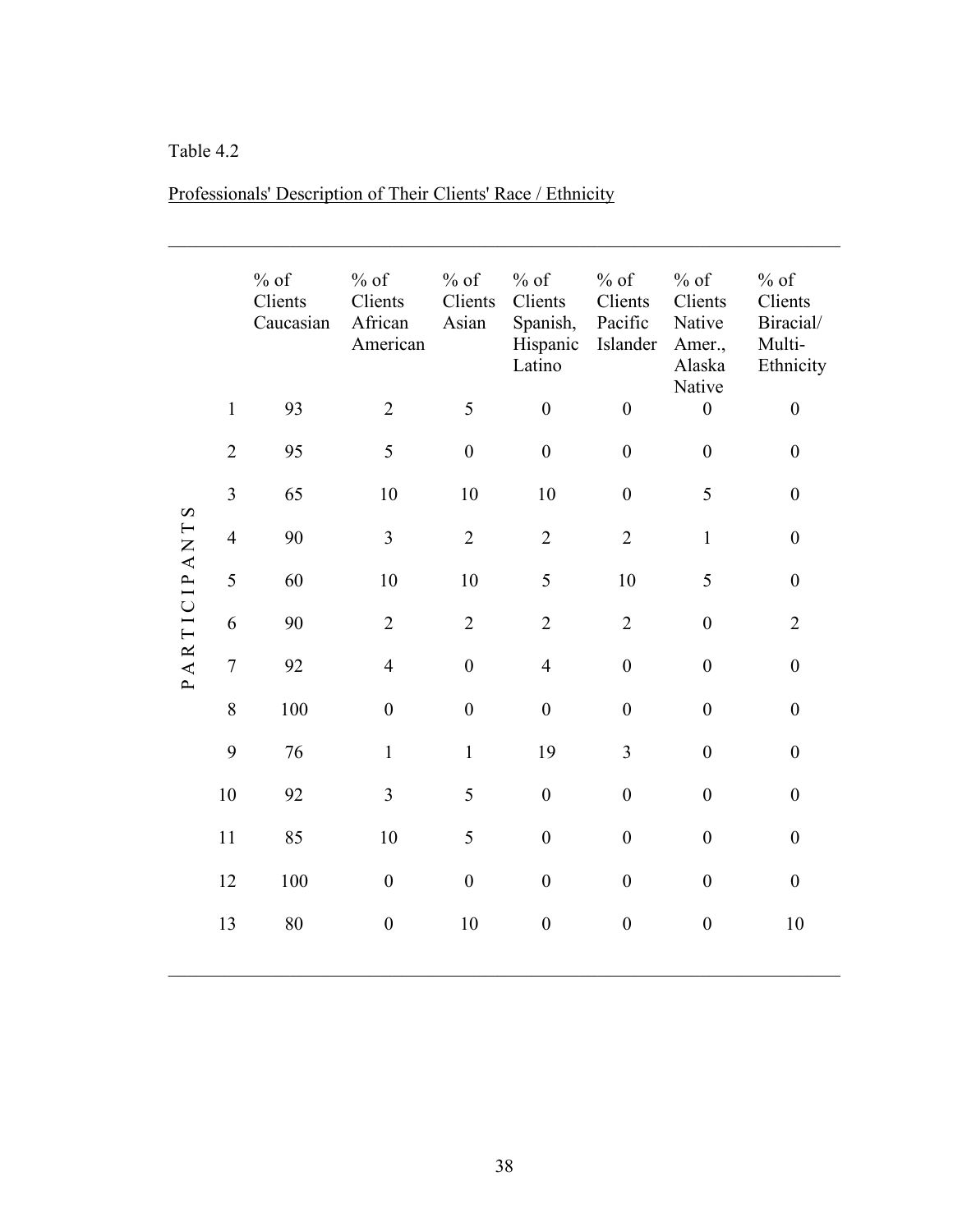Table 4.2

Professionals' Description of Their Clients' Race / Ethnicity

| PARTICIPANTS | % of Clients Caucasian | % of Clients African American | % of Clients Asian | % of Clients Spanish, Hispanic Latino | % of Clients Pacific Islander | % of Clients Native Amer., Alaska Native | % of Clients Biracial/ Multi-Ethnicity |
|---|---|---|---|---|---|---|---|
| 1 | 93 | 2 | 5 | 0 | 0 | 0 | 0 |
| 2 | 95 | 5 | 0 | 0 | 0 | 0 | 0 |
| 3 | 65 | 10 | 10 | 10 | 0 | 5 | 0 |
| 4 | 90 | 3 | 2 | 2 | 2 | 1 | 0 |
| 5 | 60 | 10 | 10 | 5 | 10 | 5 | 0 |
| 6 | 90 | 2 | 2 | 2 | 2 | 0 | 2 |
| 7 | 92 | 4 | 0 | 4 | 0 | 0 | 0 |
| 8 | 100 | 0 | 0 | 0 | 0 | 0 | 0 |
| 9 | 76 | 1 | 1 | 19 | 3 | 0 | 0 |
| 10 | 92 | 3 | 5 | 0 | 0 | 0 | 0 |
| 11 | 85 | 10 | 5 | 0 | 0 | 0 | 0 |
| 12 | 100 | 0 | 0 | 0 | 0 | 0 | 0 |
| 13 | 80 | 0 | 10 | 0 | 0 | 0 | 10 |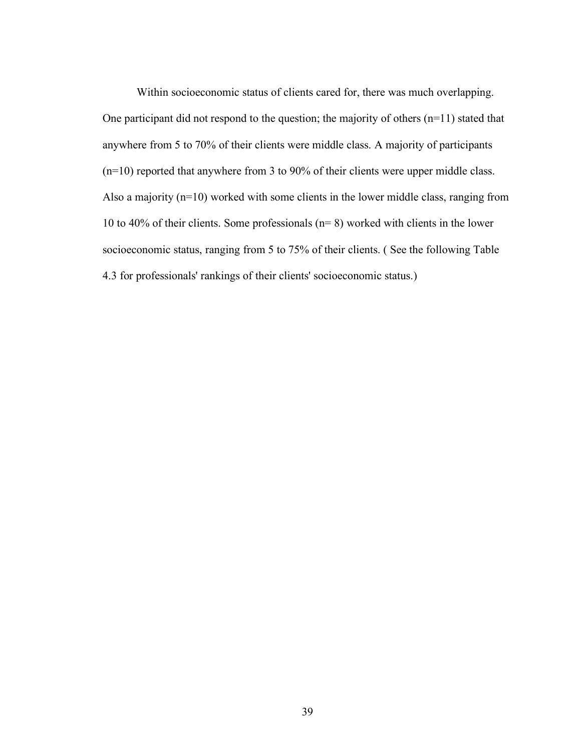Within socioeconomic status of clients cared for, there was much overlapping. One participant did not respond to the question; the majority of others (n=11) stated that anywhere from 5 to 70% of their clients were middle class. A majority of participants (n=10) reported that anywhere from 3 to 90% of their clients were upper middle class. Also a majority (n=10) worked with some clients in the lower middle class, ranging from 10 to 40% of their clients. Some professionals (n= 8) worked with clients in the lower socioeconomic status, ranging from 5 to 75% of their clients. ( See the following Table 4.3 for professionals' rankings of their clients' socioeconomic status.)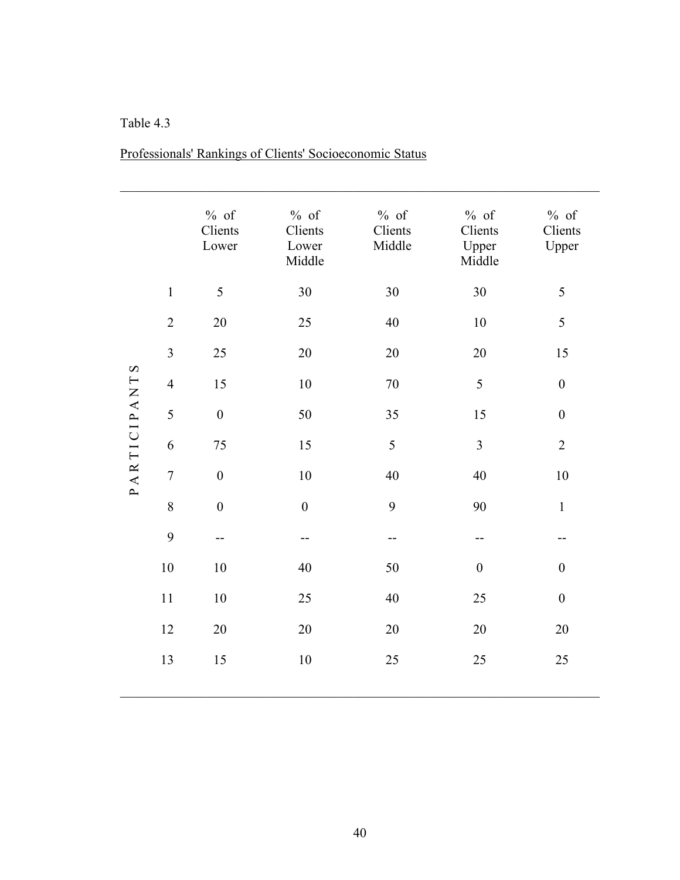Table 4.3

Professionals' Rankings of Clients' Socioeconomic Status

| PARTICIPANTS | % of Clients Lower | % of Clients Lower Middle | % of Clients Middle | % of Clients Upper Middle | % of Clients Upper |
|---|---|---|---|---|---|
| 1 | 5 | 30 | 30 | 30 | 5 |
| 2 | 20 | 25 | 40 | 10 | 5 |
| 3 | 25 | 20 | 20 | 20 | 15 |
| 4 | 15 | 10 | 70 | 5 | 0 |
| 5 | 0 | 50 | 35 | 15 | 0 |
| 6 | 75 | 15 | 5 | 3 | 2 |
| 7 | 0 | 10 | 40 | 40 | 10 |
| 8 | 0 | 0 | 9 | 90 | 1 |
| 9 | -- | -- | -- | -- | -- |
| 10 | 10 | 40 | 50 | 0 | 0 |
| 11 | 10 | 25 | 40 | 25 | 0 |
| 12 | 20 | 20 | 20 | 20 | 20 |
| 13 | 15 | 10 | 25 | 25 | 25 |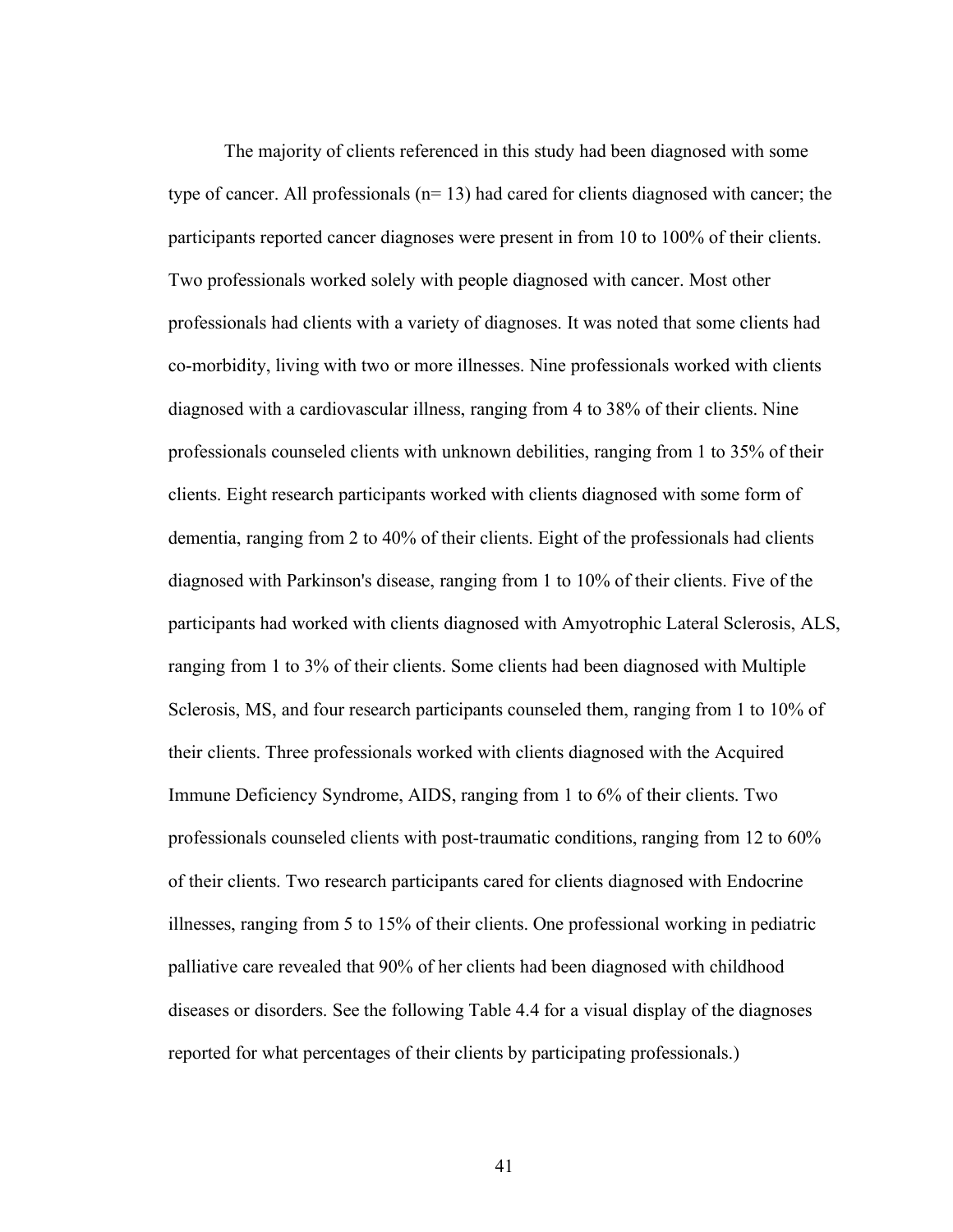The majority of clients referenced in this study had been diagnosed with some type of cancer. All professionals (n= 13) had cared for clients diagnosed with cancer; the participants reported cancer diagnoses were present in from 10 to 100% of their clients. Two professionals worked solely with people diagnosed with cancer. Most other professionals had clients with a variety of diagnoses. It was noted that some clients had co-morbidity, living with two or more illnesses. Nine professionals worked with clients diagnosed with a cardiovascular illness, ranging from 4 to 38% of their clients. Nine professionals counseled clients with unknown debilities, ranging from 1 to 35% of their clients. Eight research participants worked with clients diagnosed with some form of dementia, ranging from 2 to 40% of their clients. Eight of the professionals had clients diagnosed with Parkinson's disease, ranging from 1 to 10% of their clients. Five of the participants had worked with clients diagnosed with Amyotrophic Lateral Sclerosis, ALS, ranging from 1 to 3% of their clients. Some clients had been diagnosed with Multiple Sclerosis, MS, and four research participants counseled them, ranging from 1 to 10% of their clients. Three professionals worked with clients diagnosed with the Acquired Immune Deficiency Syndrome, AIDS, ranging from 1 to 6% of their clients. Two professionals counseled clients with post-traumatic conditions, ranging from 12 to 60% of their clients. Two research participants cared for clients diagnosed with Endocrine illnesses, ranging from 5 to 15% of their clients. One professional working in pediatric palliative care revealed that 90% of her clients had been diagnosed with childhood diseases or disorders. See the following Table 4.4 for a visual display of the diagnoses reported for what percentages of their clients by participating professionals.)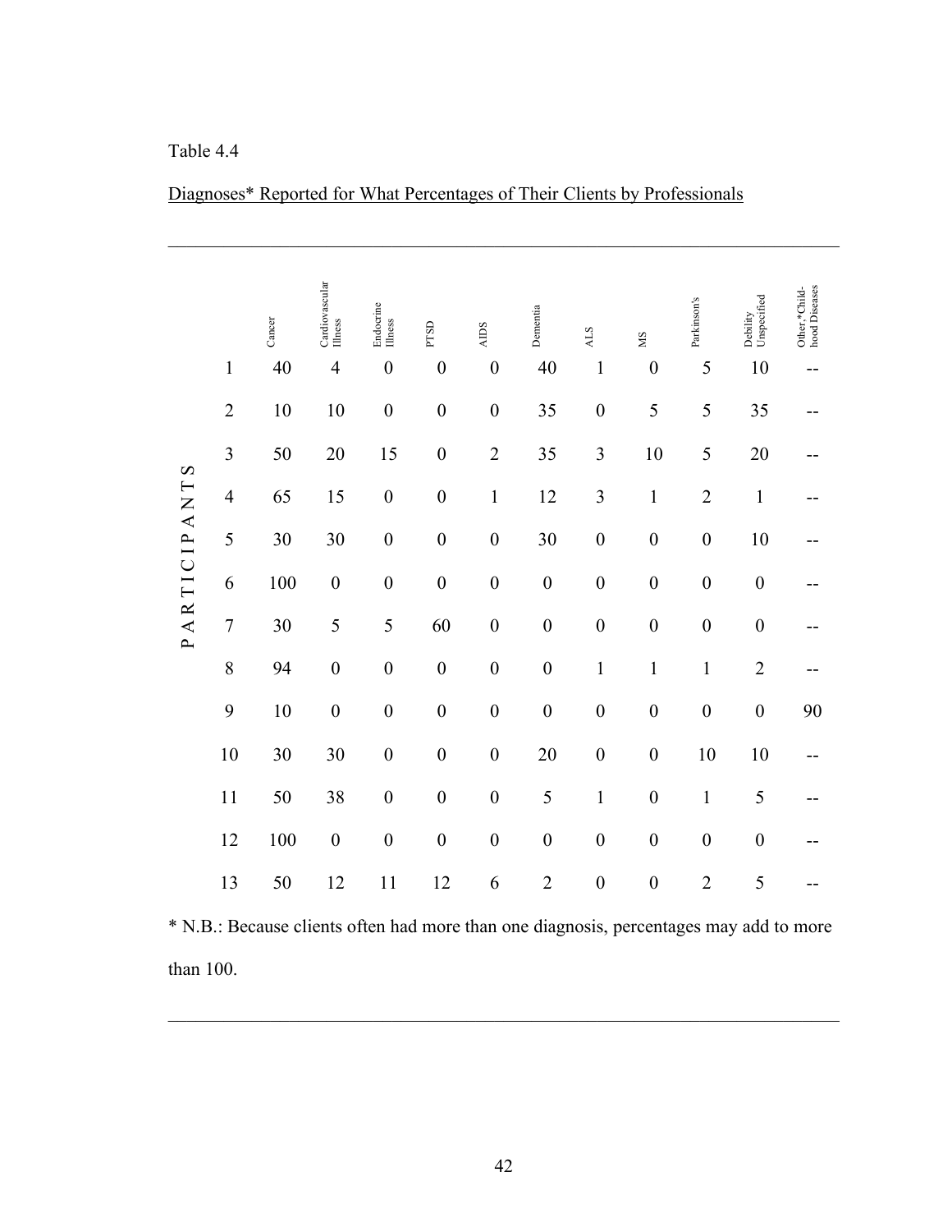Table 4.4

Diagnoses* Reported for What Percentages of Their Clients by Professionals

| PARTICIPANTS | Cancer | Cardiovascular Illness | Endocrine Illness | PTSD | AIDS | Dementia | ALS | MS | Parkinson's | Debility Unspecified | Other,*Child-hood Diseases |
|---|---|---|---|---|---|---|---|---|---|---|---|
| 1 | 40 | 4 | 0 | 0 | 0 | 40 | 1 | 0 | 5 | 10 | -- |
| 2 | 10 | 10 | 0 | 0 | 0 | 35 | 0 | 5 | 5 | 35 | -- |
| 3 | 50 | 20 | 15 | 0 | 2 | 35 | 3 | 10 | 5 | 20 | -- |
| 4 | 65 | 15 | 0 | 0 | 1 | 12 | 3 | 1 | 2 | 1 | -- |
| 5 | 30 | 30 | 0 | 0 | 0 | 30 | 0 | 0 | 0 | 10 | -- |
| 6 | 100 | 0 | 0 | 0 | 0 | 0 | 0 | 0 | 0 | 0 | -- |
| 7 | 30 | 5 | 5 | 60 | 0 | 0 | 0 | 0 | 0 | 0 | -- |
| 8 | 94 | 0 | 0 | 0 | 0 | 0 | 1 | 1 | 1 | 2 | -- |
| 9 | 10 | 0 | 0 | 0 | 0 | 0 | 0 | 0 | 0 | 0 | 90 |
| 10 | 30 | 30 | 0 | 0 | 0 | 20 | 0 | 0 | 10 | 10 | -- |
| 11 | 50 | 38 | 0 | 0 | 0 | 5 | 1 | 0 | 1 | 5 | -- |
| 12 | 100 | 0 | 0 | 0 | 0 | 0 | 0 | 0 | 0 | 0 | -- |
| 13 | 50 | 12 | 11 | 12 | 6 | 2 | 0 | 0 | 2 | 5 | -- |

* N.B.: Because clients often had more than one diagnosis, percentages may add to more than 100.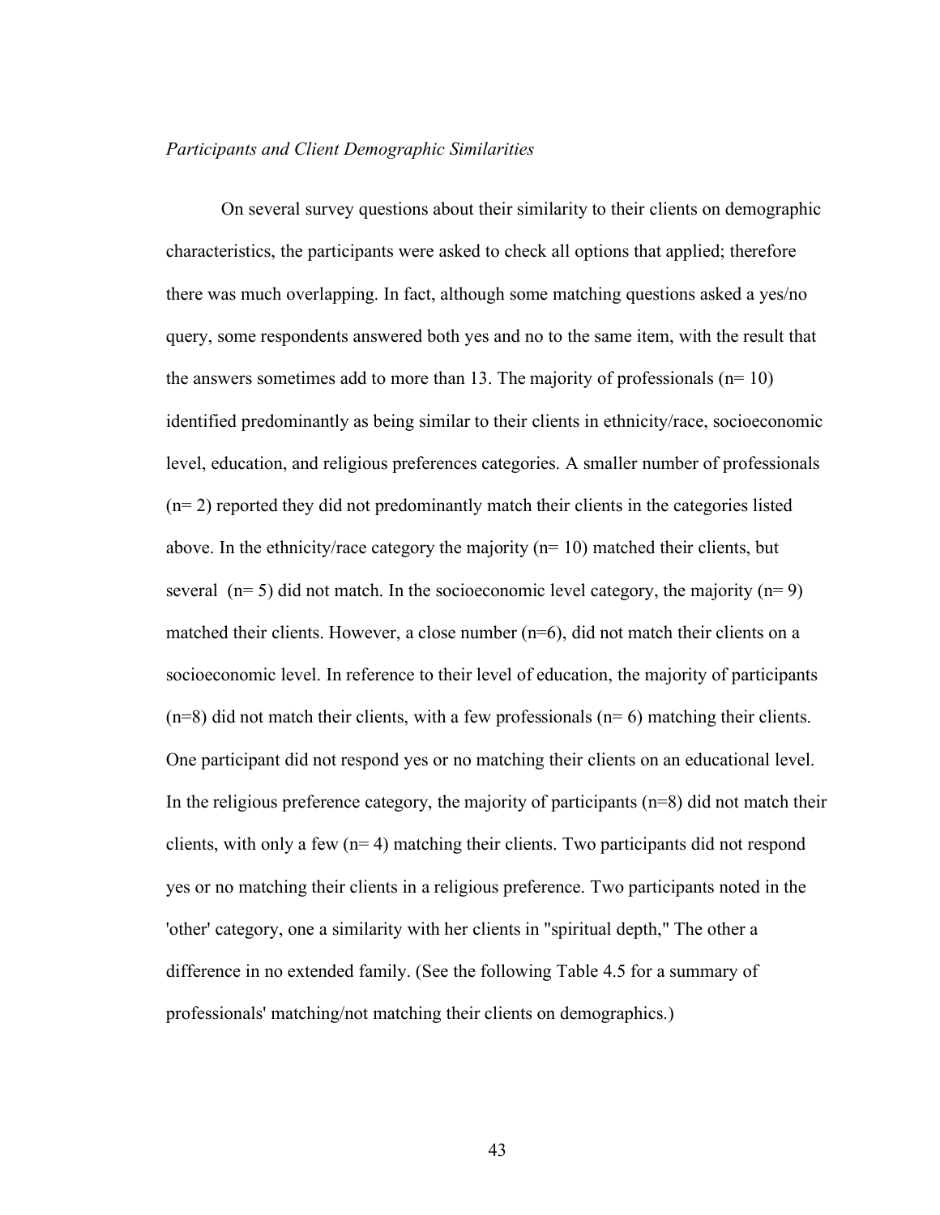*Participants and Client Demographic Similarities*

On several survey questions about their similarity to their clients on demographic characteristics, the participants were asked to check all options that applied; therefore there was much overlapping. In fact, although some matching questions asked a yes/no query, some respondents answered both yes and no to the same item, with the result that the answers sometimes add to more than 13. The majority of professionals (n= 10) identified predominantly as being similar to their clients in ethnicity/race, socioeconomic level, education, and religious preferences categories. A smaller number of professionals (n= 2) reported they did not predominantly match their clients in the categories listed above. In the ethnicity/race category the majority (n= 10) matched their clients, but several (n= 5) did not match. In the socioeconomic level category, the majority (n= 9) matched their clients. However, a close number (n=6), did not match their clients on a socioeconomic level. In reference to their level of education, the majority of participants (n=8) did not match their clients, with a few professionals (n= 6) matching their clients. One participant did not respond yes or no matching their clients on an educational level. In the religious preference category, the majority of participants (n=8) did not match their clients, with only a few (n= 4) matching their clients. Two participants did not respond yes or no matching their clients in a religious preference. Two participants noted in the 'other' category, one a similarity with her clients in "spiritual depth," The other a difference in no extended family. (See the following Table 4.5 for a summary of professionals' matching/not matching their clients on demographics.)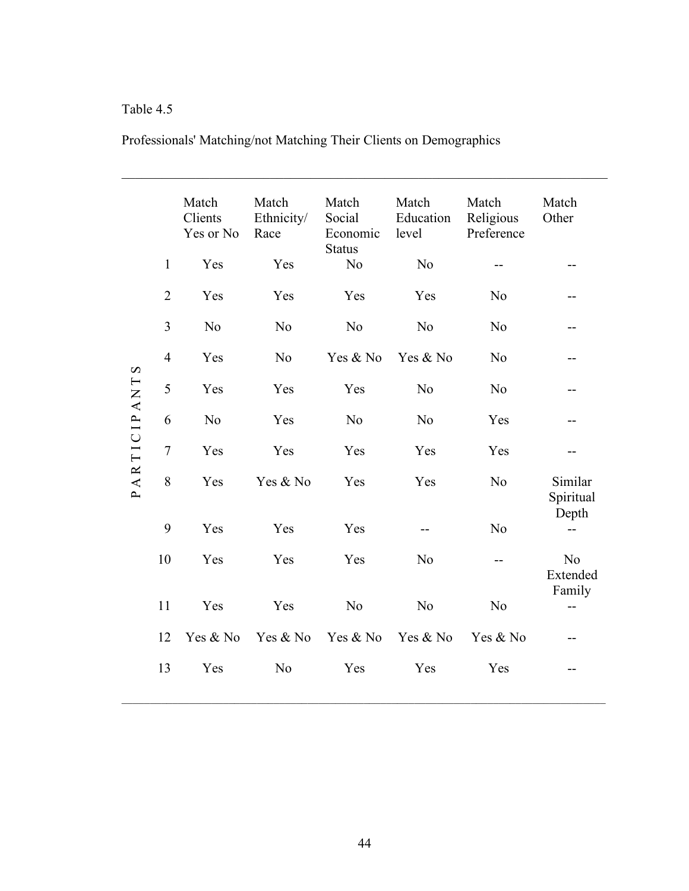Table 4.5

Professionals' Matching/not Matching Their Clients on Demographics

| PARTICIPANTS | Match Clients Yes or No | Match Ethnicity/ Race | Match Social Economic Status | Match Education level | Match Religious Preference | Match Other |
|---|---|---|---|---|---|---|
| 1 | Yes | Yes | No | No | -- | -- |
| 2 | Yes | Yes | Yes | Yes | No | -- |
| 3 | No | No | No | No | No | -- |
| 4 | Yes | No | Yes & No | Yes & No | No | -- |
| 5 | Yes | Yes | Yes | No | No | -- |
| 6 | No | Yes | No | No | Yes | -- |
| 7 | Yes | Yes | Yes | Yes | Yes | -- |
| 8 | Yes | Yes & No | Yes | Yes | No | Similar Spiritual Depth |
| 9 | Yes | Yes | Yes | -- | No | -- |
| 10 | Yes | Yes | Yes | No | -- | No Extended Family |
| 11 | Yes | Yes | No | No | No | -- |
| 12 | Yes & No | Yes & No | Yes & No | Yes & No | Yes & No | -- |
| 13 | Yes | No | Yes | Yes | Yes | -- |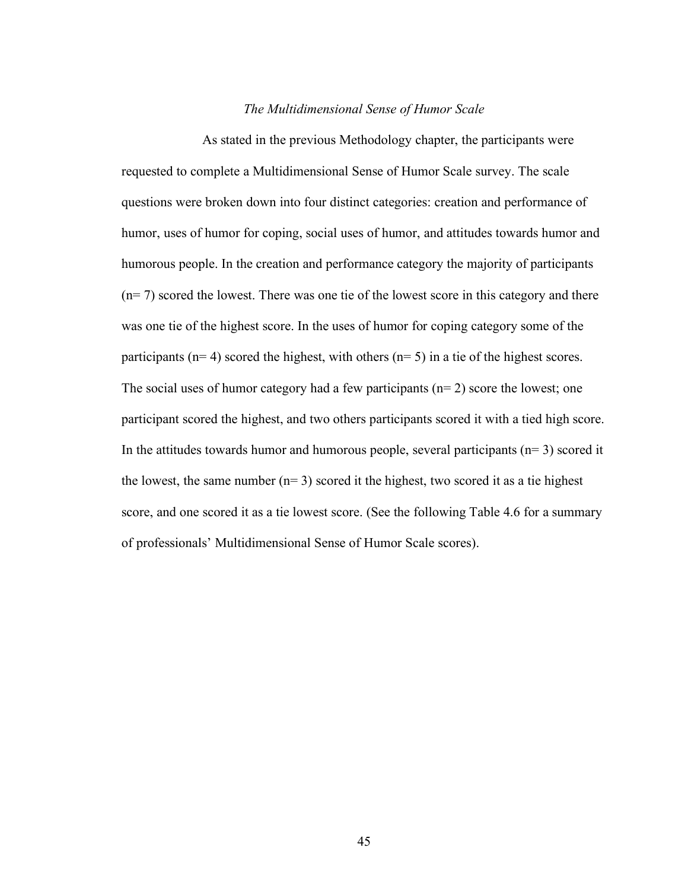### *The Multidimensional Sense of Humor Scale*

As stated in the previous Methodology chapter, the participants were requested to complete a Multidimensional Sense of Humor Scale survey. The scale questions were broken down into four distinct categories: creation and performance of humor, uses of humor for coping, social uses of humor, and attitudes towards humor and humorous people. In the creation and performance category the majority of participants (n= 7) scored the lowest. There was one tie of the lowest score in this category and there was one tie of the highest score. In the uses of humor for coping category some of the participants (n= 4) scored the highest, with others (n= 5) in a tie of the highest scores. The social uses of humor category had a few participants (n= 2) score the lowest; one participant scored the highest, and two others participants scored it with a tied high score. In the attitudes towards humor and humorous people, several participants (n= 3) scored it the lowest, the same number (n= 3) scored it the highest, two scored it as a tie highest score, and one scored it as a tie lowest score. (See the following Table 4.6 for a summary of professionals' Multidimensional Sense of Humor Scale scores).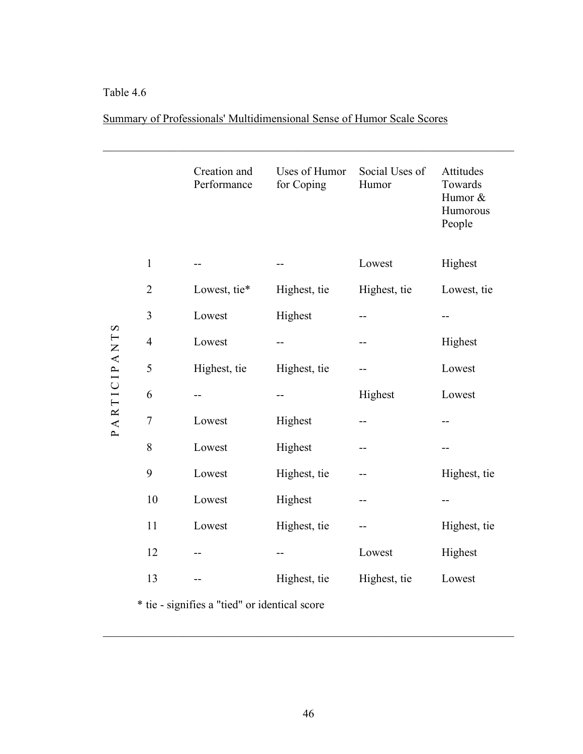Table 4.6

Summary of Professionals' Multidimensional Sense of Humor Scale Scores

| PARTICIPANTS | Creation and Performance | Uses of Humor for Coping | Social Uses of Humor | Attitudes Towards Humor & Humorous People |
|---|---|---|---|---|
| 1 | -- | -- | Lowest | Highest |
| 2 | Lowest, tie* | Highest, tie | Highest, tie | Lowest, tie |
| 3 | Lowest | Highest | -- | -- |
| 4 | Lowest | -- | -- | Highest |
| 5 | Highest, tie | Highest, tie | -- | Lowest |
| 6 | -- | -- | Highest | Lowest |
| 7 | Lowest | Highest | -- | -- |
| 8 | Lowest | Highest | -- | -- |
| 9 | Lowest | Highest, tie | -- | Highest, tie |
| 10 | Lowest | Highest | -- | -- |
| 11 | Lowest | Highest, tie | -- | Highest, tie |
| 12 | -- | -- | Lowest | Highest |
| 13 | -- | Highest, tie | Highest, tie | Lowest |

* tie - signifies a "tied" or identical score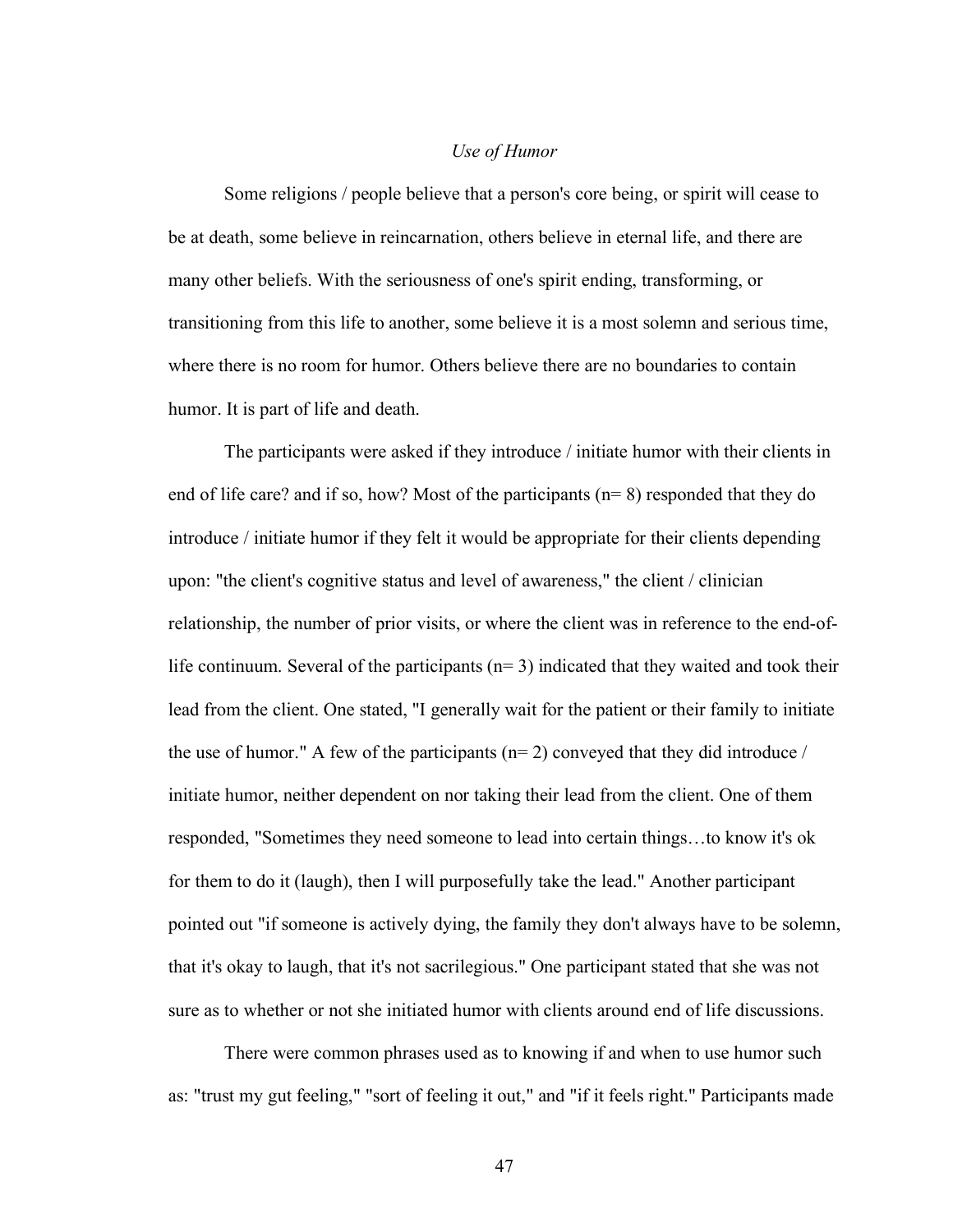### *Use of Humor*

Some religions / people believe that a person's core being, or spirit will cease to be at death, some believe in reincarnation, others believe in eternal life, and there are many other beliefs. With the seriousness of one's spirit ending, transforming, or transitioning from this life to another, some believe it is a most solemn and serious time, where there is no room for humor. Others believe there are no boundaries to contain humor. It is part of life and death.

The participants were asked if they introduce / initiate humor with their clients in end of life care? and if so, how? Most of the participants (n= 8) responded that they do introduce / initiate humor if they felt it would be appropriate for their clients depending upon: "the client's cognitive status and level of awareness," the client / clinician relationship, the number of prior visits, or where the client was in reference to the end-of-life continuum. Several of the participants (n= 3) indicated that they waited and took their lead from the client. One stated, "I generally wait for the patient or their family to initiate the use of humor." A few of the participants (n= 2) conveyed that they did introduce / initiate humor, neither dependent on nor taking their lead from the client. One of them responded, "Sometimes they need someone to lead into certain things…to know it's ok for them to do it (laugh), then I will purposefully take the lead." Another participant pointed out "if someone is actively dying, the family they don't always have to be solemn, that it's okay to laugh, that it's not sacrilegious." One participant stated that she was not sure as to whether or not she initiated humor with clients around end of life discussions.

There were common phrases used as to knowing if and when to use humor such as: "trust my gut feeling," "sort of feeling it out," and "if it feels right." Participants made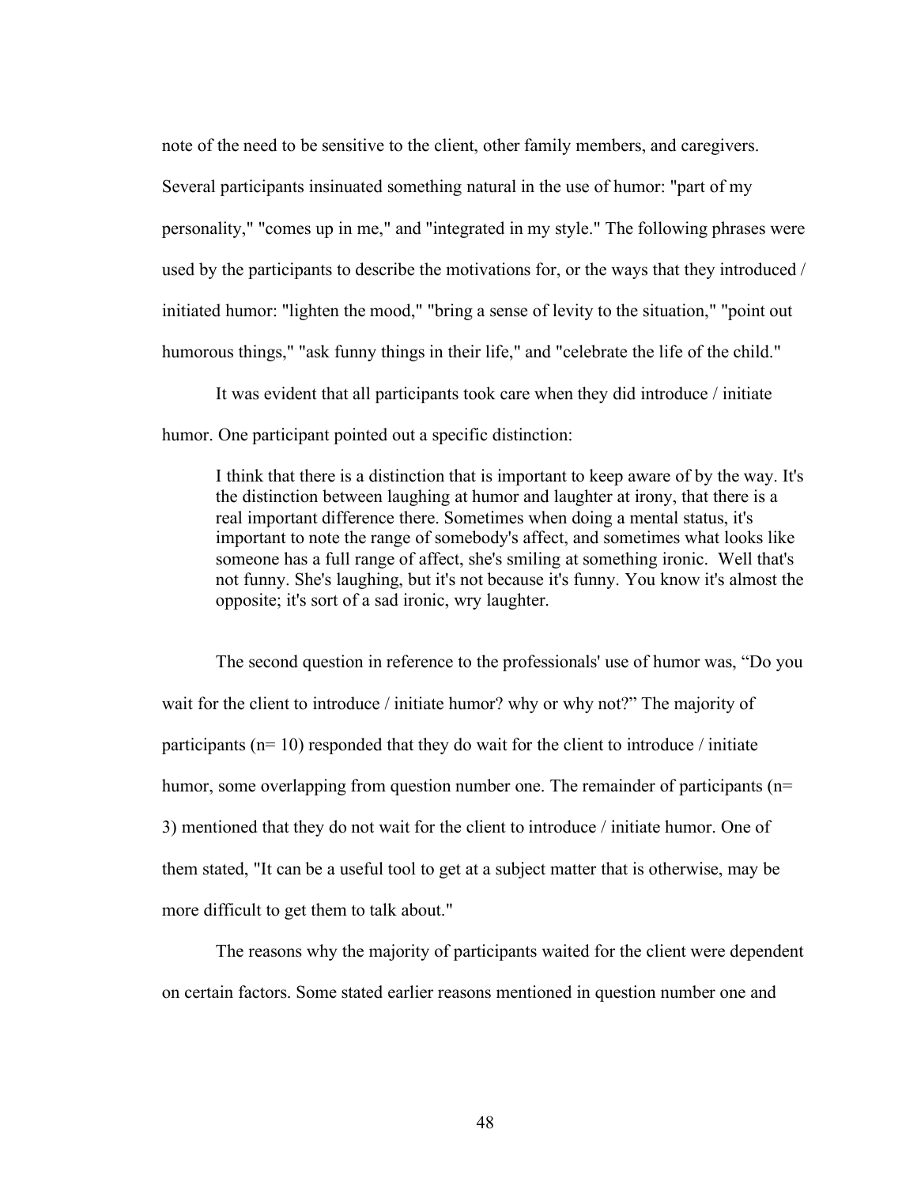note of the need to be sensitive to the client, other family members, and caregivers. Several participants insinuated something natural in the use of humor: "part of my personality," "comes up in me," and "integrated in my style." The following phrases were used by the participants to describe the motivations for, or the ways that they introduced / initiated humor: "lighten the mood," "bring a sense of levity to the situation," "point out humorous things," "ask funny things in their life," and "celebrate the life of the child."

It was evident that all participants took care when they did introduce / initiate humor. One participant pointed out a specific distinction:

> I think that there is a distinction that is important to keep aware of by the way. It's the distinction between laughing at humor and laughter at irony, that there is a real important difference there. Sometimes when doing a mental status, it's important to note the range of somebody's affect, and sometimes what looks like someone has a full range of affect, she's smiling at something ironic. Well that's not funny. She's laughing, but it's not because it's funny. You know it's almost the opposite; it's sort of a sad ironic, wry laughter.

The second question in reference to the professionals' use of humor was, "Do you wait for the client to introduce / initiate humor? why or why not?" The majority of participants (n= 10) responded that they do wait for the client to introduce / initiate humor, some overlapping from question number one. The remainder of participants (n= 3) mentioned that they do not wait for the client to introduce / initiate humor. One of them stated, "It can be a useful tool to get at a subject matter that is otherwise, may be more difficult to get them to talk about."

The reasons why the majority of participants waited for the client were dependent on certain factors. Some stated earlier reasons mentioned in question number one and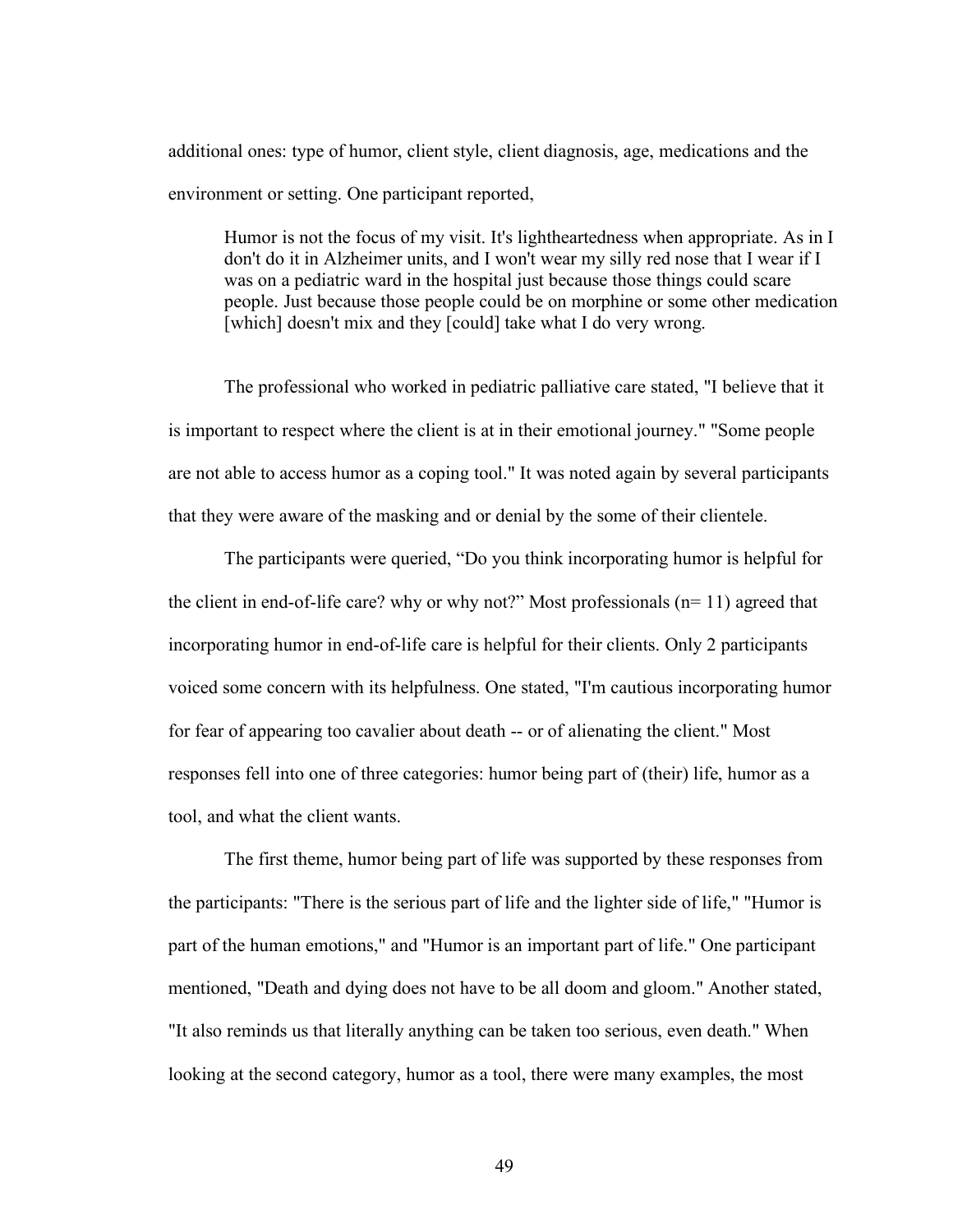additional ones: type of humor, client style, client diagnosis, age, medications and the environment or setting. One participant reported,

> Humor is not the focus of my visit. It's lightheartedness when appropriate. As in I don't do it in Alzheimer units, and I won't wear my silly red nose that I wear if I was on a pediatric ward in the hospital just because those things could scare people. Just because those people could be on morphine or some other medication [which] doesn't mix and they [could] take what I do very wrong.

The professional who worked in pediatric palliative care stated, "I believe that it is important to respect where the client is at in their emotional journey." "Some people are not able to access humor as a coping tool." It was noted again by several participants that they were aware of the masking and or denial by the some of their clientele.

The participants were queried, "Do you think incorporating humor is helpful for the client in end-of-life care? why or why not?" Most professionals (n= 11) agreed that incorporating humor in end-of-life care is helpful for their clients. Only 2 participants voiced some concern with its helpfulness. One stated, "I'm cautious incorporating humor for fear of appearing too cavalier about death -- or of alienating the client." Most responses fell into one of three categories: humor being part of (their) life, humor as a tool, and what the client wants.

The first theme, humor being part of life was supported by these responses from the participants: "There is the serious part of life and the lighter side of life," "Humor is part of the human emotions," and "Humor is an important part of life." One participant mentioned, "Death and dying does not have to be all doom and gloom." Another stated, "It also reminds us that literally anything can be taken too serious, even death." When looking at the second category, humor as a tool, there were many examples, the most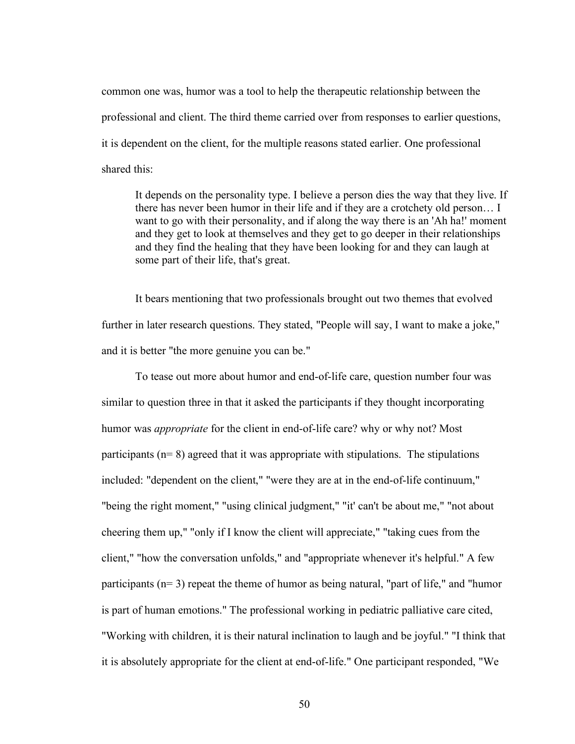common one was, humor was a tool to help the therapeutic relationship between the professional and client. The third theme carried over from responses to earlier questions, it is dependent on the client, for the multiple reasons stated earlier. One professional shared this:

> It depends on the personality type. I believe a person dies the way that they live. If there has never been humor in their life and if they are a crotchety old person… I want to go with their personality, and if along the way there is an 'Ah ha!' moment and they get to look at themselves and they get to go deeper in their relationships and they find the healing that they have been looking for and they can laugh at some part of their life, that's great.

It bears mentioning that two professionals brought out two themes that evolved further in later research questions. They stated, "People will say, I want to make a joke," and it is better "the more genuine you can be."

To tease out more about humor and end-of-life care, question number four was similar to question three in that it asked the participants if they thought incorporating humor was *appropriate* for the client in end-of-life care? why or why not? Most participants (n= 8) agreed that it was appropriate with stipulations. The stipulations included: "dependent on the client," "were they are at in the end-of-life continuum," "being the right moment," "using clinical judgment," "it' can't be about me," "not about cheering them up," "only if I know the client will appreciate," "taking cues from the client," "how the conversation unfolds," and "appropriate whenever it's helpful." A few participants (n= 3) repeat the theme of humor as being natural, "part of life," and "humor is part of human emotions." The professional working in pediatric palliative care cited, "Working with children, it is their natural inclination to laugh and be joyful." "I think that it is absolutely appropriate for the client at end-of-life." One participant responded, "We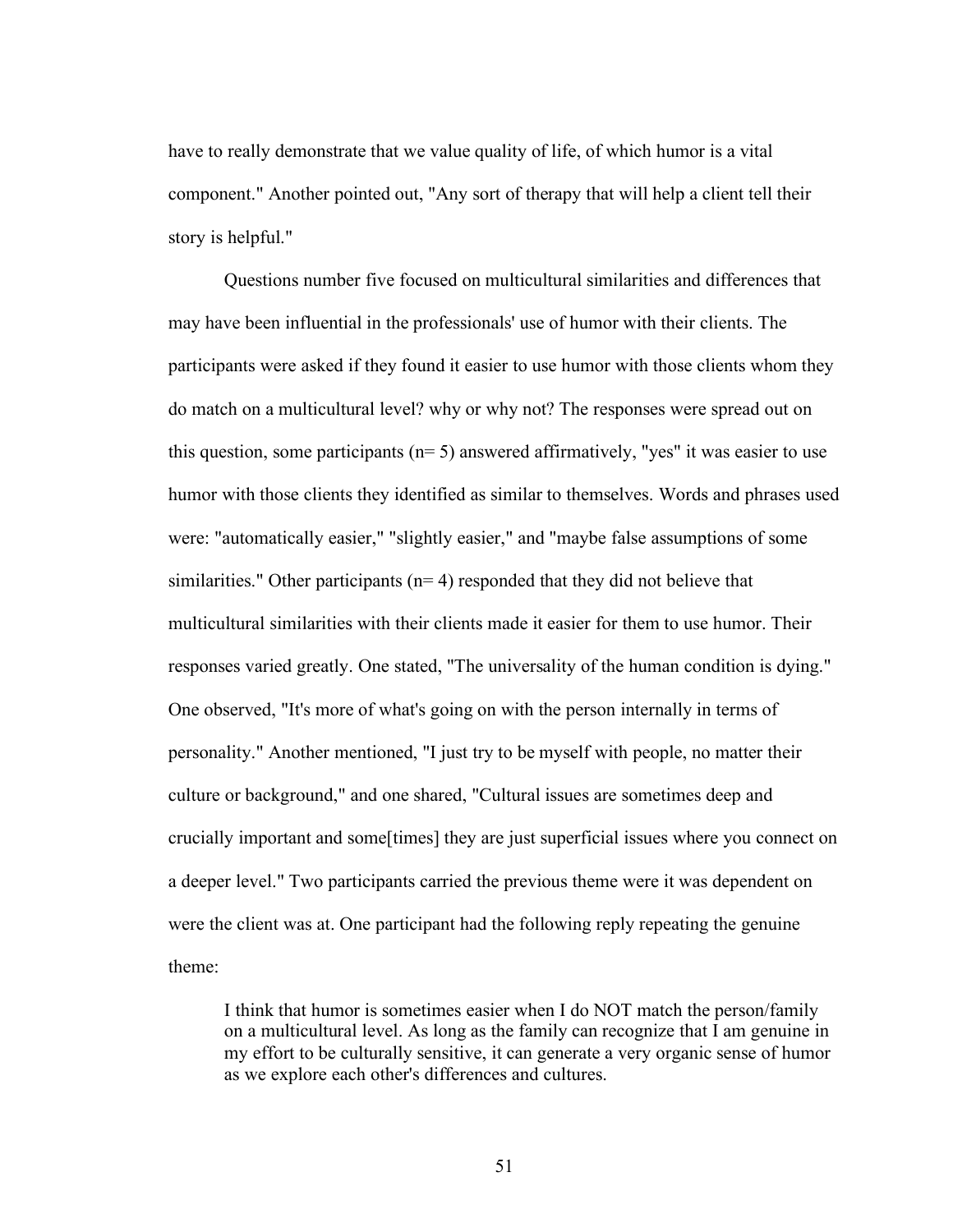have to really demonstrate that we value quality of life, of which humor is a vital component." Another pointed out, "Any sort of therapy that will help a client tell their story is helpful."

Questions number five focused on multicultural similarities and differences that may have been influential in the professionals' use of humor with their clients. The participants were asked if they found it easier to use humor with those clients whom they do match on a multicultural level? why or why not? The responses were spread out on this question, some participants (n= 5) answered affirmatively, "yes" it was easier to use humor with those clients they identified as similar to themselves. Words and phrases used were: "automatically easier," "slightly easier," and "maybe false assumptions of some similarities." Other participants (n= 4) responded that they did not believe that multicultural similarities with their clients made it easier for them to use humor. Their responses varied greatly. One stated, "The universality of the human condition is dying." One observed, "It's more of what's going on with the person internally in terms of personality." Another mentioned, "I just try to be myself with people, no matter their culture or background," and one shared, "Cultural issues are sometimes deep and crucially important and some[times] they are just superficial issues where you connect on a deeper level." Two participants carried the previous theme were it was dependent on were the client was at. One participant had the following reply repeating the genuine theme:

> I think that humor is sometimes easier when I do NOT match the person/family on a multicultural level. As long as the family can recognize that I am genuine in my effort to be culturally sensitive, it can generate a very organic sense of humor as we explore each other's differences and cultures.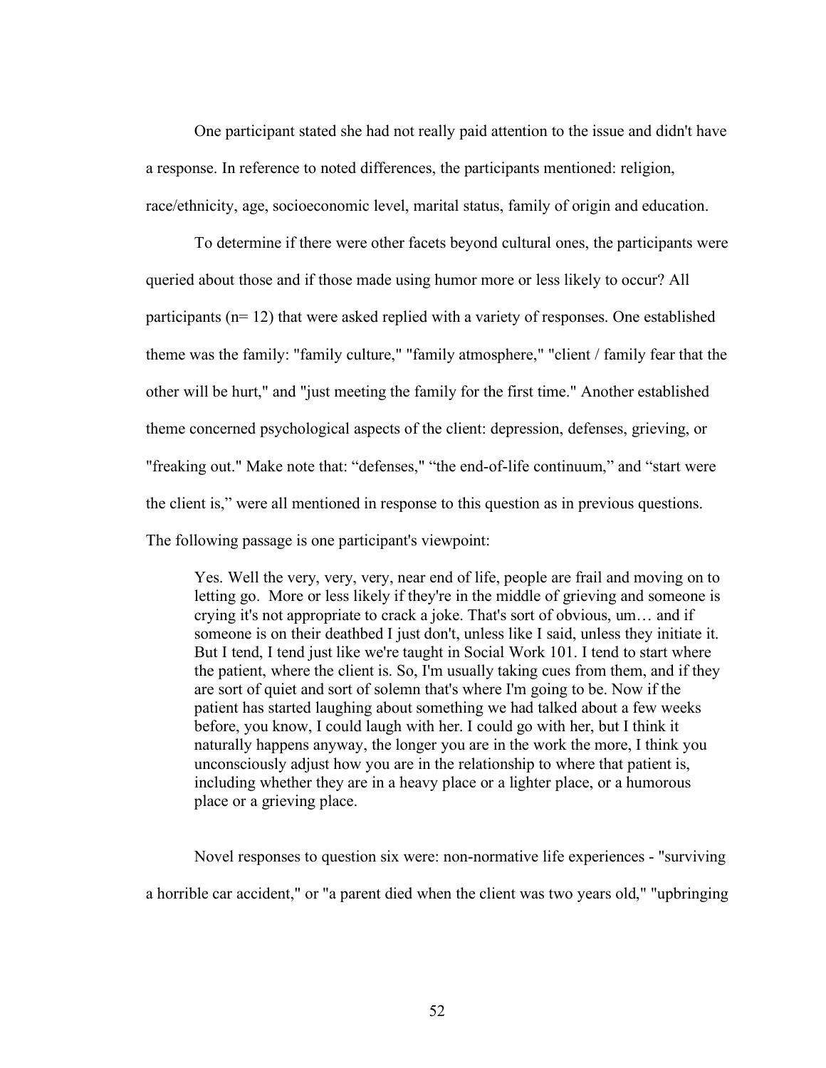One participant stated she had not really paid attention to the issue and didn't have a response. In reference to noted differences, the participants mentioned: religion, race/ethnicity, age, socioeconomic level, marital status, family of origin and education.

To determine if there were other facets beyond cultural ones, the participants were queried about those and if those made using humor more or less likely to occur? All participants (n= 12) that were asked replied with a variety of responses. One established theme was the family: "family culture," "family atmosphere," "client / family fear that the other will be hurt," and "just meeting the family for the first time." Another established theme concerned psychological aspects of the client: depression, defenses, grieving, or "freaking out." Make note that: “defenses," “the end-of-life continuum,” and “start were the client is,” were all mentioned in response to this question as in previous questions. The following passage is one participant's viewpoint:

> Yes. Well the very, very, very, near end of life, people are frail and moving on to letting go. More or less likely if they're in the middle of grieving and someone is crying it's not appropriate to crack a joke. That's sort of obvious, um… and if someone is on their deathbed I just don't, unless like I said, unless they initiate it. But I tend, I tend just like we're taught in Social Work 101. I tend to start where the patient, where the client is. So, I'm usually taking cues from them, and if they are sort of quiet and sort of solemn that's where I'm going to be. Now if the patient has started laughing about something we had talked about a few weeks before, you know, I could laugh with her. I could go with her, but I think it naturally happens anyway, the longer you are in the work the more, I think you unconsciously adjust how you are in the relationship to where that patient is, including whether they are in a heavy place or a lighter place, or a humorous place or a grieving place.

Novel responses to question six were: non-normative life experiences - "surviving a horrible car accident," or "a parent died when the client was two years old," "upbringing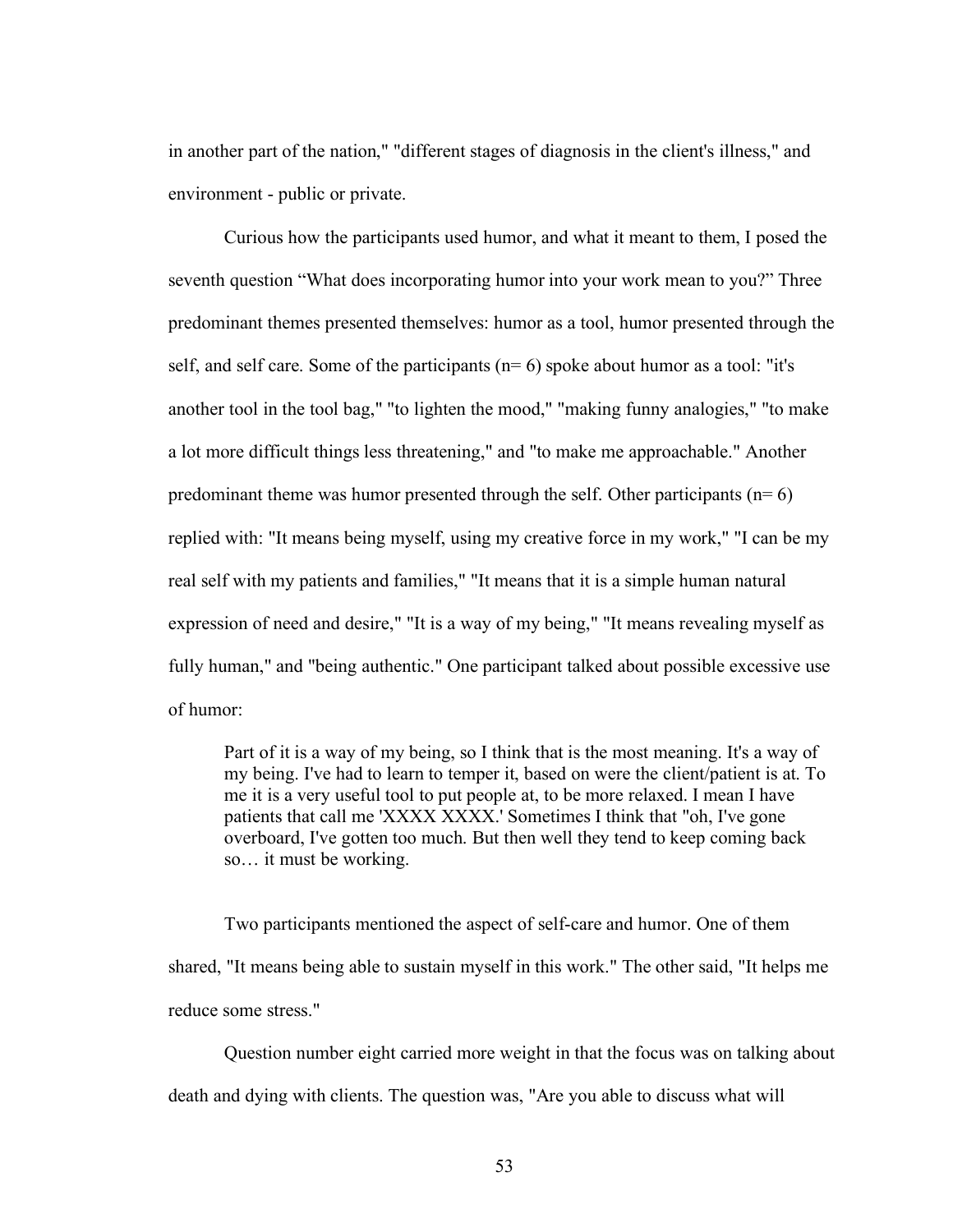in another part of the nation," "different stages of diagnosis in the client's illness," and environment - public or private.

Curious how the participants used humor, and what it meant to them, I posed the seventh question "What does incorporating humor into your work mean to you?" Three predominant themes presented themselves: humor as a tool, humor presented through the self, and self care. Some of the participants (n= 6) spoke about humor as a tool: "it's another tool in the tool bag," "to lighten the mood," "making funny analogies," "to make a lot more difficult things less threatening," and "to make me approachable." Another predominant theme was humor presented through the self. Other participants (n= 6) replied with: "It means being myself, using my creative force in my work," "I can be my real self with my patients and families," "It means that it is a simple human natural expression of need and desire," "It is a way of my being," "It means revealing myself as fully human," and "being authentic." One participant talked about possible excessive use of humor:

> Part of it is a way of my being, so I think that is the most meaning. It's a way of my being. I've had to learn to temper it, based on were the client/patient is at. To me it is a very useful tool to put people at, to be more relaxed. I mean I have patients that call me 'XXXX XXXX.' Sometimes I think that "oh, I've gone overboard, I've gotten too much. But then well they tend to keep coming back so… it must be working.

Two participants mentioned the aspect of self-care and humor. One of them shared, "It means being able to sustain myself in this work." The other said, "It helps me reduce some stress."

Question number eight carried more weight in that the focus was on talking about death and dying with clients. The question was, "Are you able to discuss what will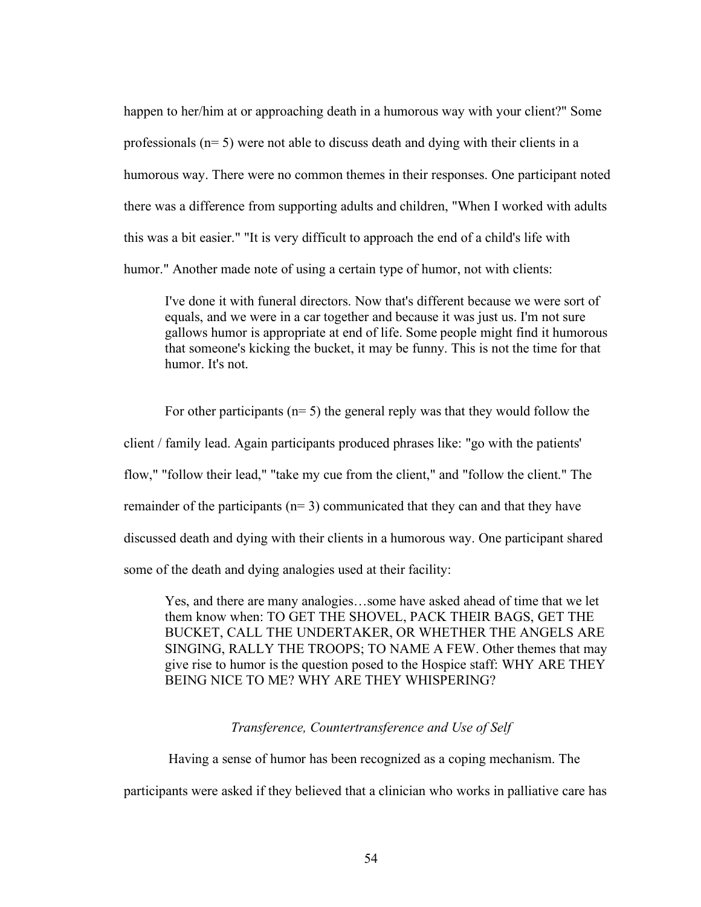happen to her/him at or approaching death in a humorous way with your client?" Some professionals (n= 5) were not able to discuss death and dying with their clients in a humorous way. There were no common themes in their responses. One participant noted there was a difference from supporting adults and children, "When I worked with adults this was a bit easier." "It is very difficult to approach the end of a child's life with humor." Another made note of using a certain type of humor, not with clients:

> I've done it with funeral directors. Now that's different because we were sort of equals, and we were in a car together and because it was just us. I'm not sure gallows humor is appropriate at end of life. Some people might find it humorous that someone's kicking the bucket, it may be funny. This is not the time for that humor. It's not.

For other participants (n= 5) the general reply was that they would follow the client / family lead. Again participants produced phrases like: "go with the patients' flow," "follow their lead," "take my cue from the client," and "follow the client." The remainder of the participants (n= 3) communicated that they can and that they have discussed death and dying with their clients in a humorous way. One participant shared some of the death and dying analogies used at their facility:

> Yes, and there are many analogies…some have asked ahead of time that we let them know when: TO GET THE SHOVEL, PACK THEIR BAGS, GET THE BUCKET, CALL THE UNDERTAKER, OR WHETHER THE ANGELS ARE SINGING, RALLY THE TROOPS; TO NAME A FEW. Other themes that may give rise to humor is the question posed to the Hospice staff: WHY ARE THEY BEING NICE TO ME? WHY ARE THEY WHISPERING?

### *Transference, Countertransference and Use of Self*

Having a sense of humor has been recognized as a coping mechanism. The participants were asked if they believed that a clinician who works in palliative care has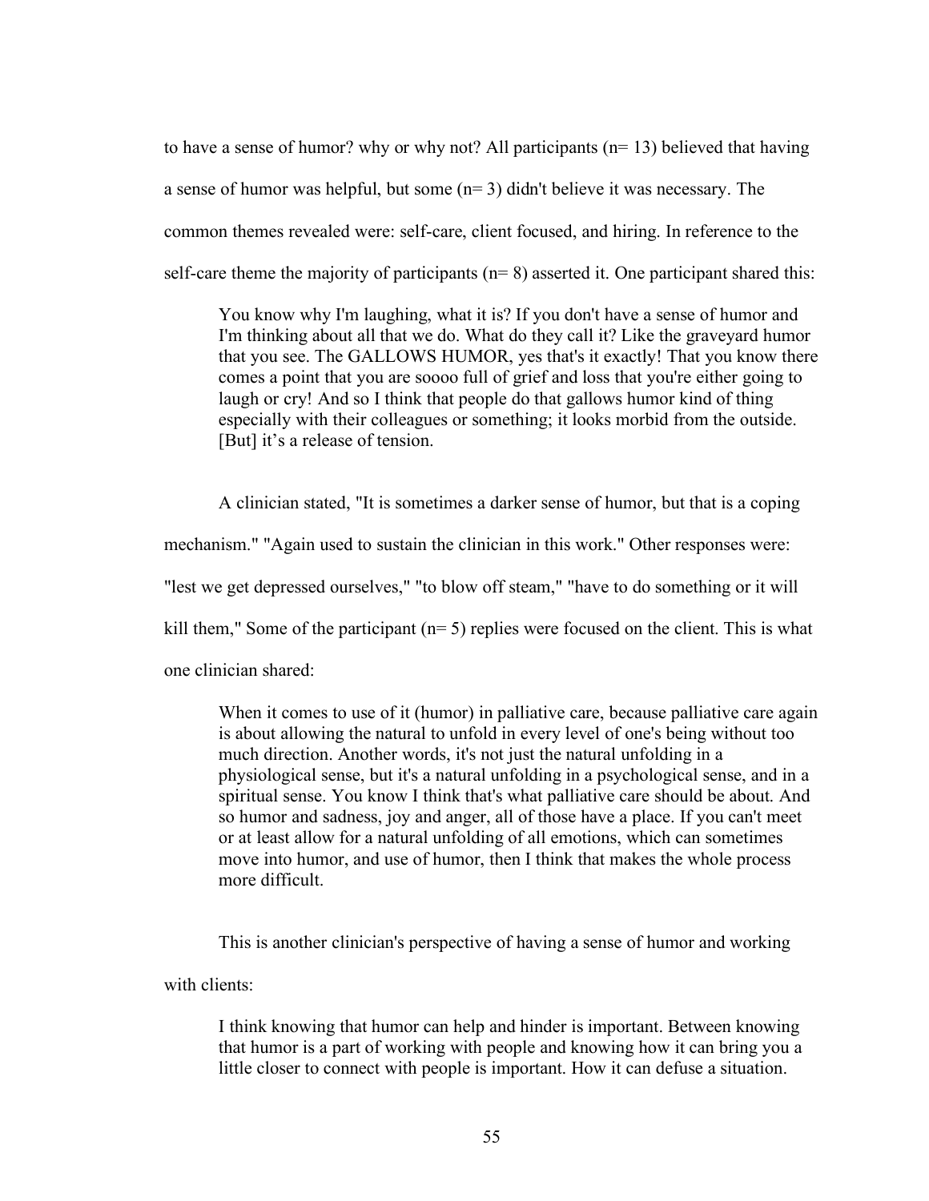to have a sense of humor? why or why not? All participants (n= 13) believed that having a sense of humor was helpful, but some (n= 3) didn't believe it was necessary. The common themes revealed were: self-care, client focused, and hiring. In reference to the self-care theme the majority of participants (n= 8) asserted it. One participant shared this:

> You know why I'm laughing, what it is? If you don't have a sense of humor and I'm thinking about all that we do. What do they call it? Like the graveyard humor that you see. The GALLOWS HUMOR, yes that's it exactly! That you know there comes a point that you are soooo full of grief and loss that you're either going to laugh or cry! And so I think that people do that gallows humor kind of thing especially with their colleagues or something; it looks morbid from the outside. [But] it's a release of tension.

A clinician stated, "It is sometimes a darker sense of humor, but that is a coping mechanism." "Again used to sustain the clinician in this work." Other responses were: "lest we get depressed ourselves," "to blow off steam," "have to do something or it will kill them," Some of the participant (n= 5) replies were focused on the client. This is what one clinician shared:

> When it comes to use of it (humor) in palliative care, because palliative care again is about allowing the natural to unfold in every level of one's being without too much direction. Another words, it's not just the natural unfolding in a physiological sense, but it's a natural unfolding in a psychological sense, and in a spiritual sense. You know I think that's what palliative care should be about. And so humor and sadness, joy and anger, all of those have a place. If you can't meet or at least allow for a natural unfolding of all emotions, which can sometimes move into humor, and use of humor, then I think that makes the whole process more difficult.

This is another clinician's perspective of having a sense of humor and working with clients:

> I think knowing that humor can help and hinder is important. Between knowing that humor is a part of working with people and knowing how it can bring you a little closer to connect with people is important. How it can defuse a situation.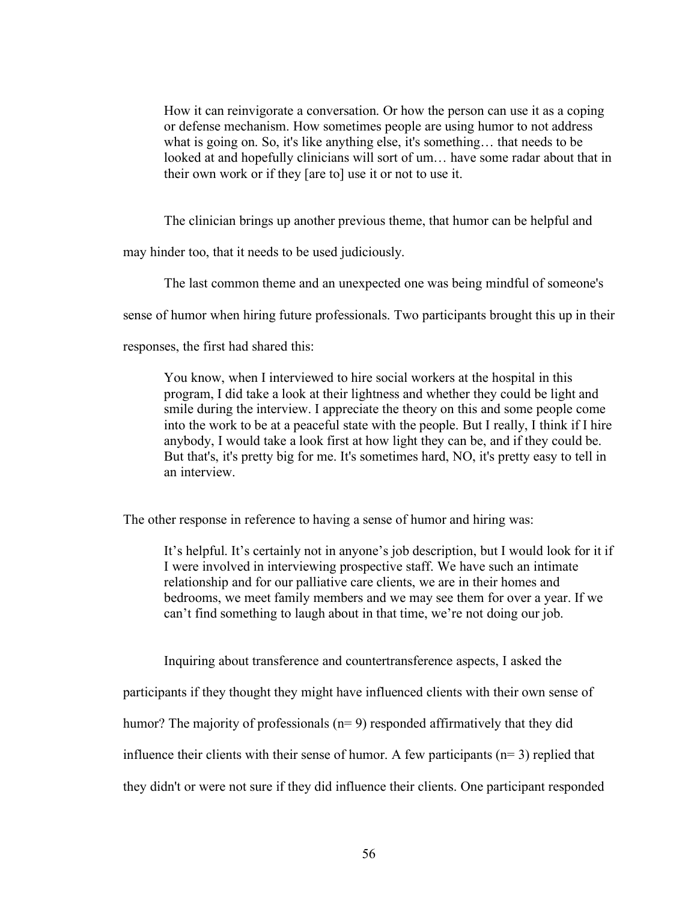> How it can reinvigorate a conversation. Or how the person can use it as a coping or defense mechanism. How sometimes people are using humor to not address what is going on. So, it's like anything else, it's something… that needs to be looked at and hopefully clinicians will sort of um… have some radar about that in their own work or if they [are to] use it or not to use it.

The clinician brings up another previous theme, that humor can be helpful and may hinder too, that it needs to be used judiciously.

The last common theme and an unexpected one was being mindful of someone's sense of humor when hiring future professionals. Two participants brought this up in their responses, the first had shared this:

> You know, when I interviewed to hire social workers at the hospital in this program, I did take a look at their lightness and whether they could be light and smile during the interview. I appreciate the theory on this and some people come into the work to be at a peaceful state with the people. But I really, I think if I hire anybody, I would take a look first at how light they can be, and if they could be. But that's, it's pretty big for me. It's sometimes hard, NO, it's pretty easy to tell in an interview.

The other response in reference to having a sense of humor and hiring was:

> It's helpful. It's certainly not in anyone's job description, but I would look for it if I were involved in interviewing prospective staff. We have such an intimate relationship and for our palliative care clients, we are in their homes and bedrooms, we meet family members and we may see them for over a year. If we can't find something to laugh about in that time, we're not doing our job.

Inquiring about transference and countertransference aspects, I asked the participants if they thought they might have influenced clients with their own sense of humor? The majority of professionals (n= 9) responded affirmatively that they did influence their clients with their sense of humor. A few participants (n= 3) replied that they didn't or were not sure if they did influence their clients. One participant responded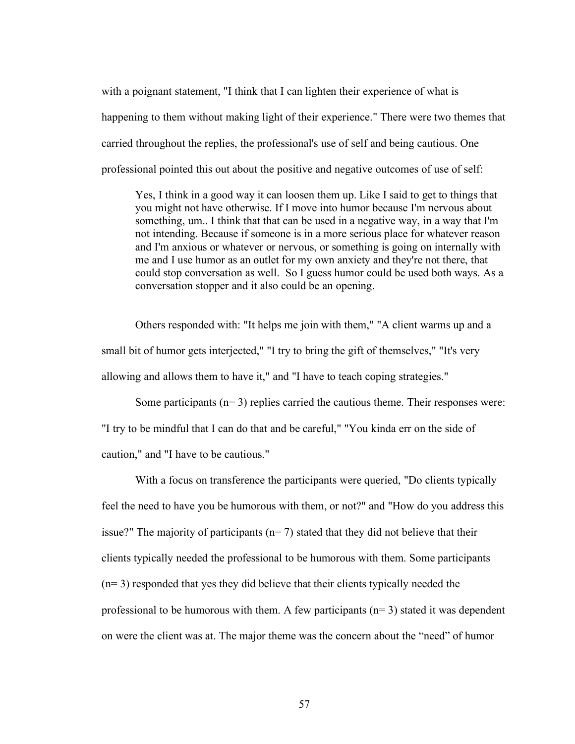with a poignant statement, "I think that I can lighten their experience of what is happening to them without making light of their experience." There were two themes that carried throughout the replies, the professional's use of self and being cautious. One professional pointed this out about the positive and negative outcomes of use of self:

> Yes, I think in a good way it can loosen them up. Like I said to get to things that you might not have otherwise. If I move into humor because I'm nervous about something, um.. I think that that can be used in a negative way, in a way that I'm not intending. Because if someone is in a more serious place for whatever reason and I'm anxious or whatever or nervous, or something is going on internally with me and I use humor as an outlet for my own anxiety and they're not there, that could stop conversation as well. So I guess humor could be used both ways. As a conversation stopper and it also could be an opening.

Others responded with: "It helps me join with them," "A client warms up and a small bit of humor gets interjected," "I try to bring the gift of themselves," "It's very allowing and allows them to have it," and "I have to teach coping strategies."

Some participants (n= 3) replies carried the cautious theme. Their responses were: "I try to be mindful that I can do that and be careful," "You kinda err on the side of caution," and "I have to be cautious."

With a focus on transference the participants were queried, "Do clients typically feel the need to have you be humorous with them, or not?" and "How do you address this issue?" The majority of participants (n= 7) stated that they did not believe that their clients typically needed the professional to be humorous with them. Some participants (n= 3) responded that yes they did believe that their clients typically needed the professional to be humorous with them. A few participants (n= 3) stated it was dependent on were the client was at. The major theme was the concern about the "need" of humor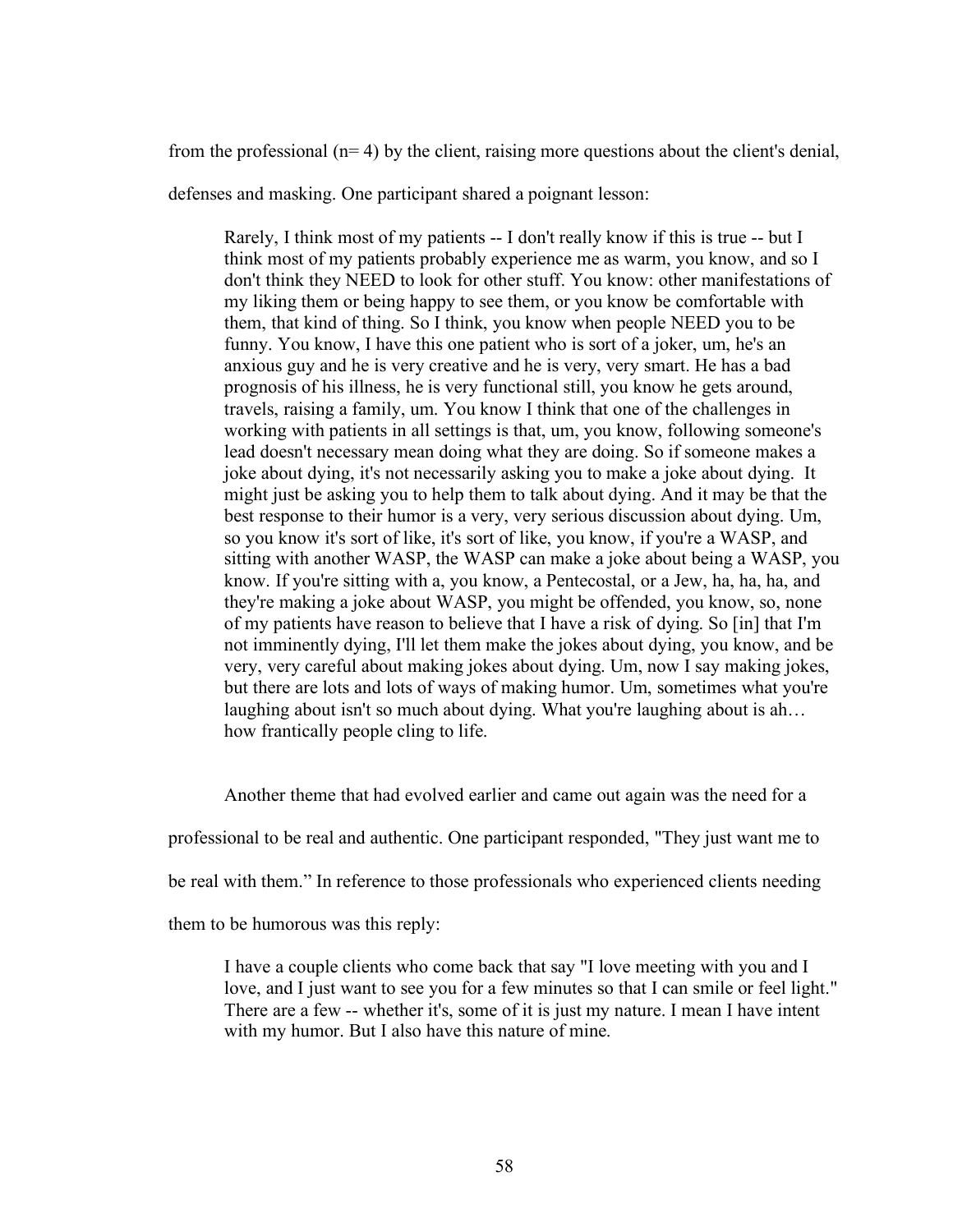from the professional (n= 4) by the client, raising more questions about the client's denial, defenses and masking. One participant shared a poignant lesson:

> Rarely, I think most of my patients -- I don't really know if this is true -- but I think most of my patients probably experience me as warm, you know, and so I don't think they NEED to look for other stuff. You know: other manifestations of my liking them or being happy to see them, or you know be comfortable with them, that kind of thing. So I think, you know when people NEED you to be funny. You know, I have this one patient who is sort of a joker, um, he's an anxious guy and he is very creative and he is very, very smart. He has a bad prognosis of his illness, he is very functional still, you know he gets around, travels, raising a family, um. You know I think that one of the challenges in working with patients in all settings is that, um, you know, following someone's lead doesn't necessary mean doing what they are doing. So if someone makes a joke about dying, it's not necessarily asking you to make a joke about dying. It might just be asking you to help them to talk about dying. And it may be that the best response to their humor is a very, very serious discussion about dying. Um, so you know it's sort of like, it's sort of like, you know, if you're a WASP, and sitting with another WASP, the WASP can make a joke about being a WASP, you know. If you're sitting with a, you know, a Pentecostal, or a Jew, ha, ha, ha, and they're making a joke about WASP, you might be offended, you know, so, none of my patients have reason to believe that I have a risk of dying. So [in] that I'm not imminently dying, I'll let them make the jokes about dying, you know, and be very, very careful about making jokes about dying. Um, now I say making jokes, but there are lots and lots of ways of making humor. Um, sometimes what you're laughing about isn't so much about dying. What you're laughing about is ah… how frantically people cling to life.

Another theme that had evolved earlier and came out again was the need for a professional to be real and authentic. One participant responded, "They just want me to be real with them." In reference to those professionals who experienced clients needing them to be humorous was this reply:

> I have a couple clients who come back that say "I love meeting with you and I love, and I just want to see you for a few minutes so that I can smile or feel light." There are a few -- whether it's, some of it is just my nature. I mean I have intent with my humor. But I also have this nature of mine.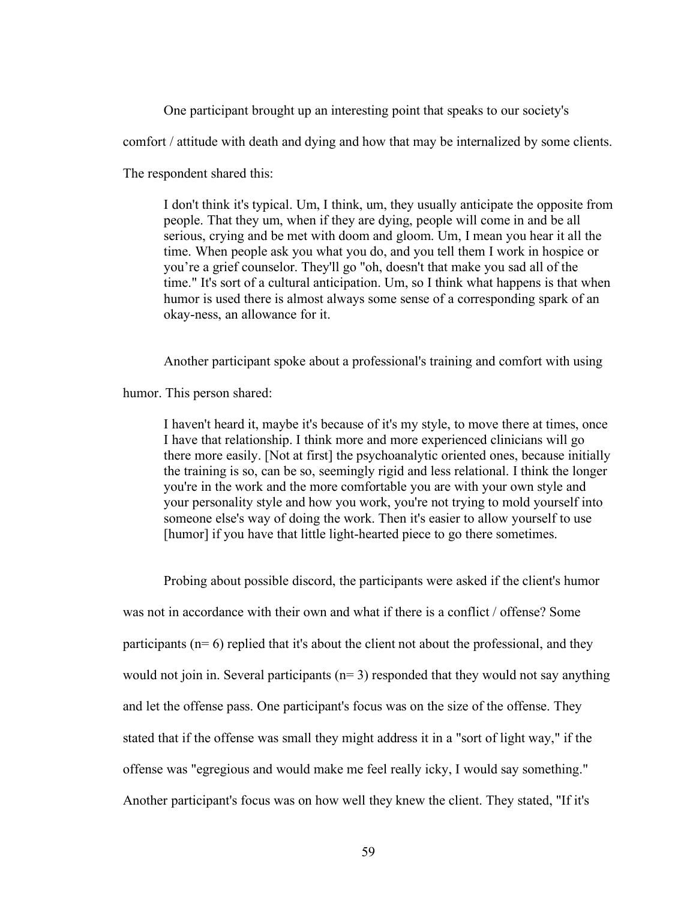One participant brought up an interesting point that speaks to our society's comfort / attitude with death and dying and how that may be internalized by some clients. The respondent shared this:

> I don't think it's typical. Um, I think, um, they usually anticipate the opposite from people. That they um, when if they are dying, people will come in and be all serious, crying and be met with doom and gloom. Um, I mean you hear it all the time. When people ask you what you do, and you tell them I work in hospice or you're a grief counselor. They'll go "oh, doesn't that make you sad all of the time." It's sort of a cultural anticipation. Um, so I think what happens is that when humor is used there is almost always some sense of a corresponding spark of an okay-ness, an allowance for it.

Another participant spoke about a professional's training and comfort with using humor. This person shared:

> I haven't heard it, maybe it's because of it's my style, to move there at times, once I have that relationship. I think more and more experienced clinicians will go there more easily. [Not at first] the psychoanalytic oriented ones, because initially the training is so, can be so, seemingly rigid and less relational. I think the longer you're in the work and the more comfortable you are with your own style and your personality style and how you work, you're not trying to mold yourself into someone else's way of doing the work. Then it's easier to allow yourself to use [humor] if you have that little light-hearted piece to go there sometimes.

Probing about possible discord, the participants were asked if the client's humor was not in accordance with their own and what if there is a conflict / offense? Some participants (n= 6) replied that it's about the client not about the professional, and they would not join in. Several participants (n= 3) responded that they would not say anything and let the offense pass. One participant's focus was on the size of the offense. They stated that if the offense was small they might address it in a "sort of light way," if the offense was "egregious and would make me feel really icky, I would say something." Another participant's focus was on how well they knew the client. They stated, "If it's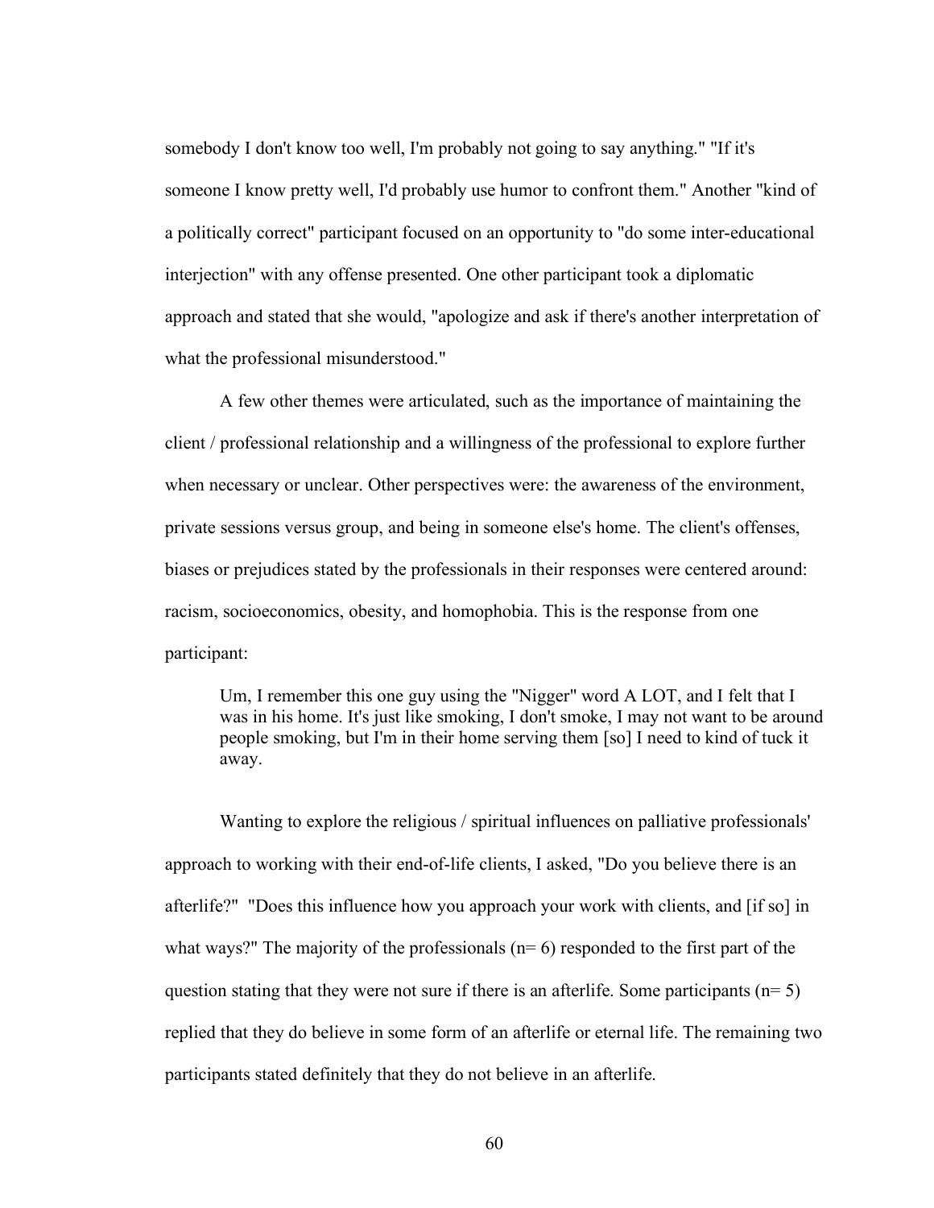somebody I don't know too well, I'm probably not going to say anything." "If it's someone I know pretty well, I'd probably use humor to confront them." Another "kind of a politically correct" participant focused on an opportunity to "do some inter-educational interjection" with any offense presented. One other participant took a diplomatic approach and stated that she would, "apologize and ask if there's another interpretation of what the professional misunderstood."

A few other themes were articulated, such as the importance of maintaining the client / professional relationship and a willingness of the professional to explore further when necessary or unclear. Other perspectives were: the awareness of the environment, private sessions versus group, and being in someone else's home. The client's offenses, biases or prejudices stated by the professionals in their responses were centered around: racism, socioeconomics, obesity, and homophobia. This is the response from one participant:

> Um, I remember this one guy using the "Nigger" word A LOT, and I felt that I was in his home. It's just like smoking, I don't smoke, I may not want to be around people smoking, but I'm in their home serving them [so] I need to kind of tuck it away.

Wanting to explore the religious / spiritual influences on palliative professionals' approach to working with their end-of-life clients, I asked, "Do you believe there is an afterlife?" "Does this influence how you approach your work with clients, and [if so] in what ways?" The majority of the professionals (n= 6) responded to the first part of the question stating that they were not sure if there is an afterlife. Some participants (n= 5) replied that they do believe in some form of an afterlife or eternal life. The remaining two participants stated definitely that they do not believe in an afterlife.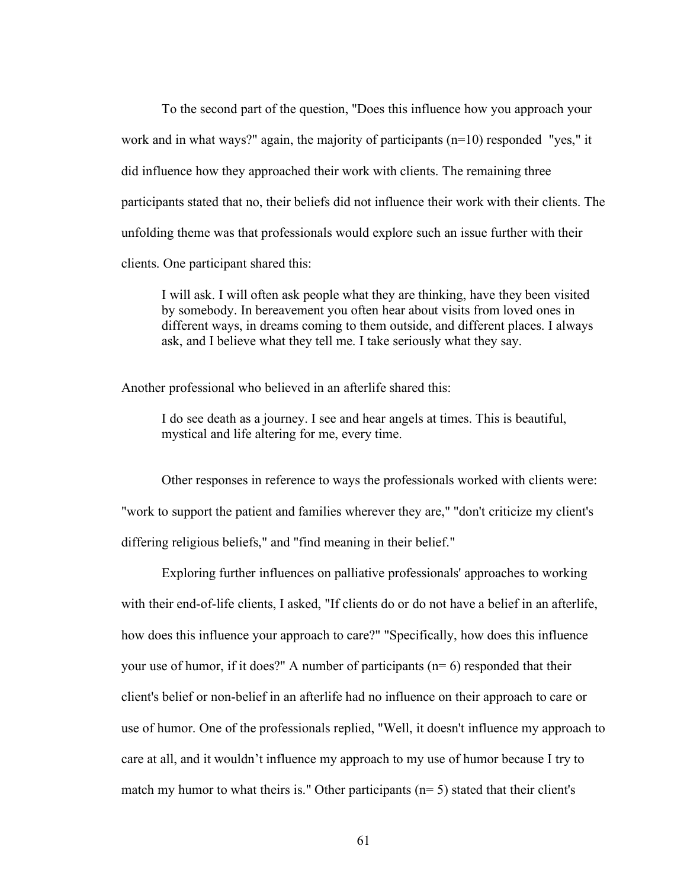To the second part of the question, "Does this influence how you approach your work and in what ways?" again, the majority of participants (n=10) responded "yes," it did influence how they approached their work with clients. The remaining three participants stated that no, their beliefs did not influence their work with their clients. The unfolding theme was that professionals would explore such an issue further with their clients. One participant shared this:

> I will ask. I will often ask people what they are thinking, have they been visited by somebody. In bereavement you often hear about visits from loved ones in different ways, in dreams coming to them outside, and different places. I always ask, and I believe what they tell me. I take seriously what they say.

Another professional who believed in an afterlife shared this:

> I do see death as a journey. I see and hear angels at times. This is beautiful, mystical and life altering for me, every time.

Other responses in reference to ways the professionals worked with clients were: "work to support the patient and families wherever they are," "don't criticize my client's differing religious beliefs," and "find meaning in their belief."

Exploring further influences on palliative professionals' approaches to working with their end-of-life clients, I asked, "If clients do or do not have a belief in an afterlife, how does this influence your approach to care?" "Specifically, how does this influence your use of humor, if it does?" A number of participants (n= 6) responded that their client's belief or non-belief in an afterlife had no influence on their approach to care or use of humor. One of the professionals replied, "Well, it doesn't influence my approach to care at all, and it wouldn't influence my approach to my use of humor because I try to match my humor to what theirs is." Other participants (n= 5) stated that their client's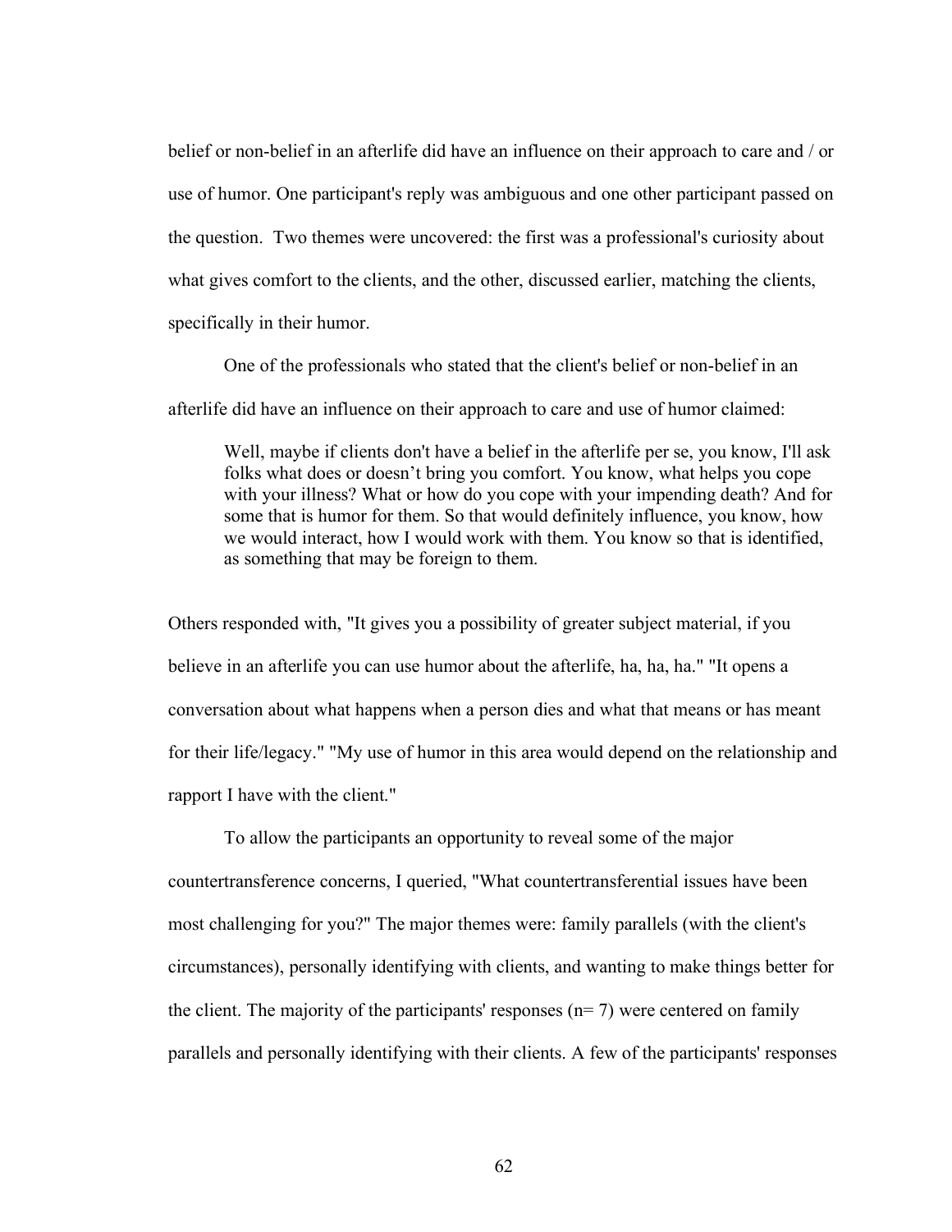belief or non-belief in an afterlife did have an influence on their approach to care and / or use of humor. One participant's reply was ambiguous and one other participant passed on the question. Two themes were uncovered: the first was a professional's curiosity about what gives comfort to the clients, and the other, discussed earlier, matching the clients, specifically in their humor.

One of the professionals who stated that the client's belief or non-belief in an afterlife did have an influence on their approach to care and use of humor claimed:

> Well, maybe if clients don't have a belief in the afterlife per se, you know, I'll ask folks what does or doesn't bring you comfort. You know, what helps you cope with your illness? What or how do you cope with your impending death? And for some that is humor for them. So that would definitely influence, you know, how we would interact, how I would work with them. You know so that is identified, as something that may be foreign to them.

Others responded with, "It gives you a possibility of greater subject material, if you believe in an afterlife you can use humor about the afterlife, ha, ha, ha." "It opens a conversation about what happens when a person dies and what that means or has meant for their life/legacy." "My use of humor in this area would depend on the relationship and rapport I have with the client."

To allow the participants an opportunity to reveal some of the major countertransference concerns, I queried, "What countertransferential issues have been most challenging for you?" The major themes were: family parallels (with the client's circumstances), personally identifying with clients, and wanting to make things better for the client. The majority of the participants' responses (n= 7) were centered on family parallels and personally identifying with their clients. A few of the participants' responses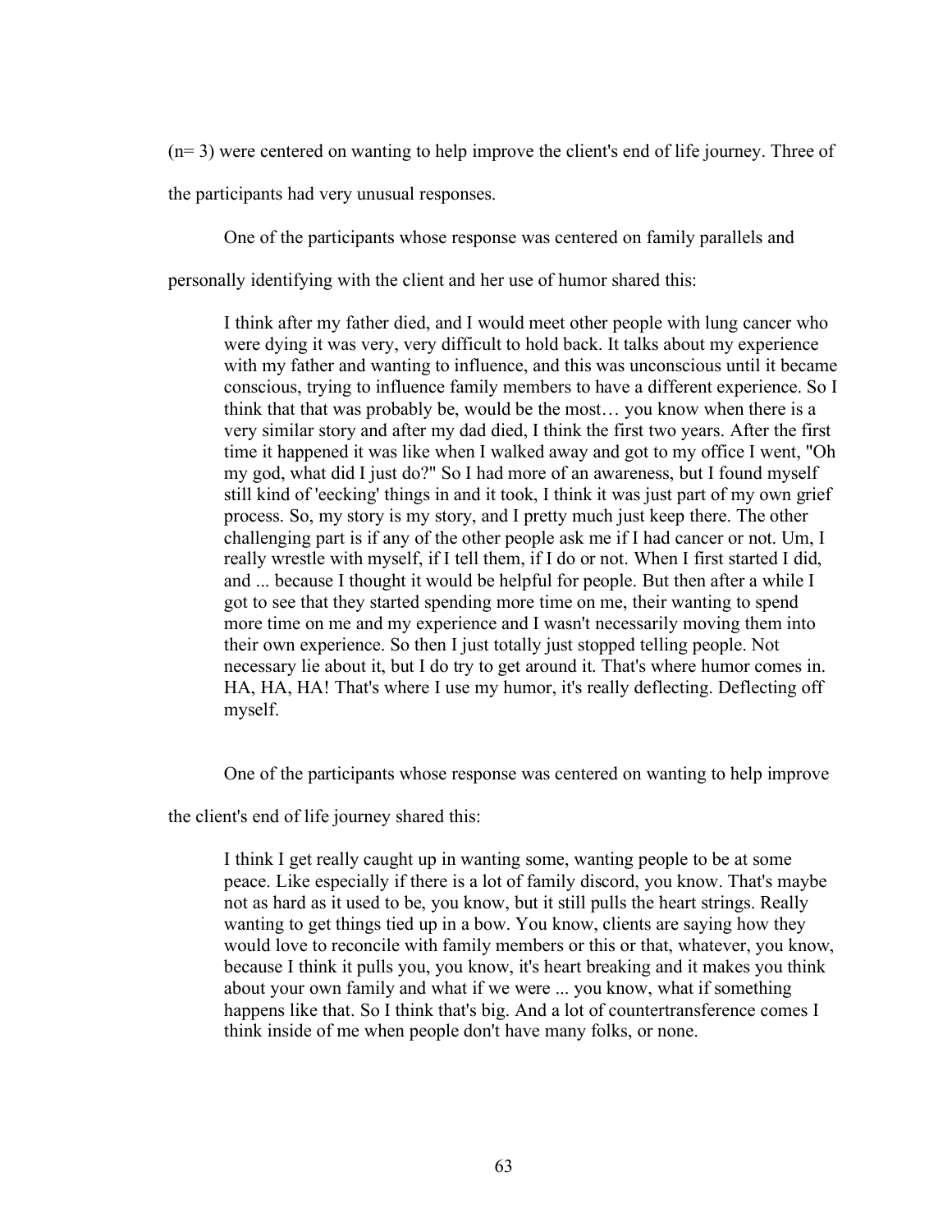(n= 3) were centered on wanting to help improve the client's end of life journey. Three of the participants had very unusual responses.

One of the participants whose response was centered on family parallels and personally identifying with the client and her use of humor shared this:

> I think after my father died, and I would meet other people with lung cancer who were dying it was very, very difficult to hold back. It talks about my experience with my father and wanting to influence, and this was unconscious until it became conscious, trying to influence family members to have a different experience. So I think that that was probably be, would be the most… you know when there is a very similar story and after my dad died, I think the first two years. After the first time it happened it was like when I walked away and got to my office I went, "Oh my god, what did I just do?" So I had more of an awareness, but I found myself still kind of 'eecking' things in and it took, I think it was just part of my own grief process. So, my story is my story, and I pretty much just keep there. The other challenging part is if any of the other people ask me if I had cancer or not. Um, I really wrestle with myself, if I tell them, if I do or not. When I first started I did, and ... because I thought it would be helpful for people. But then after a while I got to see that they started spending more time on me, their wanting to spend more time on me and my experience and I wasn't necessarily moving them into their own experience. So then I just totally just stopped telling people. Not necessary lie about it, but I do try to get around it. That's where humor comes in. HA, HA, HA! That's where I use my humor, it's really deflecting. Deflecting off myself.

One of the participants whose response was centered on wanting to help improve the client's end of life journey shared this:

> I think I get really caught up in wanting some, wanting people to be at some peace. Like especially if there is a lot of family discord, you know. That's maybe not as hard as it used to be, you know, but it still pulls the heart strings. Really wanting to get things tied up in a bow. You know, clients are saying how they would love to reconcile with family members or this or that, whatever, you know, because I think it pulls you, you know, it's heart breaking and it makes you think about your own family and what if we were ... you know, what if something happens like that. So I think that's big. And a lot of countertransference comes I think inside of me when people don't have many folks, or none.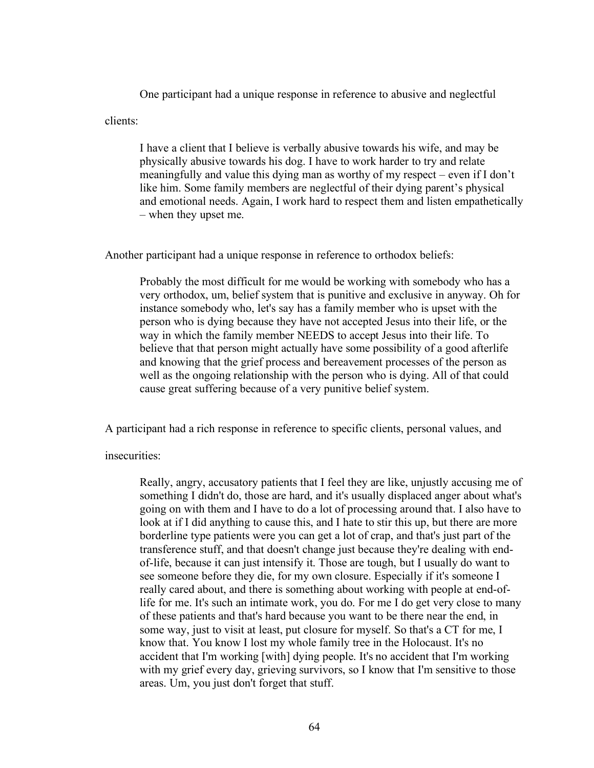One participant had a unique response in reference to abusive and neglectful clients:

> I have a client that I believe is verbally abusive towards his wife, and may be physically abusive towards his dog. I have to work harder to try and relate meaningfully and value this dying man as worthy of my respect – even if I don't like him. Some family members are neglectful of their dying parent's physical and emotional needs. Again, I work hard to respect them and listen empathetically – when they upset me.

Another participant had a unique response in reference to orthodox beliefs:

> Probably the most difficult for me would be working with somebody who has a very orthodox, um, belief system that is punitive and exclusive in anyway. Oh for instance somebody who, let's say has a family member who is upset with the person who is dying because they have not accepted Jesus into their life, or the way in which the family member NEEDS to accept Jesus into their life. To believe that that person might actually have some possibility of a good afterlife and knowing that the grief process and bereavement processes of the person as well as the ongoing relationship with the person who is dying. All of that could cause great suffering because of a very punitive belief system.

A participant had a rich response in reference to specific clients, personal values, and insecurities:

> Really, angry, accusatory patients that I feel they are like, unjustly accusing me of something I didn't do, those are hard, and it's usually displaced anger about what's going on with them and I have to do a lot of processing around that. I also have to look at if I did anything to cause this, and I hate to stir this up, but there are more borderline type patients were you can get a lot of crap, and that's just part of the transference stuff, and that doesn't change just because they're dealing with end-of-life, because it can just intensify it. Those are tough, but I usually do want to see someone before they die, for my own closure. Especially if it's someone I really cared about, and there is something about working with people at end-of-life for me. It's such an intimate work, you do. For me I do get very close to many of these patients and that's hard because you want to be there near the end, in some way, just to visit at least, put closure for myself. So that's a CT for me, I know that. You know I lost my whole family tree in the Holocaust. It's no accident that I'm working [with] dying people. It's no accident that I'm working with my grief every day, grieving survivors, so I know that I'm sensitive to those areas. Um, you just don't forget that stuff.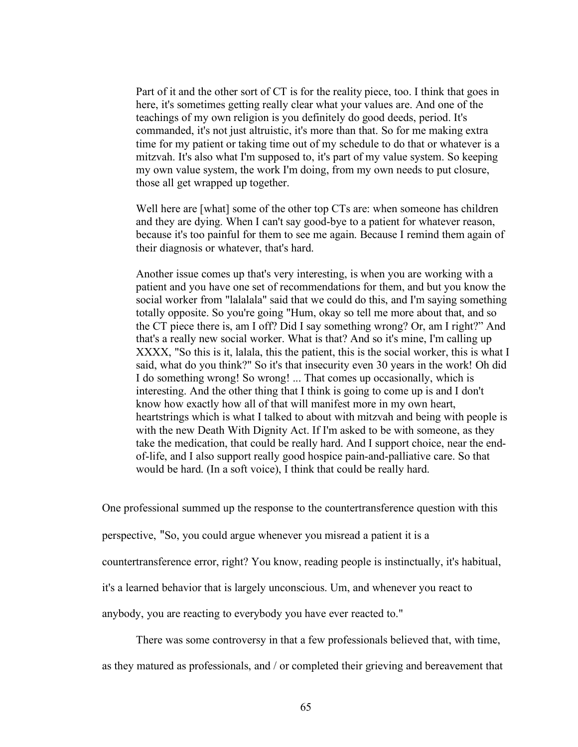> Part of it and the other sort of CT is for the reality piece, too. I think that goes in here, it's sometimes getting really clear what your values are. And one of the teachings of my own religion is you definitely do good deeds, period. It's commanded, it's not just altruistic, it's more than that. So for me making extra time for my patient or taking time out of my schedule to do that or whatever is a mitzvah. It's also what I'm supposed to, it's part of my value system. So keeping my own value system, the work I'm doing, from my own needs to put closure, those all get wrapped up together.
>
> Well here are [what] some of the other top CTs are: when someone has children and they are dying. When I can't say good-bye to a patient for whatever reason, because it's too painful for them to see me again. Because I remind them again of their diagnosis or whatever, that's hard.
>
> Another issue comes up that's very interesting, is when you are working with a patient and you have one set of recommendations for them, and but you know the social worker from "lalalala" said that we could do this, and I'm saying something totally opposite. So you're going "Hum, okay so tell me more about that, and so the CT piece there is, am I off? Did I say something wrong? Or, am I right?" And that's a really new social worker. What is that? And so it's mine, I'm calling up XXXX, "So this is it, lalala, this the patient, this is the social worker, this is what I said, what do you think?" So it's that insecurity even 30 years in the work! Oh did I do something wrong! So wrong! ... That comes up occasionally, which is interesting. And the other thing that I think is going to come up is and I don't know how exactly how all of that will manifest more in my own heart, heartstrings which is what I talked to about with mitzvah and being with people is with the new Death With Dignity Act. If I'm asked to be with someone, as they take the medication, that could be really hard. And I support choice, near the end-of-life, and I also support really good hospice pain-and-palliative care. So that would be hard. (In a soft voice), I think that could be really hard.

One professional summed up the response to the countertransference question with this perspective, "So, you could argue whenever you misread a patient it is a countertransference error, right? You know, reading people is instinctually, it's habitual, it's a learned behavior that is largely unconscious. Um, and whenever you react to anybody, you are reacting to everybody you have ever reacted to."

There was some controversy in that a few professionals believed that, with time, as they matured as professionals, and / or completed their grieving and bereavement that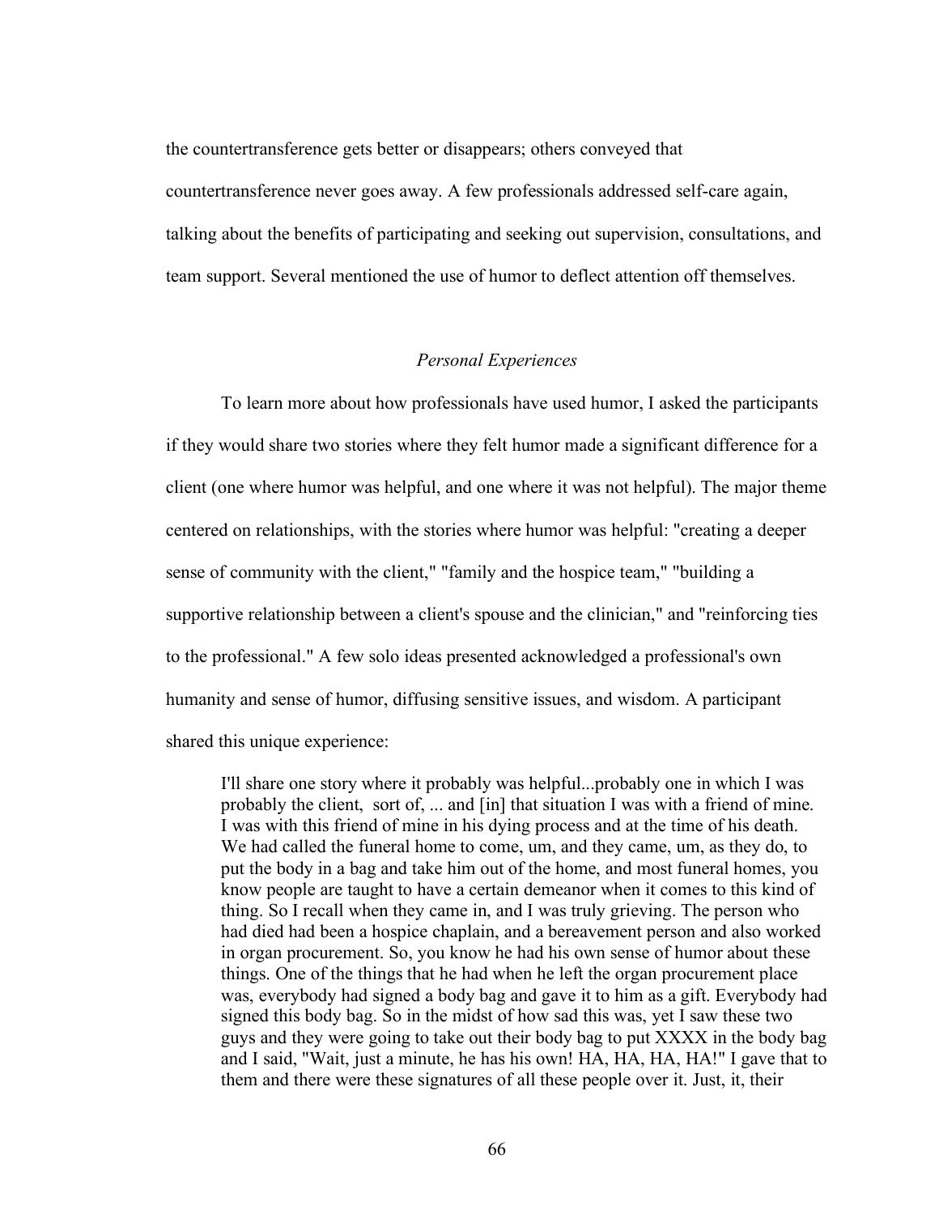the countertransference gets better or disappears; others conveyed that countertransference never goes away. A few professionals addressed self-care again, talking about the benefits of participating and seeking out supervision, consultations, and team support. Several mentioned the use of humor to deflect attention off themselves.

### *Personal Experiences*

To learn more about how professionals have used humor, I asked the participants if they would share two stories where they felt humor made a significant difference for a client (one where humor was helpful, and one where it was not helpful). The major theme centered on relationships, with the stories where humor was helpful: "creating a deeper sense of community with the client," "family and the hospice team," "building a supportive relationship between a client's spouse and the clinician," and "reinforcing ties to the professional." A few solo ideas presented acknowledged a professional's own humanity and sense of humor, diffusing sensitive issues, and wisdom. A participant shared this unique experience:

> I'll share one story where it probably was helpful...probably one in which I was probably the client, sort of, ... and [in] that situation I was with a friend of mine. I was with this friend of mine in his dying process and at the time of his death. We had called the funeral home to come, um, and they came, um, as they do, to put the body in a bag and take him out of the home, and most funeral homes, you know people are taught to have a certain demeanor when it comes to this kind of thing. So I recall when they came in, and I was truly grieving. The person who had died had been a hospice chaplain, and a bereavement person and also worked in organ procurement. So, you know he had his own sense of humor about these things. One of the things that he had when he left the organ procurement place was, everybody had signed a body bag and gave it to him as a gift. Everybody had signed this body bag. So in the midst of how sad this was, yet I saw these two guys and they were going to take out their body bag to put XXXX in the body bag and I said, "Wait, just a minute, he has his own! HA, HA, HA, HA!" I gave that to them and there were these signatures of all these people over it. Just, it, their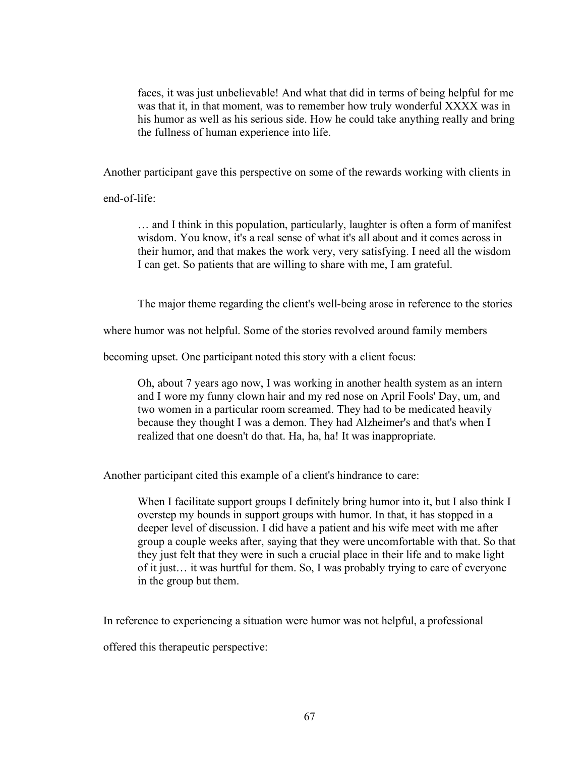> faces, it was just unbelievable! And what that did in terms of being helpful for me was that it, in that moment, was to remember how truly wonderful XXXX was in his humor as well as his serious side. How he could take anything really and bring the fullness of human experience into life.

Another participant gave this perspective on some of the rewards working with clients in end-of-life:

> … and I think in this population, particularly, laughter is often a form of manifest wisdom. You know, it's a real sense of what it's all about and it comes across in their humor, and that makes the work very, very satisfying. I need all the wisdom I can get. So patients that are willing to share with me, I am grateful.

The major theme regarding the client's well-being arose in reference to the stories where humor was not helpful. Some of the stories revolved around family members becoming upset. One participant noted this story with a client focus:

> Oh, about 7 years ago now, I was working in another health system as an intern and I wore my funny clown hair and my red nose on April Fools' Day, um, and two women in a particular room screamed. They had to be medicated heavily because they thought I was a demon. They had Alzheimer's and that's when I realized that one doesn't do that. Ha, ha, ha! It was inappropriate.

Another participant cited this example of a client's hindrance to care:

> When I facilitate support groups I definitely bring humor into it, but I also think I overstep my bounds in support groups with humor. In that, it has stopped in a deeper level of discussion. I did have a patient and his wife meet with me after group a couple weeks after, saying that they were uncomfortable with that. So that they just felt that they were in such a crucial place in their life and to make light of it just… it was hurtful for them. So, I was probably trying to care of everyone in the group but them.

In reference to experiencing a situation were humor was not helpful, a professional offered this therapeutic perspective: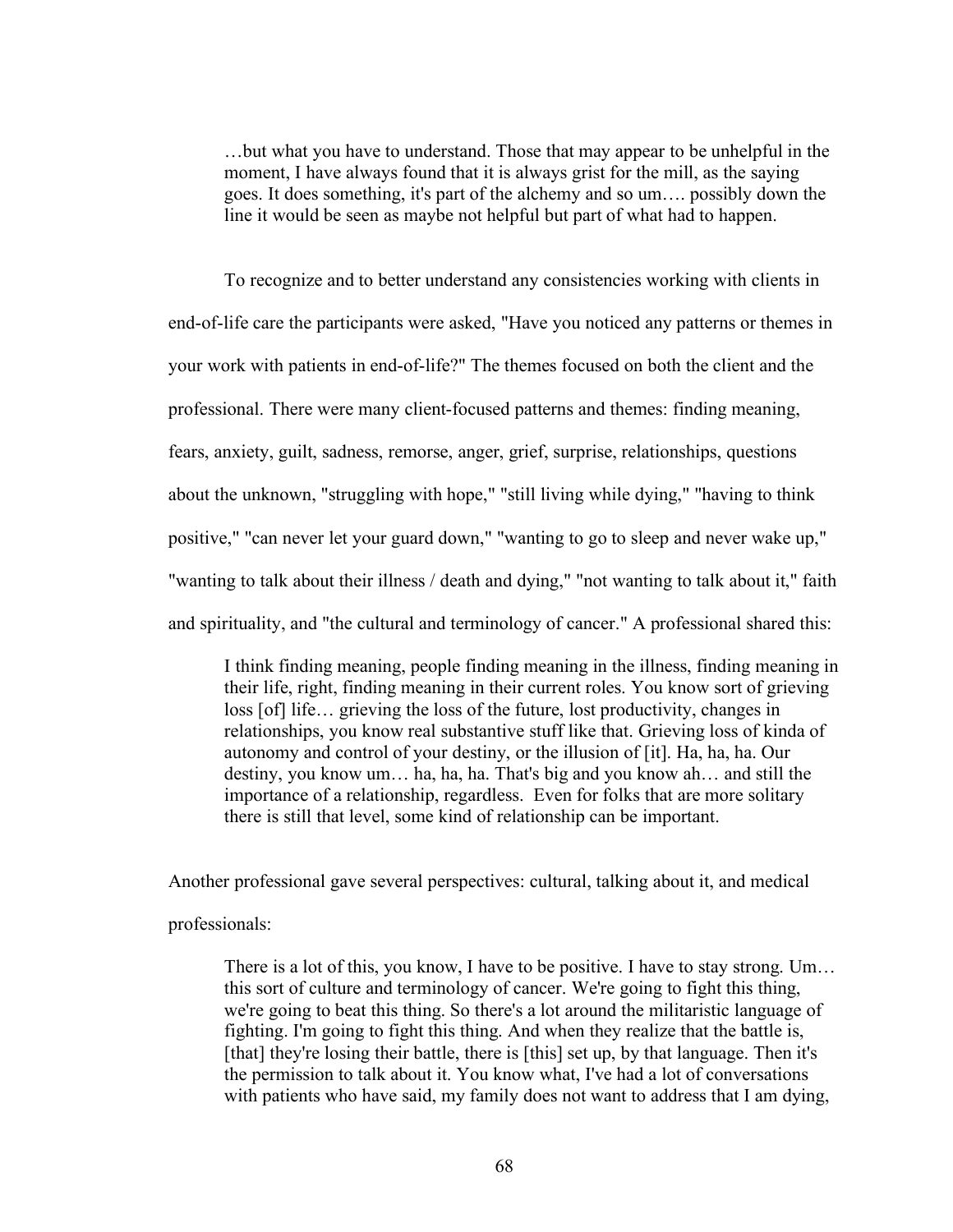> …but what you have to understand. Those that may appear to be unhelpful in the moment, I have always found that it is always grist for the mill, as the saying goes. It does something, it's part of the alchemy and so um…. possibly down the line it would be seen as maybe not helpful but part of what had to happen.

To recognize and to better understand any consistencies working with clients in end-of-life care the participants were asked, "Have you noticed any patterns or themes in your work with patients in end-of-life?" The themes focused on both the client and the professional. There were many client-focused patterns and themes: finding meaning, fears, anxiety, guilt, sadness, remorse, anger, grief, surprise, relationships, questions about the unknown, "struggling with hope," "still living while dying," "having to think positive," "can never let your guard down," "wanting to go to sleep and never wake up," "wanting to talk about their illness / death and dying," "not wanting to talk about it," faith and spirituality, and "the cultural and terminology of cancer." A professional shared this:

> I think finding meaning, people finding meaning in the illness, finding meaning in their life, right, finding meaning in their current roles. You know sort of grieving loss [of] life… grieving the loss of the future, lost productivity, changes in relationships, you know real substantive stuff like that. Grieving loss of kinda of autonomy and control of your destiny, or the illusion of [it]. Ha, ha, ha. Our destiny, you know um… ha, ha, ha. That's big and you know ah… and still the importance of a relationship, regardless. Even for folks that are more solitary there is still that level, some kind of relationship can be important.

Another professional gave several perspectives: cultural, talking about it, and medical professionals:

> There is a lot of this, you know, I have to be positive. I have to stay strong. Um… this sort of culture and terminology of cancer. We're going to fight this thing, we're going to beat this thing. So there's a lot around the militaristic language of fighting. I'm going to fight this thing. And when they realize that the battle is, [that] they're losing their battle, there is [this] set up, by that language. Then it's the permission to talk about it. You know what, I've had a lot of conversations with patients who have said, my family does not want to address that I am dying,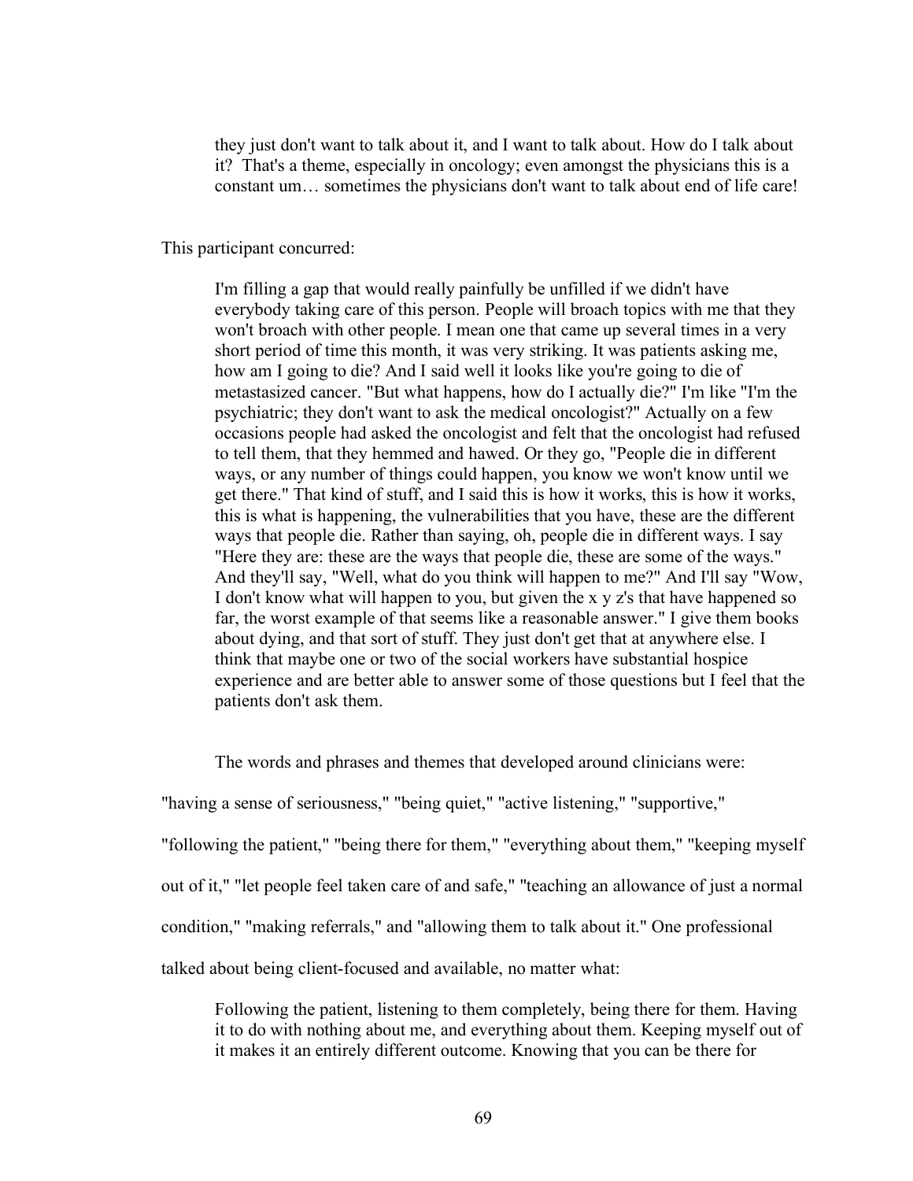> they just don't want to talk about it, and I want to talk about. How do I talk about it? That's a theme, especially in oncology; even amongst the physicians this is a constant um… sometimes the physicians don't want to talk about end of life care!

This participant concurred:

> I'm filling a gap that would really painfully be unfilled if we didn't have everybody taking care of this person. People will broach topics with me that they won't broach with other people. I mean one that came up several times in a very short period of time this month, it was very striking. It was patients asking me, how am I going to die? And I said well it looks like you're going to die of metastasized cancer. "But what happens, how do I actually die?" I'm like "I'm the psychiatric; they don't want to ask the medical oncologist?" Actually on a few occasions people had asked the oncologist and felt that the oncologist had refused to tell them, that they hemmed and hawed. Or they go, "People die in different ways, or any number of things could happen, you know we won't know until we get there." That kind of stuff, and I said this is how it works, this is how it works, this is what is happening, the vulnerabilities that you have, these are the different ways that people die. Rather than saying, oh, people die in different ways. I say "Here they are: these are the ways that people die, these are some of the ways." And they'll say, "Well, what do you think will happen to me?" And I'll say "Wow, I don't know what will happen to you, but given the x y z's that have happened so far, the worst example of that seems like a reasonable answer." I give them books about dying, and that sort of stuff. They just don't get that at anywhere else. I think that maybe one or two of the social workers have substantial hospice experience and are better able to answer some of those questions but I feel that the patients don't ask them.

The words and phrases and themes that developed around clinicians were: "having a sense of seriousness," "being quiet," "active listening," "supportive," "following the patient," "being there for them," "everything about them," "keeping myself out of it," "let people feel taken care of and safe," "teaching an allowance of just a normal condition," "making referrals," and "allowing them to talk about it." One professional talked about being client-focused and available, no matter what:

> Following the patient, listening to them completely, being there for them. Having it to do with nothing about me, and everything about them. Keeping myself out of it makes it an entirely different outcome. Knowing that you can be there for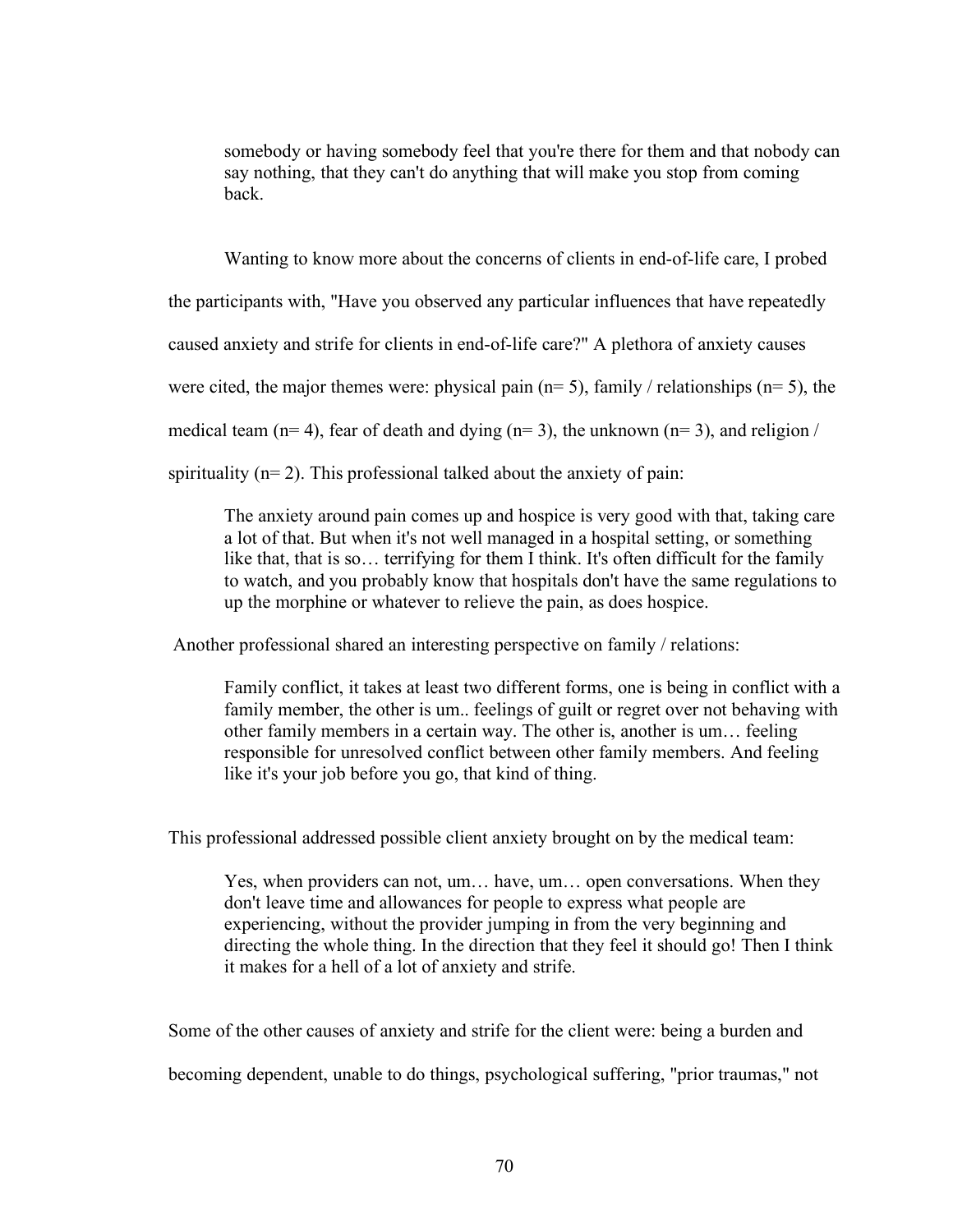> somebody or having somebody feel that you're there for them and that nobody can say nothing, that they can't do anything that will make you stop from coming back.

Wanting to know more about the concerns of clients in end-of-life care, I probed the participants with, "Have you observed any particular influences that have repeatedly caused anxiety and strife for clients in end-of-life care?" A plethora of anxiety causes were cited, the major themes were: physical pain (n= 5), family / relationships (n= 5), the medical team (n= 4), fear of death and dying (n= 3), the unknown (n= 3), and religion / spirituality (n= 2). This professional talked about the anxiety of pain:

> The anxiety around pain comes up and hospice is very good with that, taking care a lot of that. But when it's not well managed in a hospital setting, or something like that, that is so… terrifying for them I think. It's often difficult for the family to watch, and you probably know that hospitals don't have the same regulations to up the morphine or whatever to relieve the pain, as does hospice.

Another professional shared an interesting perspective on family / relations:

> Family conflict, it takes at least two different forms, one is being in conflict with a family member, the other is um.. feelings of guilt or regret over not behaving with other family members in a certain way. The other is, another is um… feeling responsible for unresolved conflict between other family members. And feeling like it's your job before you go, that kind of thing.

This professional addressed possible client anxiety brought on by the medical team:

> Yes, when providers can not, um… have, um… open conversations. When they don't leave time and allowances for people to express what people are experiencing, without the provider jumping in from the very beginning and directing the whole thing. In the direction that they feel it should go! Then I think it makes for a hell of a lot of anxiety and strife.

Some of the other causes of anxiety and strife for the client were: being a burden and becoming dependent, unable to do things, psychological suffering, "prior traumas," not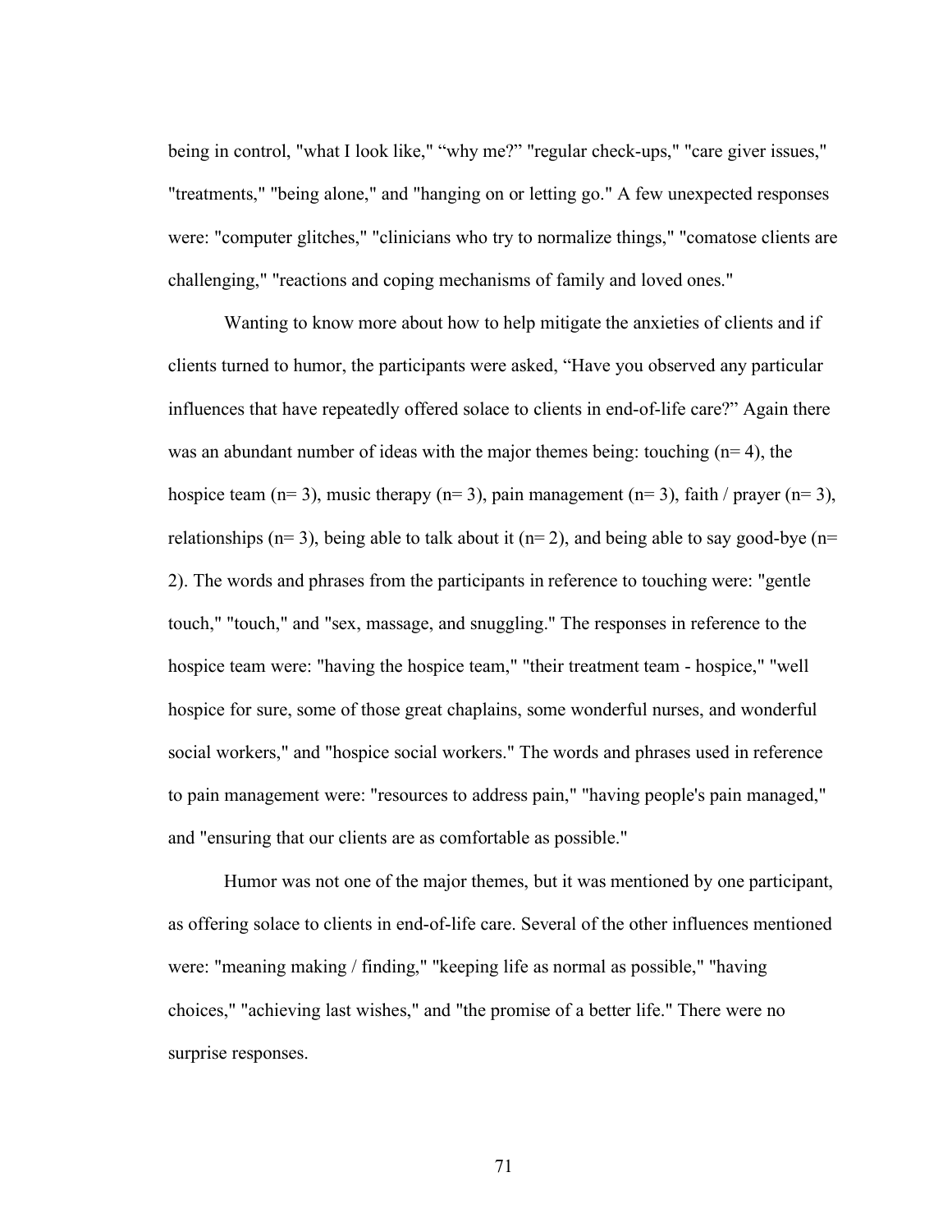being in control, "what I look like," “why me?” "regular check-ups," "care giver issues," "treatments," "being alone," and "hanging on or letting go." A few unexpected responses were: "computer glitches," "clinicians who try to normalize things," "comatose clients are challenging," "reactions and coping mechanisms of family and loved ones."

Wanting to know more about how to help mitigate the anxieties of clients and if clients turned to humor, the participants were asked, “Have you observed any particular influences that have repeatedly offered solace to clients in end-of-life care?” Again there was an abundant number of ideas with the major themes being: touching (n= 4), the hospice team (n= 3), music therapy (n= 3), pain management (n= 3), faith / prayer (n= 3), relationships (n= 3), being able to talk about it (n= 2), and being able to say good-bye (n= 2). The words and phrases from the participants in reference to touching were: "gentle touch," "touch," and "sex, massage, and snuggling." The responses in reference to the hospice team were: "having the hospice team," "their treatment team - hospice," "well hospice for sure, some of those great chaplains, some wonderful nurses, and wonderful social workers," and "hospice social workers." The words and phrases used in reference to pain management were: "resources to address pain," "having people's pain managed," and "ensuring that our clients are as comfortable as possible."

Humor was not one of the major themes, but it was mentioned by one participant, as offering solace to clients in end-of-life care. Several of the other influences mentioned were: "meaning making / finding," "keeping life as normal as possible," "having choices," "achieving last wishes," and "the promise of a better life." There were no surprise responses.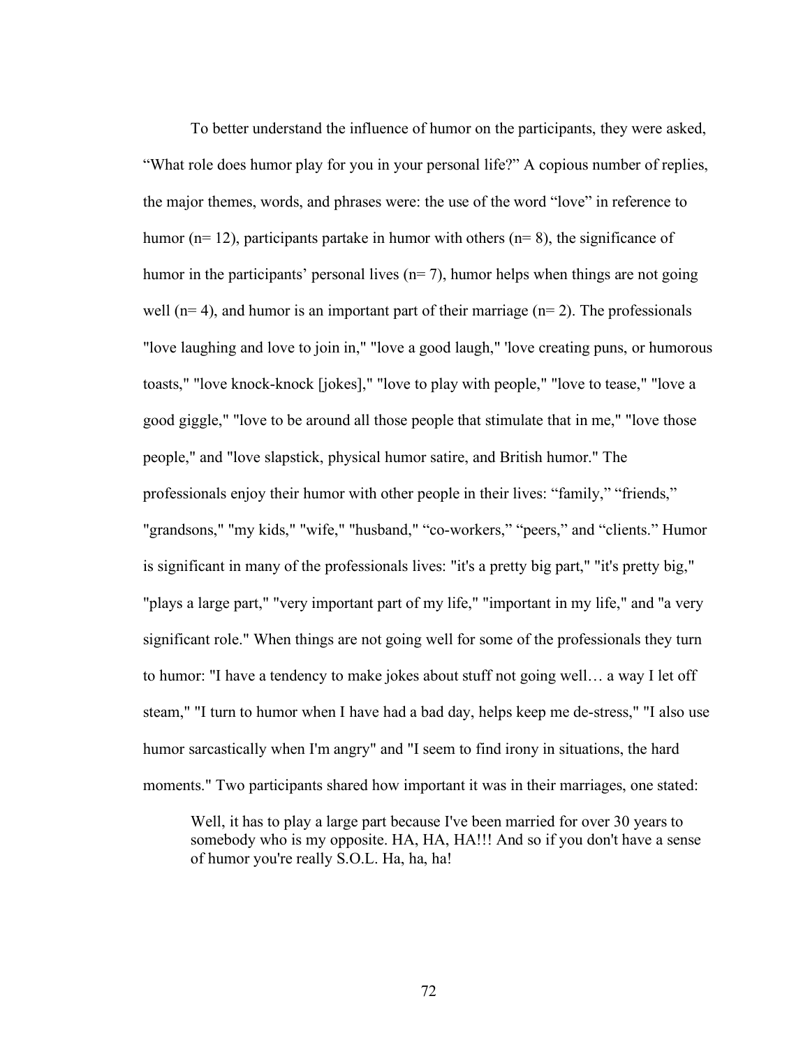To better understand the influence of humor on the participants, they were asked, “What role does humor play for you in your personal life?” A copious number of replies, the major themes, words, and phrases were: the use of the word “love” in reference to humor (n= 12), participants partake in humor with others (n= 8), the significance of humor in the participants’ personal lives (n= 7), humor helps when things are not going well (n= 4), and humor is an important part of their marriage (n= 2). The professionals "love laughing and love to join in," "love a good laugh," 'love creating puns, or humorous toasts," "love knock-knock [jokes]," "love to play with people," "love to tease," "love a good giggle," "love to be around all those people that stimulate that in me," "love those people," and "love slapstick, physical humor satire, and British humor." The professionals enjoy their humor with other people in their lives: “family,” “friends,” "grandsons," "my kids," "wife," "husband," “co-workers,” “peers,” and “clients.” Humor is significant in many of the professionals lives: "it's a pretty big part," "it's pretty big," "plays a large part," "very important part of my life," "important in my life," and "a very significant role." When things are not going well for some of the professionals they turn to humor: "I have a tendency to make jokes about stuff not going well… a way I let off steam," "I turn to humor when I have had a bad day, helps keep me de-stress," "I also use humor sarcastically when I'm angry" and "I seem to find irony in situations, the hard moments." Two participants shared how important it was in their marriages, one stated:

> Well, it has to play a large part because I've been married for over 30 years to somebody who is my opposite. HA, HA, HA!!! And so if you don't have a sense of humor you're really S.O.L. Ha, ha, ha!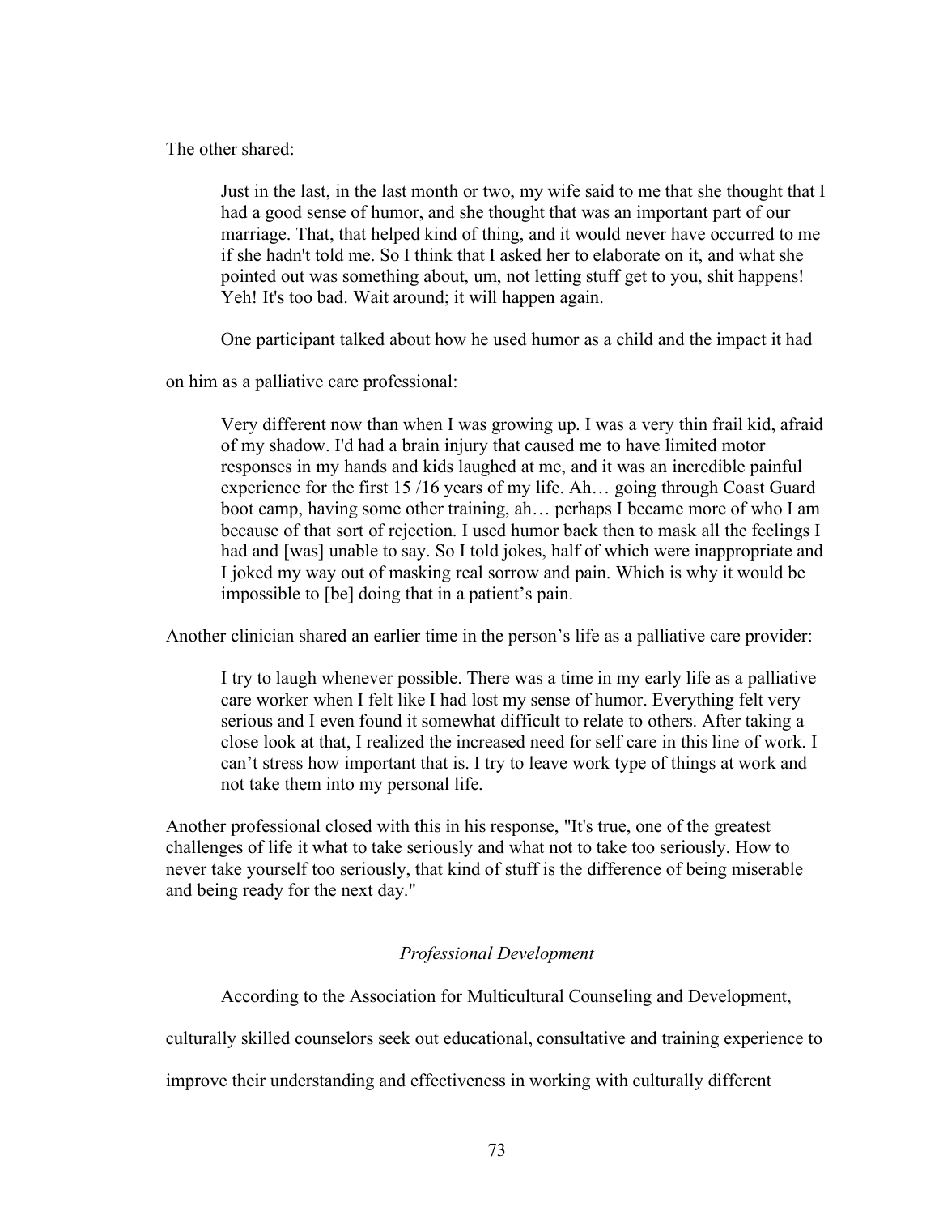The other shared:

> Just in the last, in the last month or two, my wife said to me that she thought that I had a good sense of humor, and she thought that was an important part of our marriage. That, that helped kind of thing, and it would never have occurred to me if she hadn't told me. So I think that I asked her to elaborate on it, and what she pointed out was something about, um, not letting stuff get to you, shit happens! Yeh! It's too bad. Wait around; it will happen again.

One participant talked about how he used humor as a child and the impact it had on him as a palliative care professional:

> Very different now than when I was growing up. I was a very thin frail kid, afraid of my shadow. I'd had a brain injury that caused me to have limited motor responses in my hands and kids laughed at me, and it was an incredible painful experience for the first 15 /16 years of my life. Ah… going through Coast Guard boot camp, having some other training, ah… perhaps I became more of who I am because of that sort of rejection. I used humor back then to mask all the feelings I had and [was] unable to say. So I told jokes, half of which were inappropriate and I joked my way out of masking real sorrow and pain. Which is why it would be impossible to [be] doing that in a patient's pain.

Another clinician shared an earlier time in the person's life as a palliative care provider:

> I try to laugh whenever possible. There was a time in my early life as a palliative care worker when I felt like I had lost my sense of humor. Everything felt very serious and I even found it somewhat difficult to relate to others. After taking a close look at that, I realized the increased need for self care in this line of work. I can't stress how important that is. I try to leave work type of things at work and not take them into my personal life.

Another professional closed with this in his response, "It's true, one of the greatest challenges of life it what to take seriously and what not to take too seriously. How to never take yourself too seriously, that kind of stuff is the difference of being miserable and being ready for the next day."

### *Professional Development*

According to the Association for Multicultural Counseling and Development, culturally skilled counselors seek out educational, consultative and training experience to improve their understanding and effectiveness in working with culturally different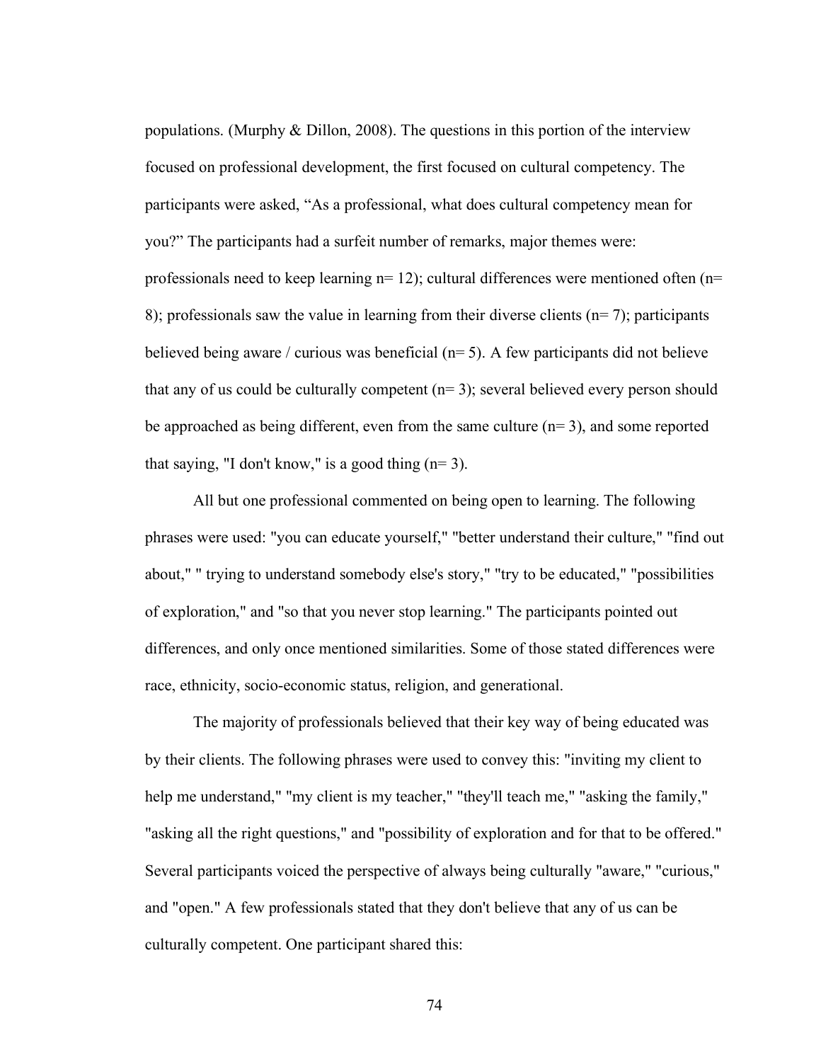populations. (Murphy & Dillon, 2008). The questions in this portion of the interview focused on professional development, the first focused on cultural competency. The participants were asked, “As a professional, what does cultural competency mean for you?” The participants had a surfeit number of remarks, major themes were: professionals need to keep learning n= 12); cultural differences were mentioned often (n= 8); professionals saw the value in learning from their diverse clients (n= 7); participants believed being aware / curious was beneficial (n= 5). A few participants did not believe that any of us could be culturally competent (n= 3); several believed every person should be approached as being different, even from the same culture (n= 3), and some reported that saying, "I don't know," is a good thing (n= 3).

All but one professional commented on being open to learning. The following phrases were used: "you can educate yourself," "better understand their culture," "find out about," " trying to understand somebody else's story," "try to be educated," "possibilities of exploration," and "so that you never stop learning." The participants pointed out differences, and only once mentioned similarities. Some of those stated differences were race, ethnicity, socio-economic status, religion, and generational.

The majority of professionals believed that their key way of being educated was by their clients. The following phrases were used to convey this: "inviting my client to help me understand," "my client is my teacher," "they'll teach me," "asking the family," "asking all the right questions," and "possibility of exploration and for that to be offered." Several participants voiced the perspective of always being culturally "aware," "curious," and "open." A few professionals stated that they don't believe that any of us can be culturally competent. One participant shared this: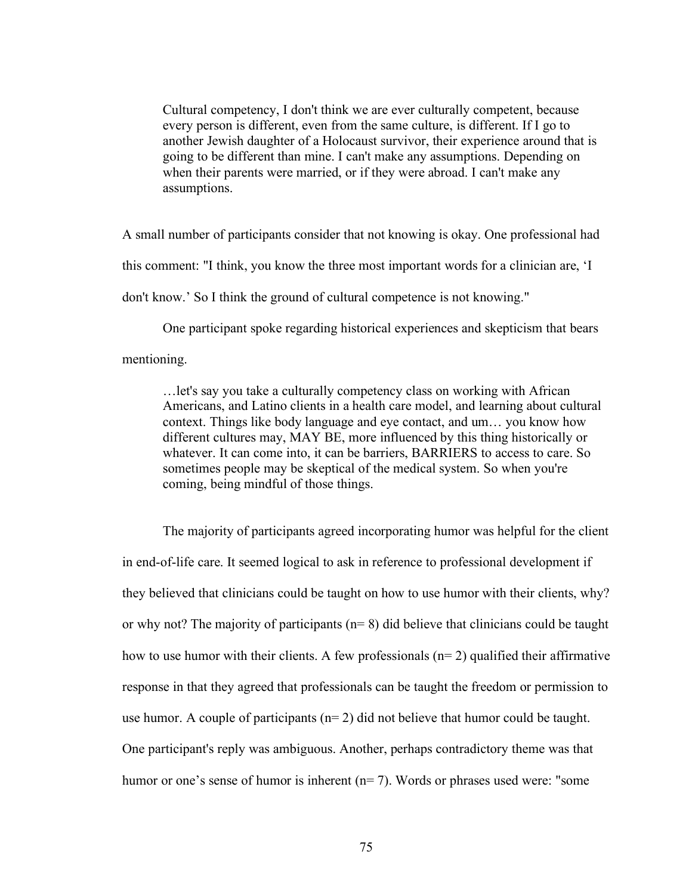> Cultural competency, I don't think we are ever culturally competent, because every person is different, even from the same culture, is different. If I go to another Jewish daughter of a Holocaust survivor, their experience around that is going to be different than mine. I can't make any assumptions. Depending on when their parents were married, or if they were abroad. I can't make any assumptions.

A small number of participants consider that not knowing is okay. One professional had this comment: "I think, you know the three most important words for a clinician are, 'I don't know.' So I think the ground of cultural competence is not knowing."

One participant spoke regarding historical experiences and skepticism that bears mentioning.

> …let's say you take a culturally competency class on working with African Americans, and Latino clients in a health care model, and learning about cultural context. Things like body language and eye contact, and um… you know how different cultures may, MAY BE, more influenced by this thing historically or whatever. It can come into, it can be barriers, BARRIERS to access to care. So sometimes people may be skeptical of the medical system. So when you're coming, being mindful of those things.

The majority of participants agreed incorporating humor was helpful for the client in end-of-life care. It seemed logical to ask in reference to professional development if they believed that clinicians could be taught on how to use humor with their clients, why? or why not? The majority of participants (n= 8) did believe that clinicians could be taught how to use humor with their clients. A few professionals (n= 2) qualified their affirmative response in that they agreed that professionals can be taught the freedom or permission to use humor. A couple of participants (n= 2) did not believe that humor could be taught. One participant's reply was ambiguous. Another, perhaps contradictory theme was that humor or one's sense of humor is inherent (n= 7). Words or phrases used were: "some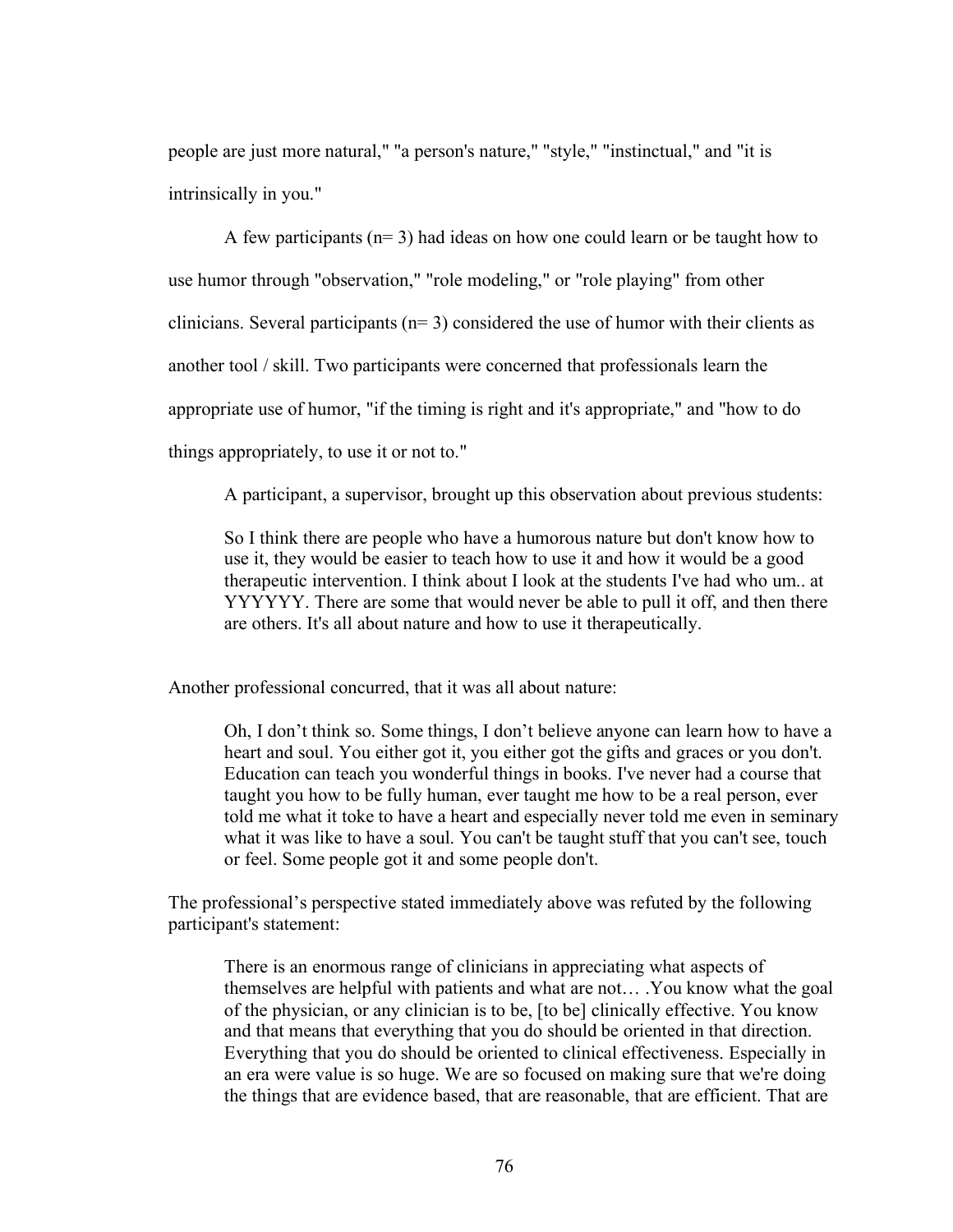people are just more natural," "a person's nature," "style," "instinctual," and "it is intrinsically in you."

A few participants (n= 3) had ideas on how one could learn or be taught how to use humor through "observation," "role modeling," or "role playing" from other clinicians. Several participants (n= 3) considered the use of humor with their clients as another tool / skill. Two participants were concerned that professionals learn the appropriate use of humor, "if the timing is right and it's appropriate," and "how to do things appropriately, to use it or not to."

A participant, a supervisor, brought up this observation about previous students:

> So I think there are people who have a humorous nature but don't know how to use it, they would be easier to teach how to use it and how it would be a good therapeutic intervention. I think about I look at the students I've had who um.. at YYYYYY. There are some that would never be able to pull it off, and then there are others. It's all about nature and how to use it therapeutically.

Another professional concurred, that it was all about nature:

> Oh, I don't think so. Some things, I don't believe anyone can learn how to have a heart and soul. You either got it, you either got the gifts and graces or you don't. Education can teach you wonderful things in books. I've never had a course that taught you how to be fully human, ever taught me how to be a real person, ever told me what it toke to have a heart and especially never told me even in seminary what it was like to have a soul. You can't be taught stuff that you can't see, touch or feel. Some people got it and some people don't.

The professional's perspective stated immediately above was refuted by the following participant's statement:

> There is an enormous range of clinicians in appreciating what aspects of themselves are helpful with patients and what are not… .You know what the goal of the physician, or any clinician is to be, [to be] clinically effective. You know and that means that everything that you do should be oriented in that direction. Everything that you do should be oriented to clinical effectiveness. Especially in an era were value is so huge. We are so focused on making sure that we're doing the things that are evidence based, that are reasonable, that are efficient. That are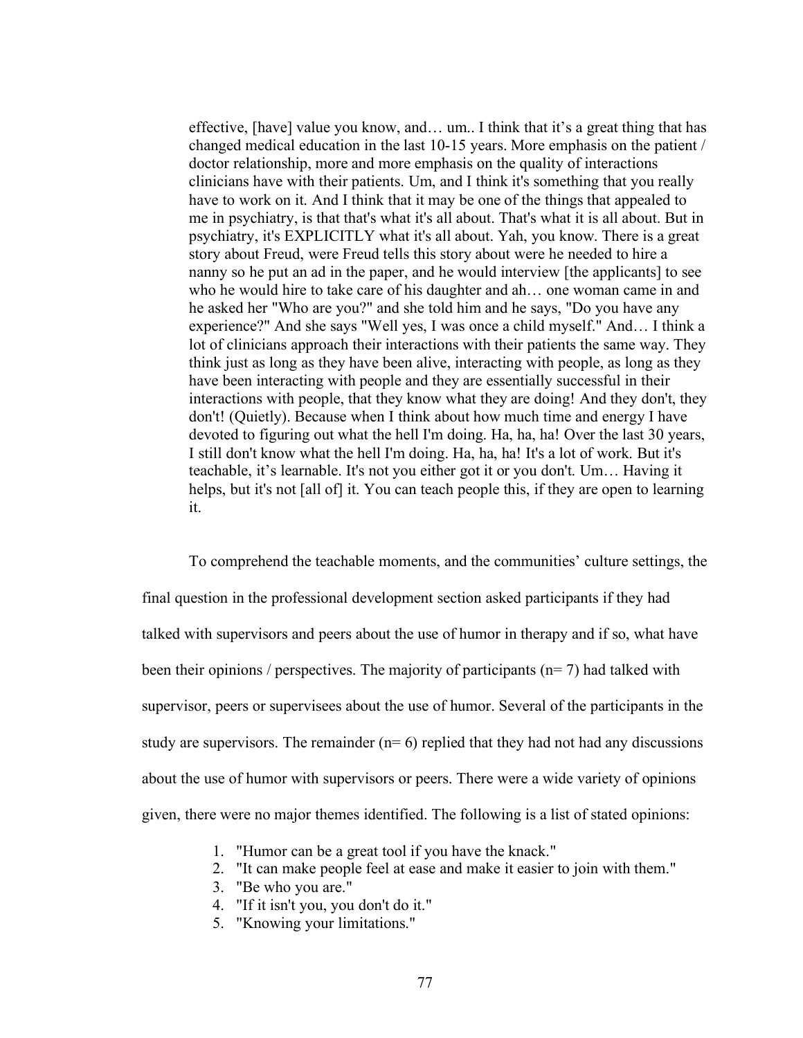> effective, [have] value you know, and… um.. I think that it's a great thing that has changed medical education in the last 10-15 years. More emphasis on the patient / doctor relationship, more and more emphasis on the quality of interactions clinicians have with their patients. Um, and I think it's something that you really have to work on it. And I think that it may be one of the things that appealed to me in psychiatry, is that that's what it's all about. That's what it is all about. But in psychiatry, it's EXPLICITLY what it's all about. Yah, you know. There is a great story about Freud, were Freud tells this story about were he needed to hire a nanny so he put an ad in the paper, and he would interview [the applicants] to see who he would hire to take care of his daughter and ah… one woman came in and he asked her "Who are you?" and she told him and he says, "Do you have any experience?" And she says "Well yes, I was once a child myself." And… I think a lot of clinicians approach their interactions with their patients the same way. They think just as long as they have been alive, interacting with people, as long as they have been interacting with people and they are essentially successful in their interactions with people, that they know what they are doing! And they don't, they don't! (Quietly). Because when I think about how much time and energy I have devoted to figuring out what the hell I'm doing. Ha, ha, ha! Over the last 30 years, I still don't know what the hell I'm doing. Ha, ha, ha! It's a lot of work. But it's teachable, it's learnable. It's not you either got it or you don't. Um… Having it helps, but it's not [all of] it. You can teach people this, if they are open to learning it.

To comprehend the teachable moments, and the communities' culture settings, the final question in the professional development section asked participants if they had talked with supervisors and peers about the use of humor in therapy and if so, what have been their opinions / perspectives. The majority of participants (n= 7) had talked with supervisor, peers or supervisees about the use of humor. Several of the participants in the study are supervisors. The remainder (n= 6) replied that they had not had any discussions about the use of humor with supervisors or peers. There were a wide variety of opinions given, there were no major themes identified. The following is a list of stated opinions:

1. "Humor can be a great tool if you have the knack."
2. "It can make people feel at ease and make it easier to join with them."
3. "Be who you are."
4. "If it isn't you, you don't do it."
5. "Knowing your limitations."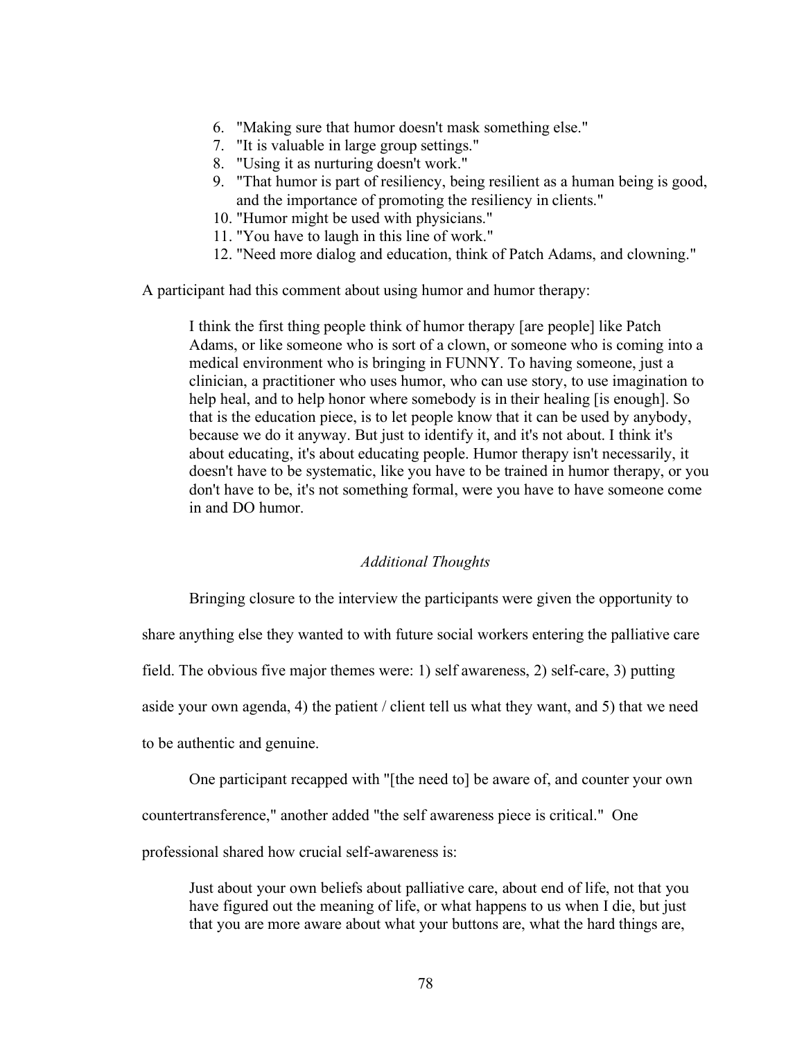6. "Making sure that humor doesn't mask something else."
7. "It is valuable in large group settings."
8. "Using it as nurturing doesn't work."
9. "That humor is part of resiliency, being resilient as a human being is good, and the importance of promoting the resiliency in clients."
10. "Humor might be used with physicians."
11. "You have to laugh in this line of work."
12. "Need more dialog and education, think of Patch Adams, and clowning."

A participant had this comment about using humor and humor therapy:

> I think the first thing people think of humor therapy [are people] like Patch Adams, or like someone who is sort of a clown, or someone who is coming into a medical environment who is bringing in FUNNY. To having someone, just a clinician, a practitioner who uses humor, who can use story, to use imagination to help heal, and to help honor where somebody is in their healing [is enough]. So that is the education piece, is to let people know that it can be used by anybody, because we do it anyway. But just to identify it, and it's not about. I think it's about educating, it's about educating people. Humor therapy isn't necessarily, it doesn't have to be systematic, like you have to be trained in humor therapy, or you don't have to be, it's not something formal, were you have to have someone come in and DO humor.

### *Additional Thoughts*

Bringing closure to the interview the participants were given the opportunity to share anything else they wanted to with future social workers entering the palliative care field. The obvious five major themes were: 1) self awareness, 2) self-care, 3) putting aside your own agenda, 4) the patient / client tell us what they want, and 5) that we need to be authentic and genuine.

One participant recapped with "[the need to] be aware of, and counter your own countertransference," another added "the self awareness piece is critical." One professional shared how crucial self-awareness is:

> Just about your own beliefs about palliative care, about end of life, not that you have figured out the meaning of life, or what happens to us when I die, but just that you are more aware about what your buttons are, what the hard things are,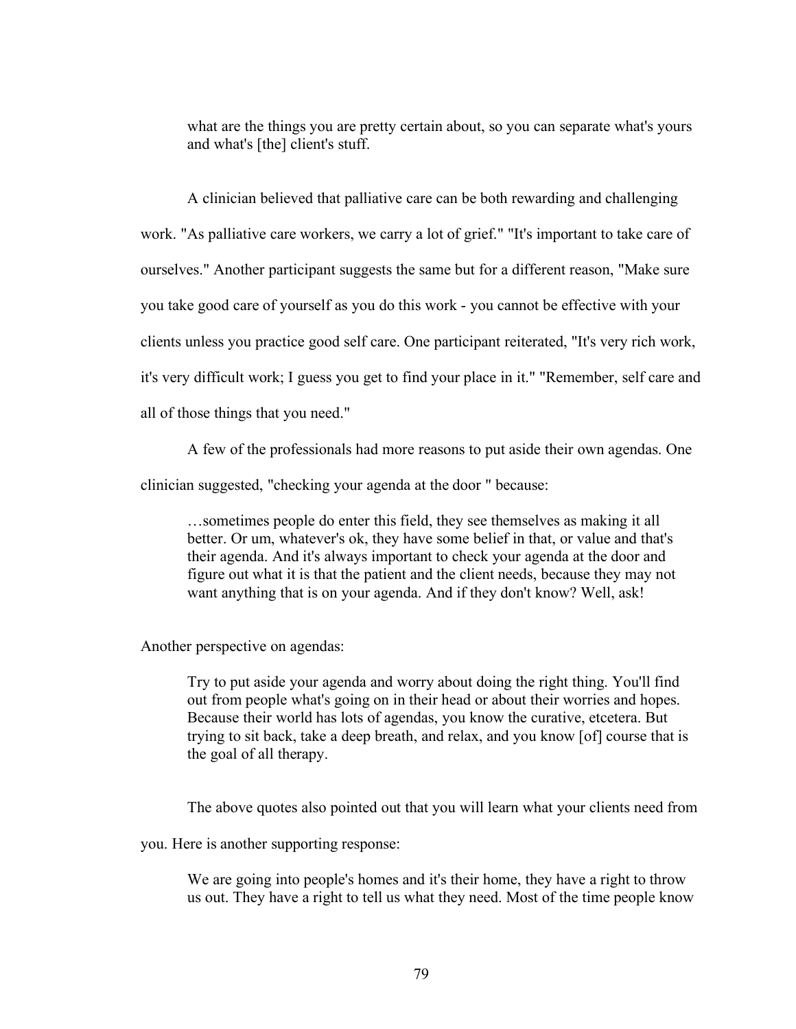> what are the things you are pretty certain about, so you can separate what's yours and what's [the] client's stuff.

A clinician believed that palliative care can be both rewarding and challenging work. "As palliative care workers, we carry a lot of grief." "It's important to take care of ourselves." Another participant suggests the same but for a different reason, "Make sure you take good care of yourself as you do this work - you cannot be effective with your clients unless you practice good self care. One participant reiterated, "It's very rich work, it's very difficult work; I guess you get to find your place in it." "Remember, self care and all of those things that you need."

A few of the professionals had more reasons to put aside their own agendas. One clinician suggested, "checking your agenda at the door " because:

> …sometimes people do enter this field, they see themselves as making it all better. Or um, whatever's ok, they have some belief in that, or value and that's their agenda. And it's always important to check your agenda at the door and figure out what it is that the patient and the client needs, because they may not want anything that is on your agenda. And if they don't know? Well, ask!

Another perspective on agendas:

> Try to put aside your agenda and worry about doing the right thing. You'll find out from people what's going on in their head or about their worries and hopes. Because their world has lots of agendas, you know the curative, etcetera. But trying to sit back, take a deep breath, and relax, and you know [of] course that is the goal of all therapy.

The above quotes also pointed out that you will learn what your clients need from you. Here is another supporting response:

> We are going into people's homes and it's their home, they have a right to throw us out. They have a right to tell us what they need. Most of the time people know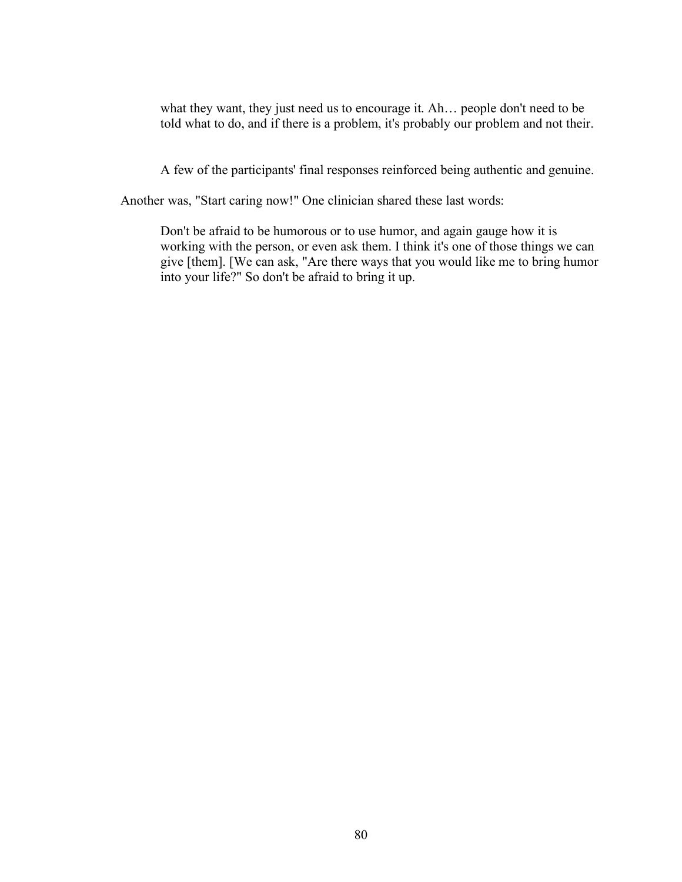> what they want, they just need us to encourage it. Ah… people don't need to be told what to do, and if there is a problem, it's probably our problem and not their.

A few of the participants' final responses reinforced being authentic and genuine. Another was, "Start caring now!" One clinician shared these last words:

> Don't be afraid to be humorous or to use humor, and again gauge how it is working with the person, or even ask them. I think it's one of those things we can give [them]. [We can ask, "Are there ways that you would like me to bring humor into your life?" So don't be afraid to bring it up.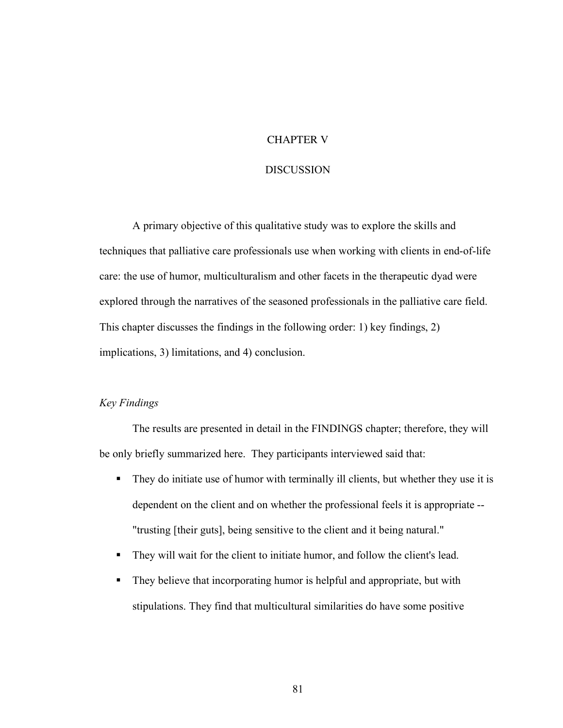# CHAPTER V

# DISCUSSION

A primary objective of this qualitative study was to explore the skills and techniques that palliative care professionals use when working with clients in end-of-life care: the use of humor, multiculturalism and other facets in the therapeutic dyad were explored through the narratives of the seasoned professionals in the palliative care field. This chapter discusses the findings in the following order: 1) key findings, 2) implications, 3) limitations, and 4) conclusion.

## *Key Findings*

The results are presented in detail in the FINDINGS chapter; therefore, they will be only briefly summarized here. They participants interviewed said that:

- They do initiate use of humor with terminally ill clients, but whether they use it is dependent on the client and on whether the professional feels it is appropriate -- "trusting [their guts], being sensitive to the client and it being natural."
- They will wait for the client to initiate humor, and follow the client's lead.
- They believe that incorporating humor is helpful and appropriate, but with stipulations. They find that multicultural similarities do have some positive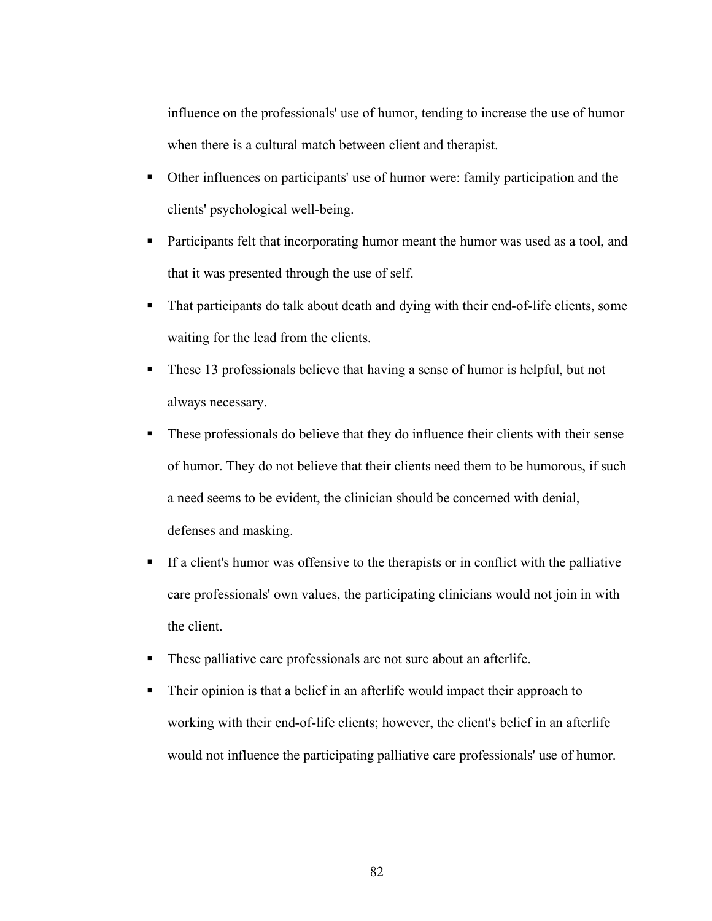influence on the professionals' use of humor, tending to increase the use of humor when there is a cultural match between client and therapist.

- Other influences on participants' use of humor were: family participation and the clients' psychological well-being.
- Participants felt that incorporating humor meant the humor was used as a tool, and that it was presented through the use of self.
- That participants do talk about death and dying with their end-of-life clients, some waiting for the lead from the clients.
- These 13 professionals believe that having a sense of humor is helpful, but not always necessary.
- These professionals do believe that they do influence their clients with their sense of humor. They do not believe that their clients need them to be humorous, if such a need seems to be evident, the clinician should be concerned with denial, defenses and masking.
- If a client's humor was offensive to the therapists or in conflict with the palliative care professionals' own values, the participating clinicians would not join in with the client.
- These palliative care professionals are not sure about an afterlife.
- Their opinion is that a belief in an afterlife would impact their approach to working with their end-of-life clients; however, the client's belief in an afterlife would not influence the participating palliative care professionals' use of humor.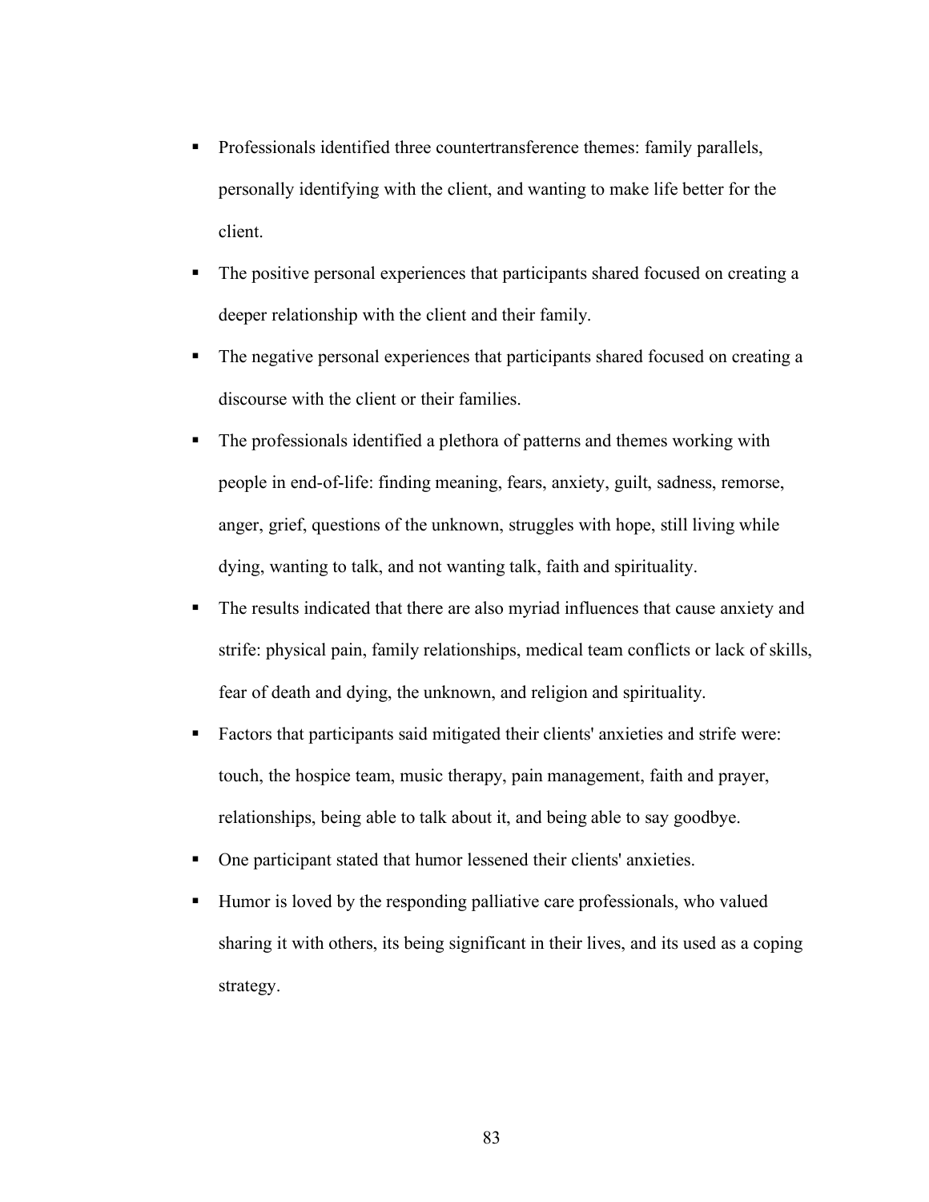- Professionals identified three countertransference themes: family parallels, personally identifying with the client, and wanting to make life better for the client.
- The positive personal experiences that participants shared focused on creating a deeper relationship with the client and their family.
- The negative personal experiences that participants shared focused on creating a discourse with the client or their families.
- The professionals identified a plethora of patterns and themes working with people in end-of-life: finding meaning, fears, anxiety, guilt, sadness, remorse, anger, grief, questions of the unknown, struggles with hope, still living while dying, wanting to talk, and not wanting talk, faith and spirituality.
- The results indicated that there are also myriad influences that cause anxiety and strife: physical pain, family relationships, medical team conflicts or lack of skills, fear of death and dying, the unknown, and religion and spirituality.
- Factors that participants said mitigated their clients' anxieties and strife were: touch, the hospice team, music therapy, pain management, faith and prayer, relationships, being able to talk about it, and being able to say goodbye.
- One participant stated that humor lessened their clients' anxieties.
- Humor is loved by the responding palliative care professionals, who valued sharing it with others, its being significant in their lives, and its used as a coping strategy.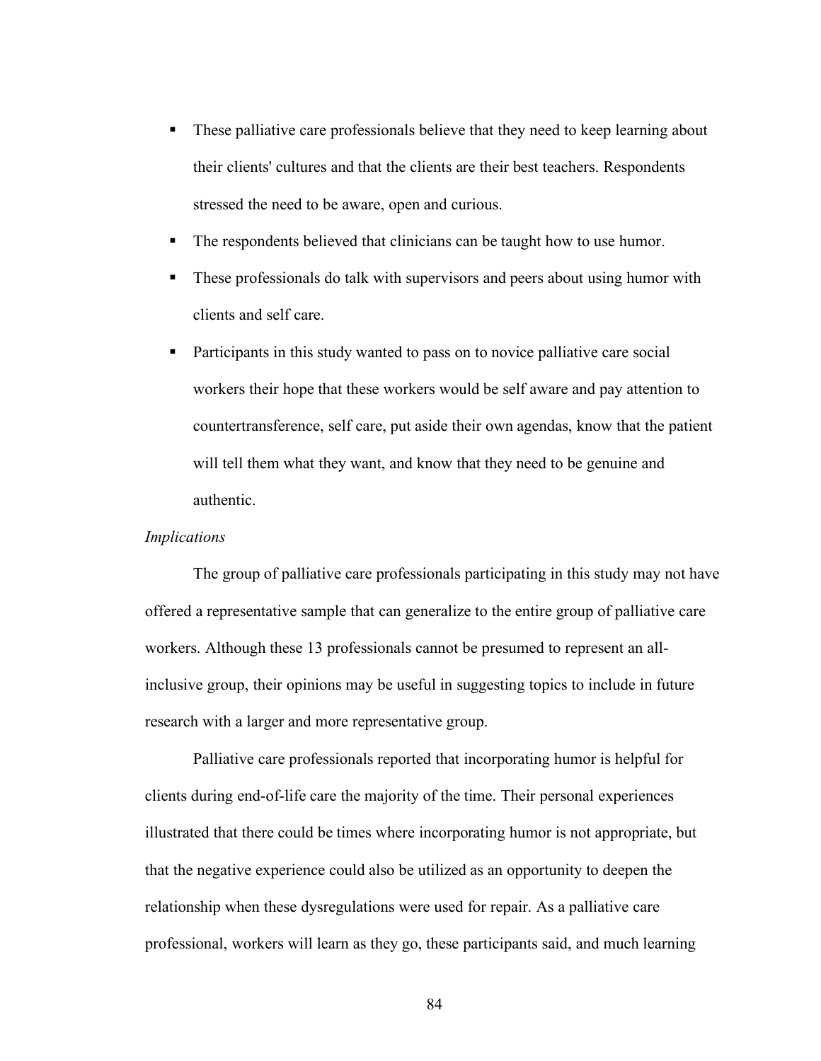- These palliative care professionals believe that they need to keep learning about their clients' cultures and that the clients are their best teachers. Respondents stressed the need to be aware, open and curious.
- The respondents believed that clinicians can be taught how to use humor.
- These professionals do talk with supervisors and peers about using humor with clients and self care.
- Participants in this study wanted to pass on to novice palliative care social workers their hope that these workers would be self aware and pay attention to countertransference, self care, put aside their own agendas, know that the patient will tell them what they want, and know that they need to be genuine and authentic.

*Implications*

The group of palliative care professionals participating in this study may not have offered a representative sample that can generalize to the entire group of palliative care workers. Although these 13 professionals cannot be presumed to represent an all-inclusive group, their opinions may be useful in suggesting topics to include in future research with a larger and more representative group.

Palliative care professionals reported that incorporating humor is helpful for clients during end-of-life care the majority of the time. Their personal experiences illustrated that there could be times where incorporating humor is not appropriate, but that the negative experience could also be utilized as an opportunity to deepen the relationship when these dysregulations were used for repair. As a palliative care professional, workers will learn as they go, these participants said, and much learning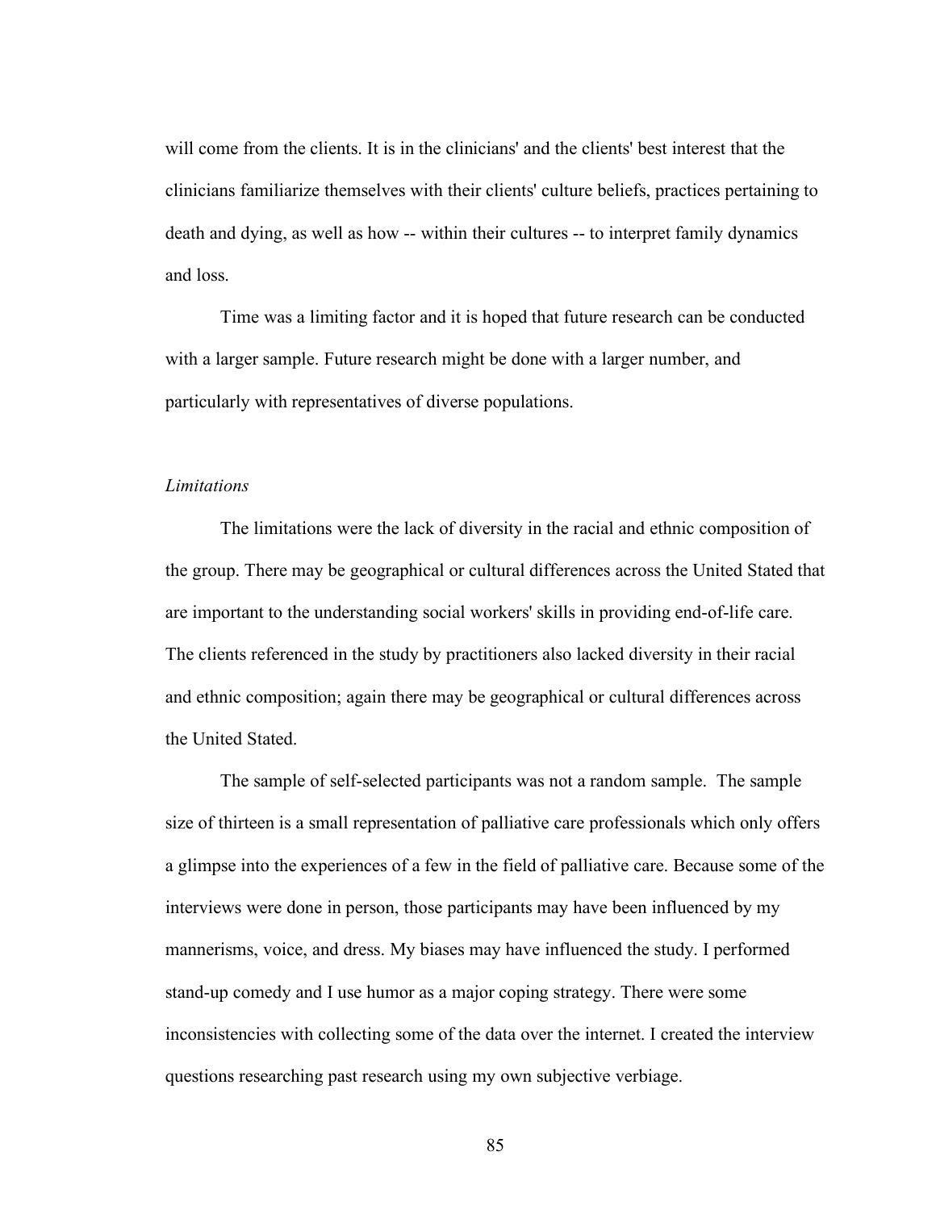will come from the clients. It is in the clinicians' and the clients' best interest that the clinicians familiarize themselves with their clients' culture beliefs, practices pertaining to death and dying, as well as how -- within their cultures -- to interpret family dynamics and loss.

Time was a limiting factor and it is hoped that future research can be conducted with a larger sample. Future research might be done with a larger number, and particularly with representatives of diverse populations.

*Limitations*

The limitations were the lack of diversity in the racial and ethnic composition of the group. There may be geographical or cultural differences across the United Stated that are important to the understanding social workers' skills in providing end-of-life care. The clients referenced in the study by practitioners also lacked diversity in their racial and ethnic composition; again there may be geographical or cultural differences across the United Stated.

The sample of self-selected participants was not a random sample. The sample size of thirteen is a small representation of palliative care professionals which only offers a glimpse into the experiences of a few in the field of palliative care. Because some of the interviews were done in person, those participants may have been influenced by my mannerisms, voice, and dress. My biases may have influenced the study. I performed stand-up comedy and I use humor as a major coping strategy. There were some inconsistencies with collecting some of the data over the internet. I created the interview questions researching past research using my own subjective verbiage.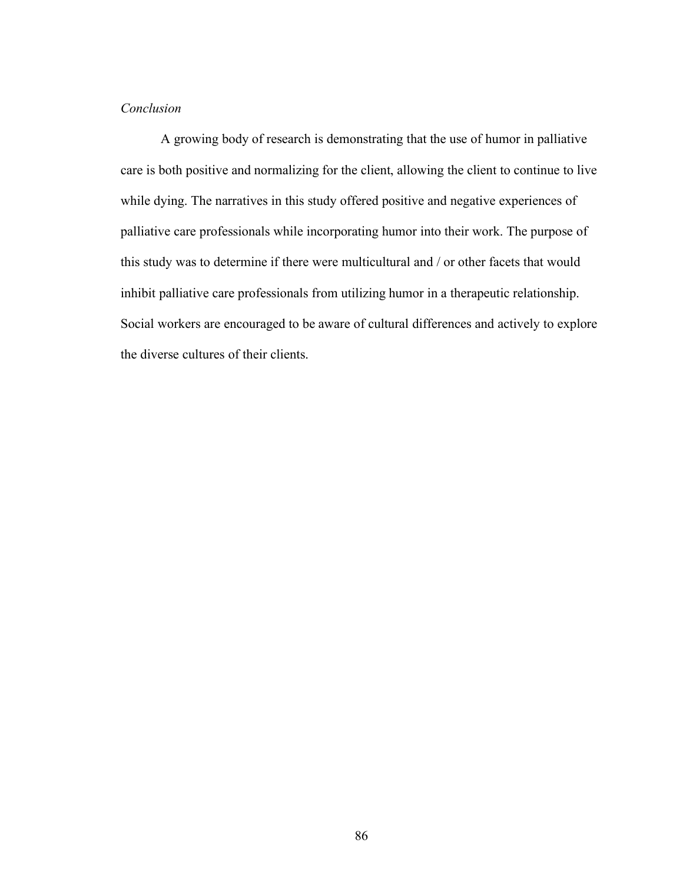*Conclusion*

A growing body of research is demonstrating that the use of humor in palliative care is both positive and normalizing for the client, allowing the client to continue to live while dying. The narratives in this study offered positive and negative experiences of palliative care professionals while incorporating humor into their work. The purpose of this study was to determine if there were multicultural and / or other facets that would inhibit palliative care professionals from utilizing humor in a therapeutic relationship. Social workers are encouraged to be aware of cultural differences and actively to explore the diverse cultures of their clients.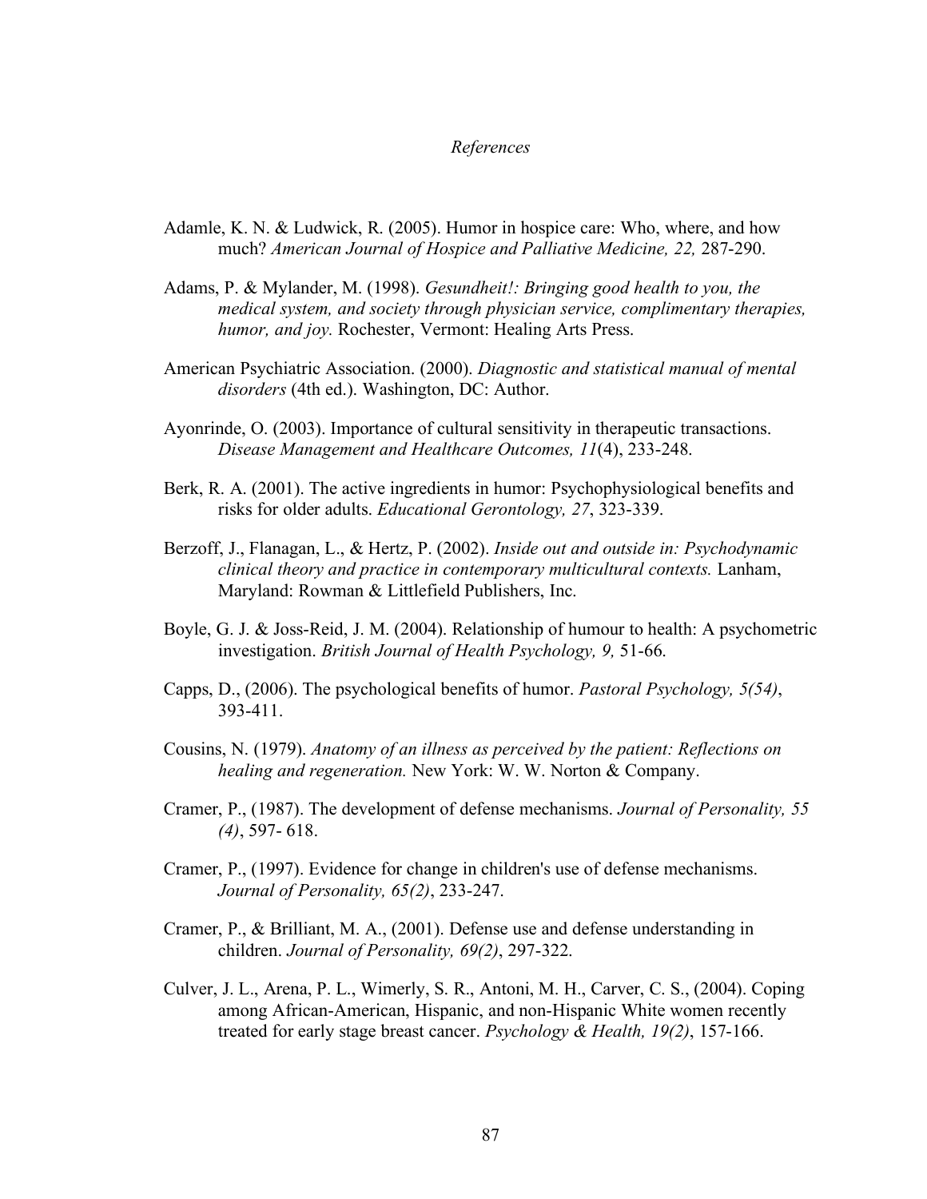*References*

Adamle, K. N. & Ludwick, R. (2005). Humor in hospice care: Who, where, and how much? *American Journal of Hospice and Palliative Medicine, 22,* 287-290.

Adams, P. & Mylander, M. (1998). *Gesundheit!: Bringing good health to you, the medical system, and society through physician service, complimentary therapies, humor, and joy.* Rochester, Vermont: Healing Arts Press.

American Psychiatric Association. (2000). *Diagnostic and statistical manual of mental disorders* (4th ed.). Washington, DC: Author.

Ayonrinde, O. (2003). Importance of cultural sensitivity in therapeutic transactions. *Disease Management and Healthcare Outcomes, 11*(4), 233-248.

Berk, R. A. (2001). The active ingredients in humor: Psychophysiological benefits and risks for older adults. *Educational Gerontology, 27*, 323-339.

Berzoff, J., Flanagan, L., & Hertz, P. (2002). *Inside out and outside in: Psychodynamic clinical theory and practice in contemporary multicultural contexts.* Lanham, Maryland: Rowman & Littlefield Publishers, Inc.

Boyle, G. J. & Joss-Reid, J. M. (2004). Relationship of humour to health: A psychometric investigation. *British Journal of Health Psychology, 9,* 51-66.

Capps, D., (2006). The psychological benefits of humor. *Pastoral Psychology, 5(54)*, 393-411.

Cousins, N. (1979). *Anatomy of an illness as perceived by the patient: Reflections on healing and regeneration.* New York: W. W. Norton & Company.

Cramer, P., (1987). The development of defense mechanisms. *Journal of Personality, 55 (4)*, 597- 618.

Cramer, P., (1997). Evidence for change in children's use of defense mechanisms. *Journal of Personality, 65(2)*, 233-247.

Cramer, P., & Brilliant, M. A., (2001). Defense use and defense understanding in children. *Journal of Personality, 69(2)*, 297-322.

Culver, J. L., Arena, P. L., Wimerly, S. R., Antoni, M. H., Carver, C. S., (2004). Coping among African-American, Hispanic, and non-Hispanic White women recently treated for early stage breast cancer. *Psychology & Health, 19(2)*, 157-166.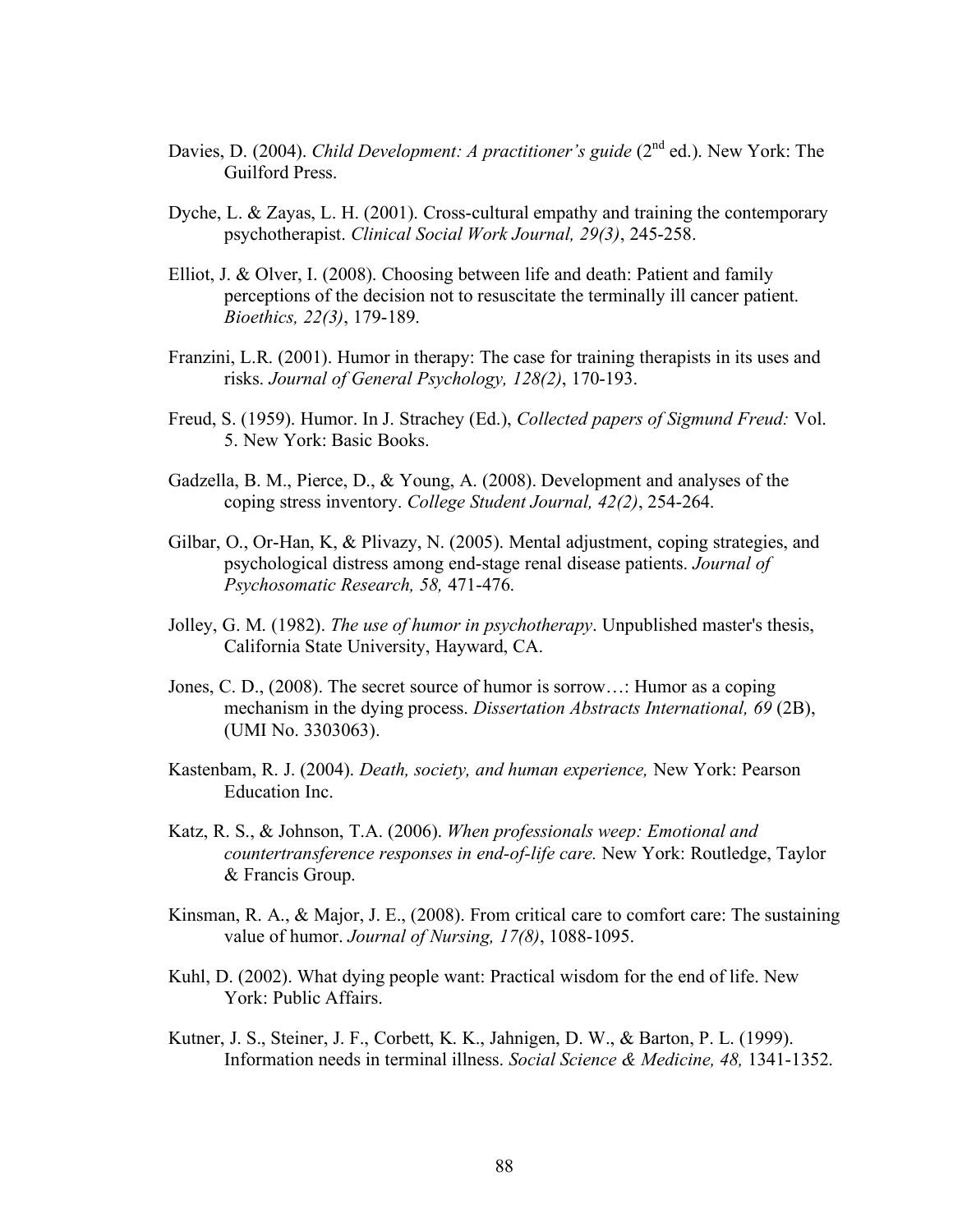Davies, D. (2004). *Child Development: A practitioner's guide* (2nd ed.). New York: The Guilford Press.

Dyche, L. & Zayas, L. H. (2001). Cross-cultural empathy and training the contemporary psychotherapist. *Clinical Social Work Journal, 29(3)*, 245-258.

Elliot, J. & Olver, I. (2008). Choosing between life and death: Patient and family perceptions of the decision not to resuscitate the terminally ill cancer patient. *Bioethics, 22(3)*, 179-189.

Franzini, L.R. (2001). Humor in therapy: The case for training therapists in its uses and risks. *Journal of General Psychology, 128(2)*, 170-193.

Freud, S. (1959). Humor. In J. Strachey (Ed.), *Collected papers of Sigmund Freud:* Vol. 5. New York: Basic Books.

Gadzella, B. M., Pierce, D., & Young, A. (2008). Development and analyses of the coping stress inventory. *College Student Journal, 42(2)*, 254-264.

Gilbar, O., Or-Han, K, & Plivazy, N. (2005). Mental adjustment, coping strategies, and psychological distress among end-stage renal disease patients. *Journal of Psychosomatic Research, 58,* 471-476.

Jolley, G. M. (1982). *The use of humor in psychotherapy*. Unpublished master's thesis, California State University, Hayward, CA.

Jones, C. D., (2008). The secret source of humor is sorrow…: Humor as a coping mechanism in the dying process. *Dissertation Abstracts International, 69* (2B), (UMI No. 3303063).

Kastenbam, R. J. (2004). *Death, society, and human experience,* New York: Pearson Education Inc.

Katz, R. S., & Johnson, T.A. (2006). *When professionals weep: Emotional and countertransference responses in end-of-life care.* New York: Routledge, Taylor & Francis Group.

Kinsman, R. A., & Major, J. E., (2008). From critical care to comfort care: The sustaining value of humor. *Journal of Nursing, 17(8)*, 1088-1095.

Kuhl, D. (2002). What dying people want: Practical wisdom for the end of life. New York: Public Affairs.

Kutner, J. S., Steiner, J. F., Corbett, K. K., Jahnigen, D. W., & Barton, P. L. (1999). Information needs in terminal illness. *Social Science & Medicine, 48,* 1341-1352.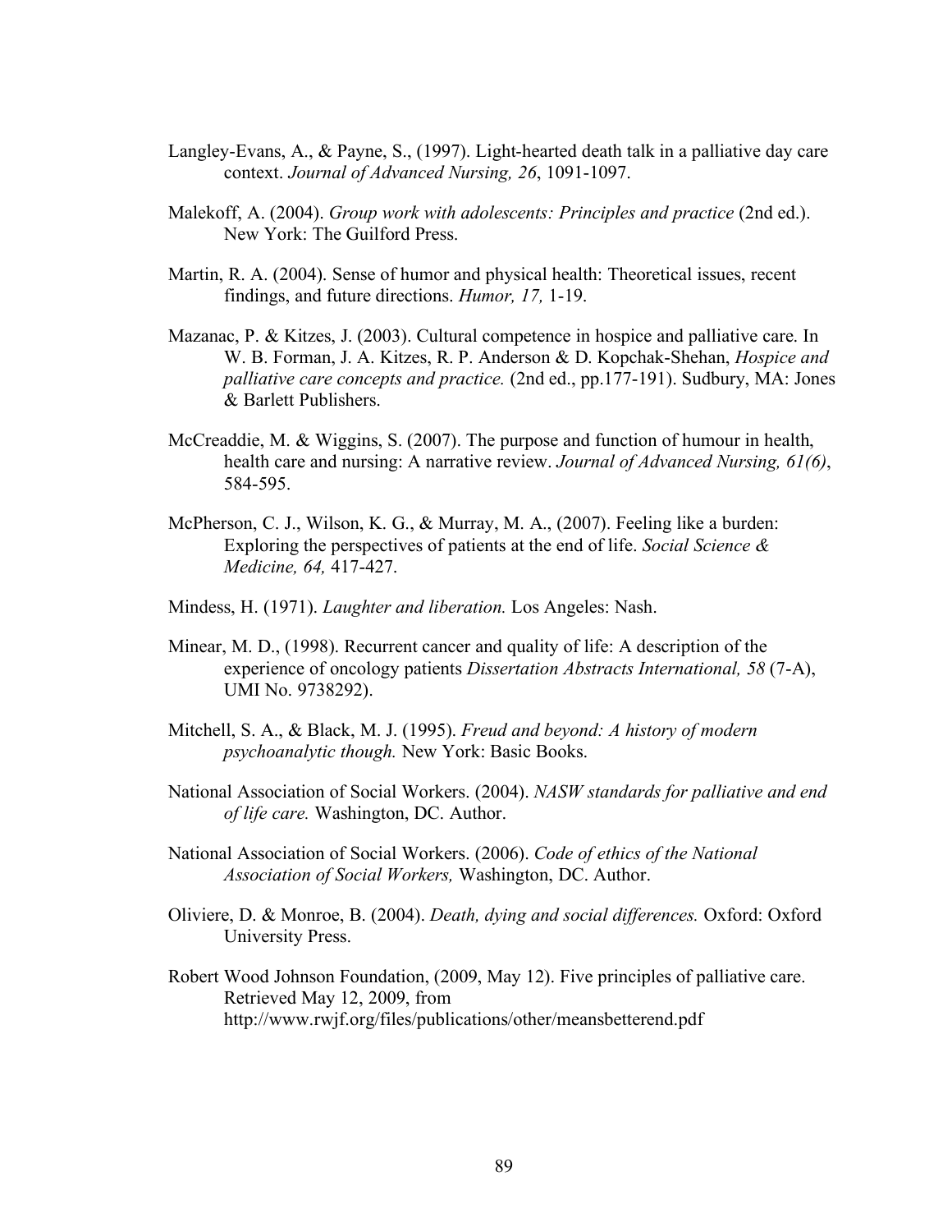Langley-Evans, A., & Payne, S., (1997). Light-hearted death talk in a palliative day care context. *Journal of Advanced Nursing, 26*, 1091-1097.

Malekoff, A. (2004). *Group work with adolescents: Principles and practice* (2nd ed.). New York: The Guilford Press.

Martin, R. A. (2004). Sense of humor and physical health: Theoretical issues, recent findings, and future directions. *Humor, 17,* 1-19.

Mazanac, P. & Kitzes, J. (2003). Cultural competence in hospice and palliative care. In W. B. Forman, J. A. Kitzes, R. P. Anderson & D. Kopchak-Shehan, *Hospice and palliative care concepts and practice.* (2nd ed., pp.177-191). Sudbury, MA: Jones & Barlett Publishers.

McCreaddie, M. & Wiggins, S. (2007). The purpose and function of humour in health, health care and nursing: A narrative review. *Journal of Advanced Nursing, 61(6)*, 584-595.

McPherson, C. J., Wilson, K. G., & Murray, M. A., (2007). Feeling like a burden: Exploring the perspectives of patients at the end of life. *Social Science & Medicine, 64,* 417-427.

Mindess, H. (1971). *Laughter and liberation.* Los Angeles: Nash.

Minear, M. D., (1998). Recurrent cancer and quality of life: A description of the experience of oncology patients *Dissertation Abstracts International, 58* (7-A), UMI No. 9738292).

Mitchell, S. A., & Black, M. J. (1995). *Freud and beyond: A history of modern psychoanalytic though.* New York: Basic Books.

National Association of Social Workers. (2004). *NASW standards for palliative and end of life care.* Washington, DC. Author.

National Association of Social Workers. (2006). *Code of ethics of the National Association of Social Workers,* Washington, DC. Author.

Oliviere, D. & Monroe, B. (2004). *Death, dying and social differences.* Oxford: Oxford University Press.

Robert Wood Johnson Foundation, (2009, May 12). Five principles of palliative care. Retrieved May 12, 2009, from http://www.rwjf.org/files/publications/other/meansbetterend.pdf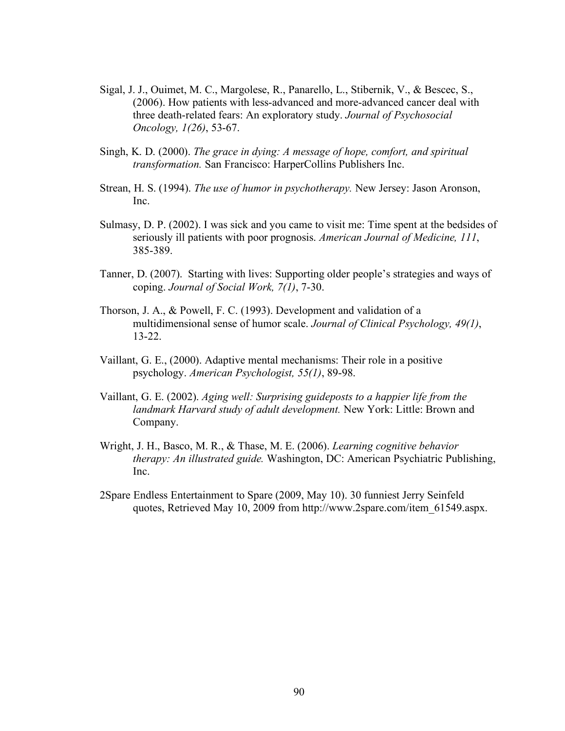Sigal, J. J., Ouimet, M. C., Margolese, R., Panarello, L., Stibernik, V., & Bescec, S., (2006). How patients with less-advanced and more-advanced cancer deal with three death-related fears: An exploratory study. *Journal of Psychosocial Oncology, 1(26)*, 53-67.

Singh, K. D. (2000). *The grace in dying: A message of hope, comfort, and spiritual transformation.* San Francisco: HarperCollins Publishers Inc.

Strean, H. S. (1994). *The use of humor in psychotherapy.* New Jersey: Jason Aronson, Inc.

Sulmasy, D. P. (2002). I was sick and you came to visit me: Time spent at the bedsides of seriously ill patients with poor prognosis. *American Journal of Medicine, 111*, 385-389.

Tanner, D. (2007). Starting with lives: Supporting older people's strategies and ways of coping. *Journal of Social Work, 7(1)*, 7-30.

Thorson, J. A., & Powell, F. C. (1993). Development and validation of a multidimensional sense of humor scale. *Journal of Clinical Psychology, 49(1)*, 13-22.

Vaillant, G. E., (2000). Adaptive mental mechanisms: Their role in a positive psychology. *American Psychologist, 55(1)*, 89-98.

Vaillant, G. E. (2002). *Aging well: Surprising guideposts to a happier life from the landmark Harvard study of adult development.* New York: Little: Brown and Company.

Wright, J. H., Basco, M. R., & Thase, M. E. (2006). *Learning cognitive behavior therapy: An illustrated guide.* Washington, DC: American Psychiatric Publishing, Inc.

2Spare Endless Entertainment to Spare (2009, May 10). 30 funniest Jerry Seinfeld quotes, Retrieved May 10, 2009 from http://www.2spare.com/item_61549.aspx.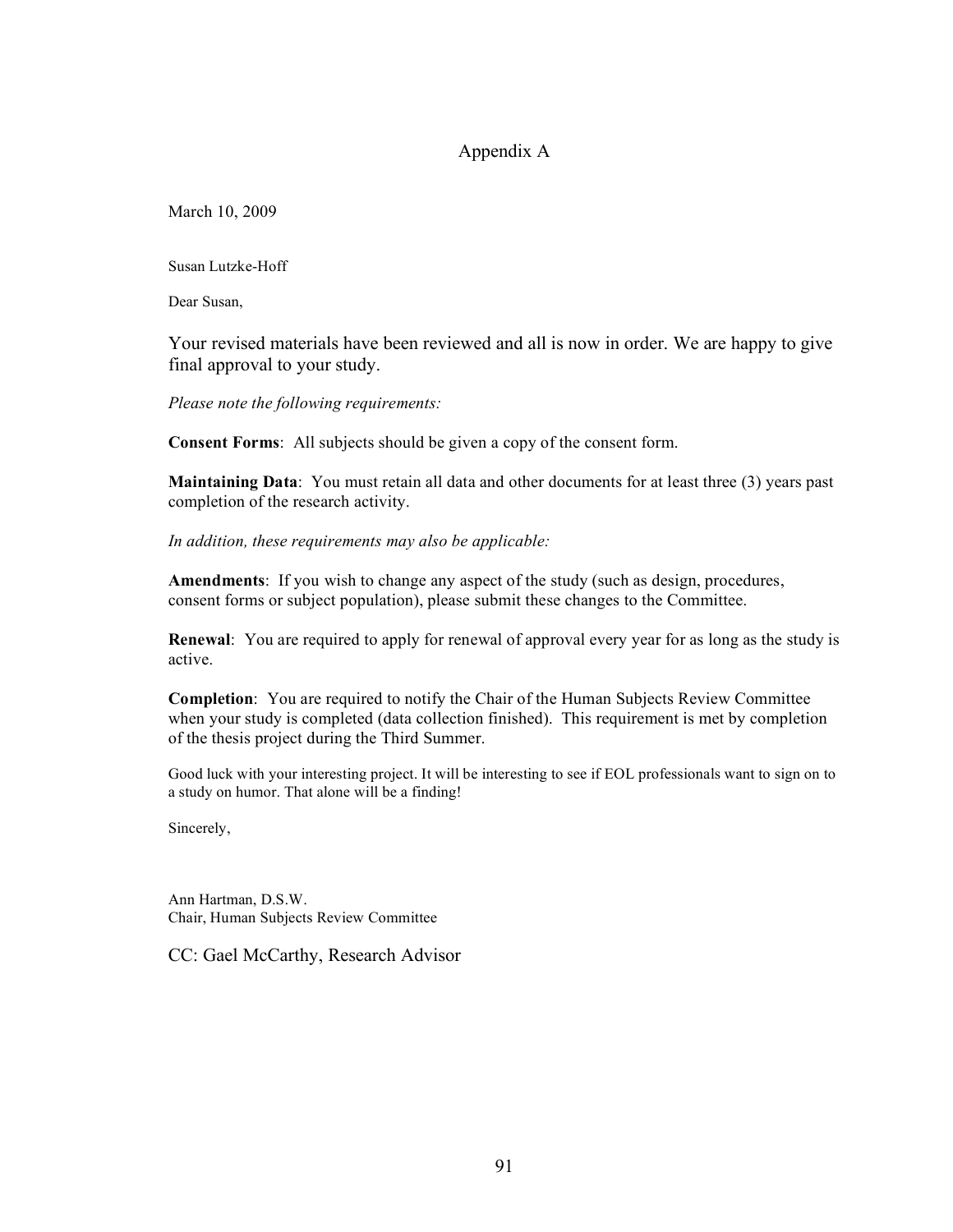# Appendix A

March 10, 2009

Susan Lutzke-Hoff

Dear Susan,

Your revised materials have been reviewed and all is now in order. We are happy to give final approval to your study.

*Please note the following requirements:*

**Consent Forms**: All subjects should be given a copy of the consent form.

**Maintaining Data**: You must retain all data and other documents for at least three (3) years past completion of the research activity.

*In addition, these requirements may also be applicable:*

**Amendments**: If you wish to change any aspect of the study (such as design, procedures, consent forms or subject population), please submit these changes to the Committee.

**Renewal**: You are required to apply for renewal of approval every year for as long as the study is active.

**Completion**: You are required to notify the Chair of the Human Subjects Review Committee when your study is completed (data collection finished). This requirement is met by completion of the thesis project during the Third Summer.

Good luck with your interesting project. It will be interesting to see if EOL professionals want to sign on to a study on humor. That alone will be a finding!

Sincerely,

Ann Hartman, D.S.W.
Chair, Human Subjects Review Committee

CC: Gael McCarthy, Research Advisor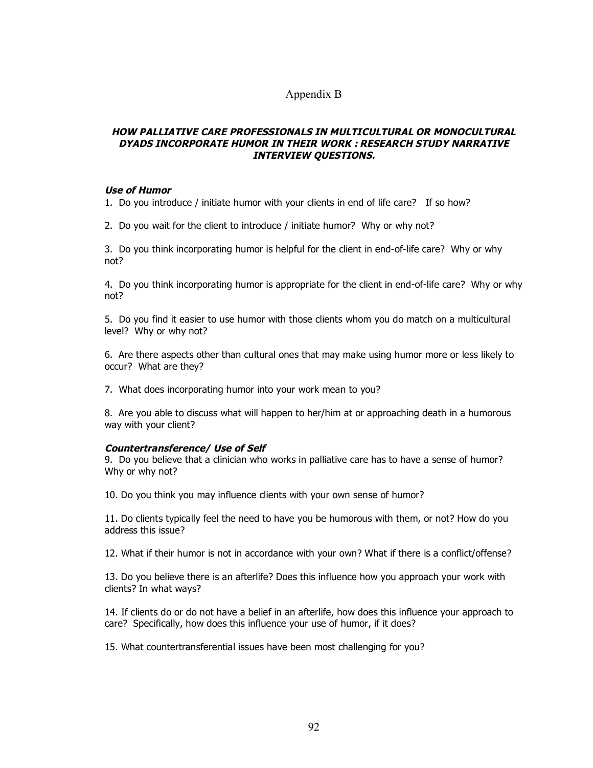# Appendix B

## ***HOW PALLIATIVE CARE PROFESSIONALS IN MULTICULTURAL OR MONOCULTURAL DYADS INCORPORATE HUMOR IN THEIR WORK : RESEARCH STUDY NARRATIVE INTERVIEW QUESTIONS.***

***Use of Humor***

1. Do you introduce / initiate humor with your clients in end of life care? If so how?

2. Do you wait for the client to introduce / initiate humor? Why or why not?

3. Do you think incorporating humor is helpful for the client in end-of-life care? Why or why not?

4. Do you think incorporating humor is appropriate for the client in end-of-life care? Why or why not?

5. Do you find it easier to use humor with those clients whom you do match on a multicultural level? Why or why not?

6. Are there aspects other than cultural ones that may make using humor more or less likely to occur? What are they?

7. What does incorporating humor into your work mean to you?

8. Are you able to discuss what will happen to her/him at or approaching death in a humorous way with your client?

***Countertransference/ Use of Self***

9. Do you believe that a clinician who works in palliative care has to have a sense of humor? Why or why not?

10. Do you think you may influence clients with your own sense of humor?

11. Do clients typically feel the need to have you be humorous with them, or not? How do you address this issue?

12. What if their humor is not in accordance with your own? What if there is a conflict/offense?

13. Do you believe there is an afterlife? Does this influence how you approach your work with clients? In what ways?

14. If clients do or do not have a belief in an afterlife, how does this influence your approach to care? Specifically, how does this influence your use of humor, if it does?

15. What countertransferential issues have been most challenging for you?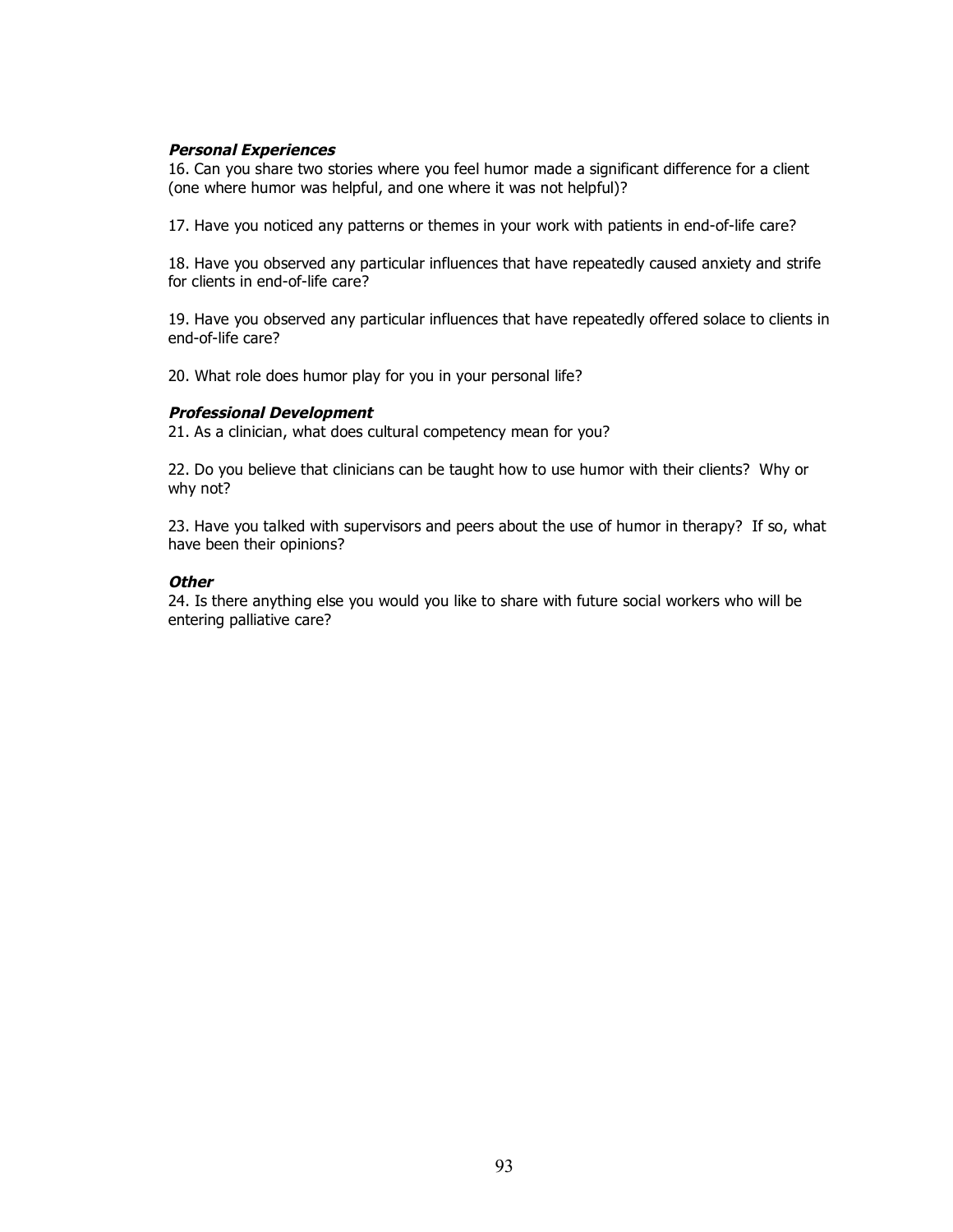***Personal Experiences***

16. Can you share two stories where you feel humor made a significant difference for a client (one where humor was helpful, and one where it was not helpful)?

17. Have you noticed any patterns or themes in your work with patients in end-of-life care?

18. Have you observed any particular influences that have repeatedly caused anxiety and strife for clients in end-of-life care?

19. Have you observed any particular influences that have repeatedly offered solace to clients in end-of-life care?

20. What role does humor play for you in your personal life?

***Professional Development***

21. As a clinician, what does cultural competency mean for you?

22. Do you believe that clinicians can be taught how to use humor with their clients? Why or why not?

23. Have you talked with supervisors and peers about the use of humor in therapy? If so, what have been their opinions?

***Other***

24. Is there anything else you would you like to share with future social workers who will be entering palliative care?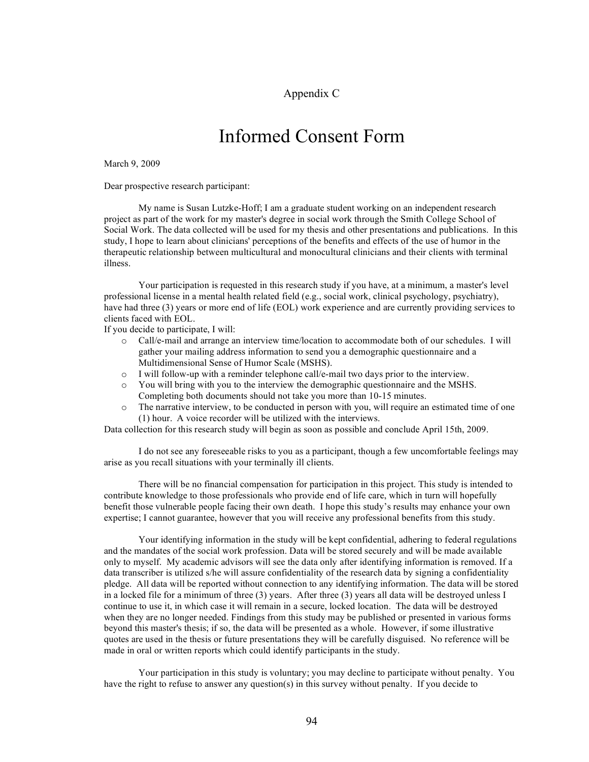Appendix C

# Informed Consent Form

March 9, 2009

Dear prospective research participant:

My name is Susan Lutzke-Hoff; I am a graduate student working on an independent research project as part of the work for my master's degree in social work through the Smith College School of Social Work. The data collected will be used for my thesis and other presentations and publications. In this study, I hope to learn about clinicians' perceptions of the benefits and effects of the use of humor in the therapeutic relationship between multicultural and monocultural clinicians and their clients with terminal illness.

Your participation is requested in this research study if you have, at a minimum, a master's level professional license in a mental health related field (e.g., social work, clinical psychology, psychiatry), have had three (3) years or more end of life (EOL) work experience and are currently providing services to clients faced with EOL.

If you decide to participate, I will:

- Call/e-mail and arrange an interview time/location to accommodate both of our schedules. I will gather your mailing address information to send you a demographic questionnaire and a Multidimensional Sense of Humor Scale (MSHS).
- I will follow-up with a reminder telephone call/e-mail two days prior to the interview.
- You will bring with you to the interview the demographic questionnaire and the MSHS. Completing both documents should not take you more than 10-15 minutes.
- The narrative interview, to be conducted in person with you, will require an estimated time of one (1) hour. A voice recorder will be utilized with the interviews.

Data collection for this research study will begin as soon as possible and conclude April 15th, 2009.

I do not see any foreseeable risks to you as a participant, though a few uncomfortable feelings may arise as you recall situations with your terminally ill clients.

There will be no financial compensation for participation in this project. This study is intended to contribute knowledge to those professionals who provide end of life care, which in turn will hopefully benefit those vulnerable people facing their own death. I hope this study's results may enhance your own expertise; I cannot guarantee, however that you will receive any professional benefits from this study.

Your identifying information in the study will be kept confidential, adhering to federal regulations and the mandates of the social work profession. Data will be stored securely and will be made available only to myself. My academic advisors will see the data only after identifying information is removed. If a data transcriber is utilized s/he will assure confidentiality of the research data by signing a confidentiality pledge. All data will be reported without connection to any identifying information. The data will be stored in a locked file for a minimum of three (3) years. After three (3) years all data will be destroyed unless I continue to use it, in which case it will remain in a secure, locked location. The data will be destroyed when they are no longer needed. Findings from this study may be published or presented in various forms beyond this master's thesis; if so, the data will be presented as a whole. However, if some illustrative quotes are used in the thesis or future presentations they will be carefully disguised. No reference will be made in oral or written reports which could identify participants in the study.

Your participation in this study is voluntary; you may decline to participate without penalty. You have the right to refuse to answer any question(s) in this survey without penalty. If you decide to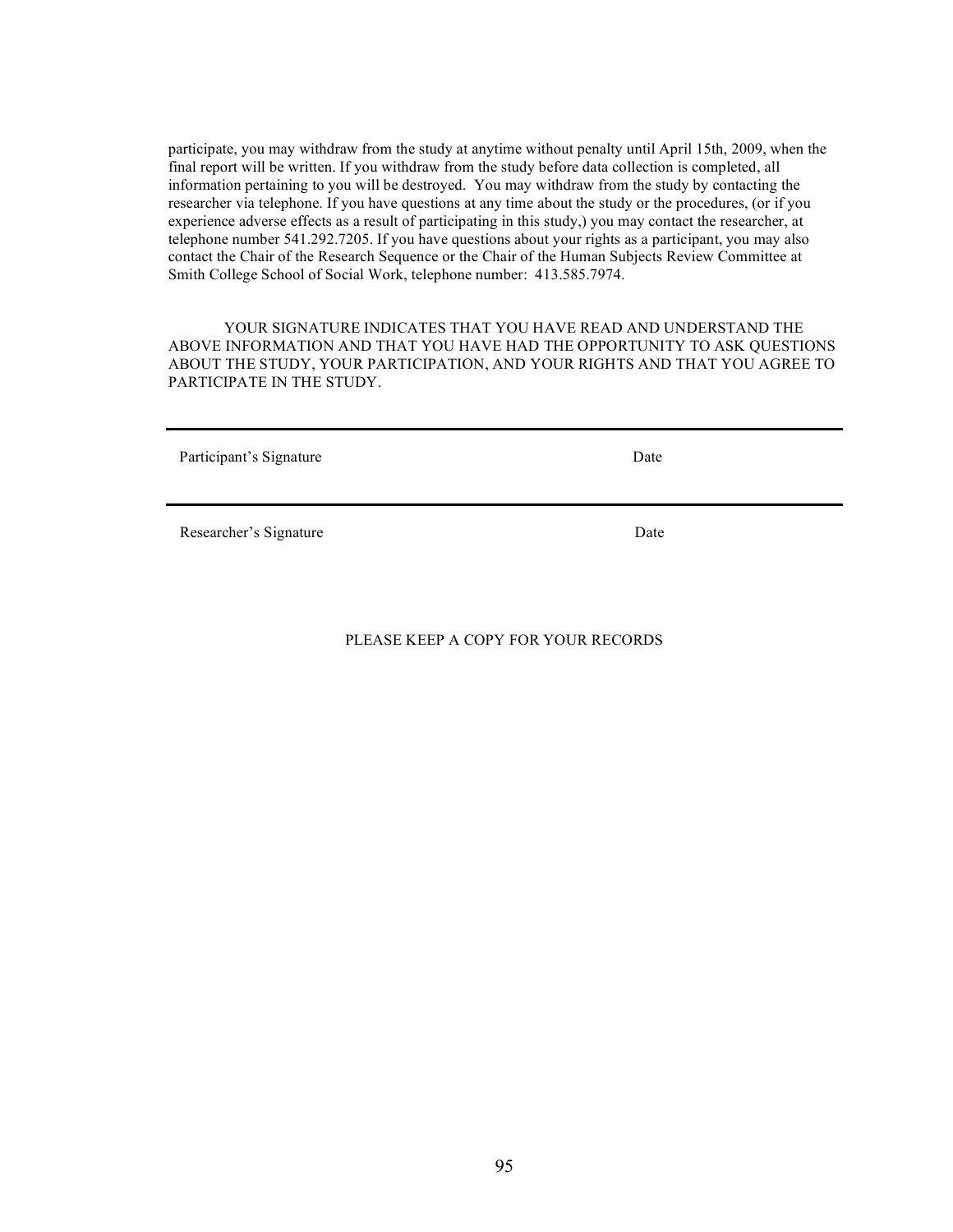participate, you may withdraw from the study at anytime without penalty until April 15th, 2009, when the final report will be written. If you withdraw from the study before data collection is completed, all information pertaining to you will be destroyed. You may withdraw from the study by contacting the researcher via telephone. If you have questions at any time about the study or the procedures, (or if you experience adverse effects as a result of participating in this study,) you may contact the researcher, at telephone number 541.292.7205. If you have questions about your rights as a participant, you may also contact the Chair of the Research Sequence or the Chair of the Human Subjects Review Committee at Smith College School of Social Work, telephone number: 413.585.7974.

YOUR SIGNATURE INDICATES THAT YOU HAVE READ AND UNDERSTAND THE ABOVE INFORMATION AND THAT YOU HAVE HAD THE OPPORTUNITY TO ASK QUESTIONS ABOUT THE STUDY, YOUR PARTICIPATION, AND YOUR RIGHTS AND THAT YOU AGREE TO PARTICIPATE IN THE STUDY.

---

Participant's Signature Date

---

Researcher's Signature Date

PLEASE KEEP A COPY FOR YOUR RECORDS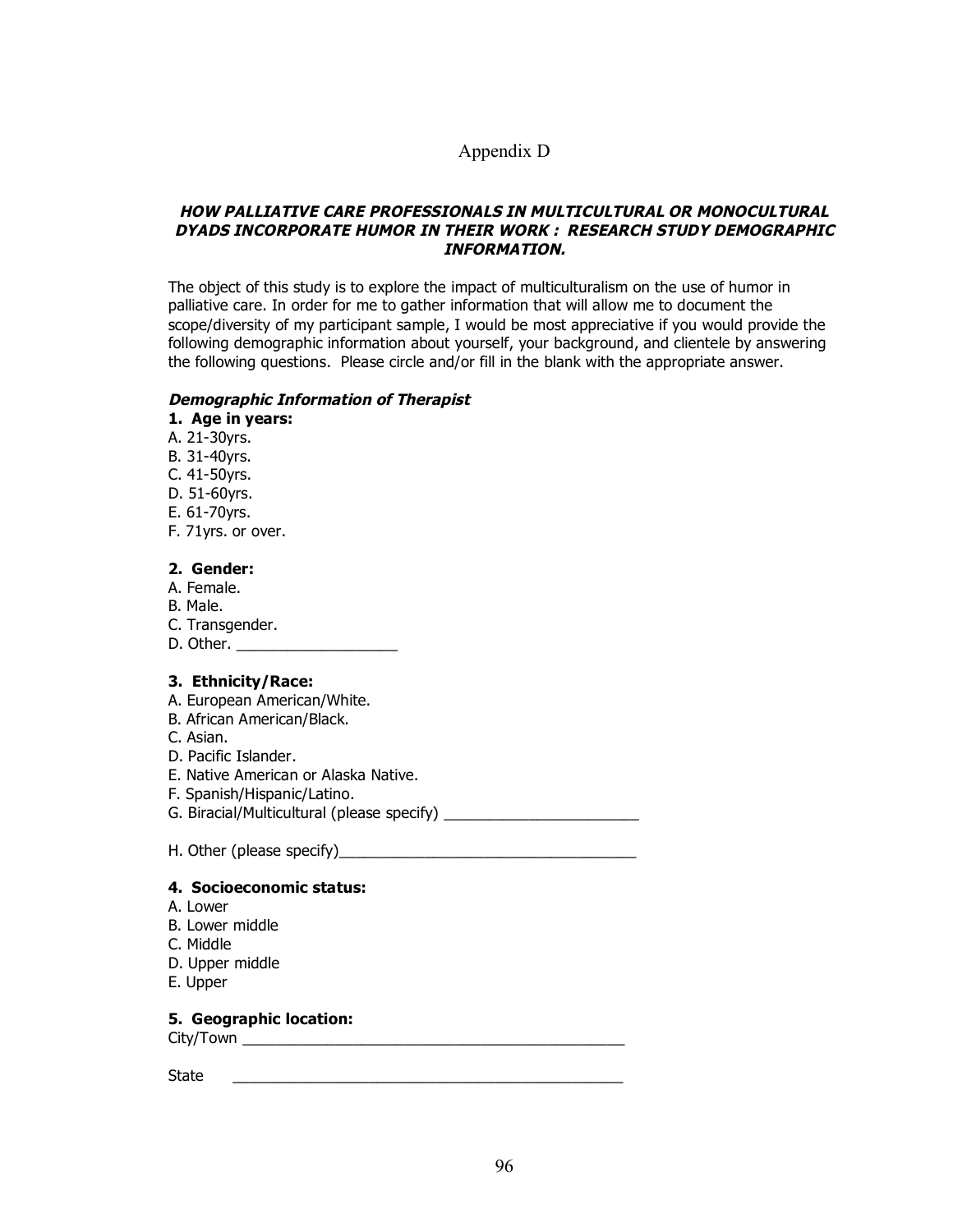# Appendix D

## *HOW PALLIATIVE CARE PROFESSIONALS IN MULTICULTURAL OR MONOCULTURAL DYADS INCORPORATE HUMOR IN THEIR WORK : RESEARCH STUDY DEMOGRAPHIC INFORMATION.*

The object of this study is to explore the impact of multiculturalism on the use of humor in palliative care. In order for me to gather information that will allow me to document the scope/diversity of my participant sample, I would be most appreciative if you would provide the following demographic information about yourself, your background, and clientele by answering the following questions. Please circle and/or fill in the blank with the appropriate answer.

***Demographic Information of Therapist***

**1. Age in years:**

A. 21-30yrs.
B. 31-40yrs.
C. 41-50yrs.
D. 51-60yrs.
E. 61-70yrs.
F. 71yrs. or over.

**2. Gender:**

A. Female.
B. Male.
C. Transgender.
D. Other. ___________________

**3. Ethnicity/Race:**

A. European American/White.
B. African American/Black.
C. Asian.
D. Pacific Islander.
E. Native American or Alaska Native.
F. Spanish/Hispanic/Latino.
G. Biracial/Multicultural (please specify) _______________________

H. Other (please specify)___________________________________

**4. Socioeconomic status:**

A. Lower
B. Lower middle
C. Middle
D. Upper middle
E. Upper

**5. Geographic location:**

City/Town _____________________________________________

State _____________________________________________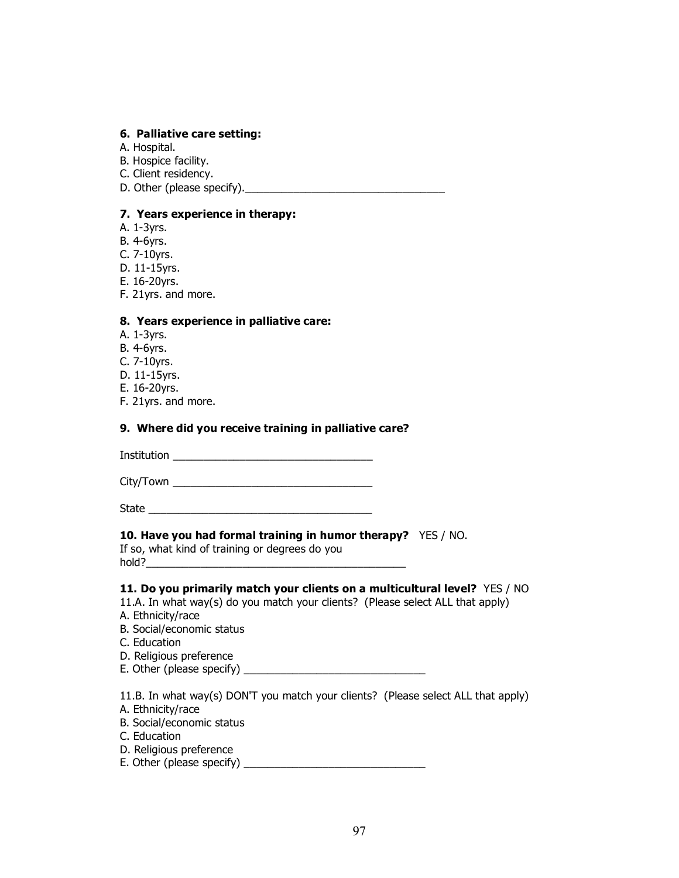**6. Palliative care setting:**
A. Hospital.
B. Hospice facility.
C. Client residency.
D. Other (please specify).________________________________

**7. Years experience in therapy:**
A. 1-3yrs.
B. 4-6yrs.
C. 7-10yrs.
D. 11-15yrs.
E. 16-20yrs.
F. 21yrs. and more.

**8. Years experience in palliative care:**
A. 1-3yrs.
B. 4-6yrs.
C. 7-10yrs.
D. 11-15yrs.
E. 16-20yrs.
F. 21yrs. and more.

**9. Where did you receive training in palliative care?**

Institution ________________________________

City/Town ________________________________

State ____________________________________

**10. Have you had formal training in humor therapy?** YES / NO.
If so, what kind of training or degrees do you hold?__________________________________________

**11. Do you primarily match your clients on a multicultural level?** YES / NO
11.A. In what way(s) do you match your clients? (Please select ALL that apply)
A. Ethnicity/race
B. Social/economic status
C. Education
D. Religious preference
E. Other (please specify) ______________________________

11.B. In what way(s) DON'T you match your clients? (Please select ALL that apply)
A. Ethnicity/race
B. Social/economic status
C. Education
D. Religious preference
E. Other (please specify) ______________________________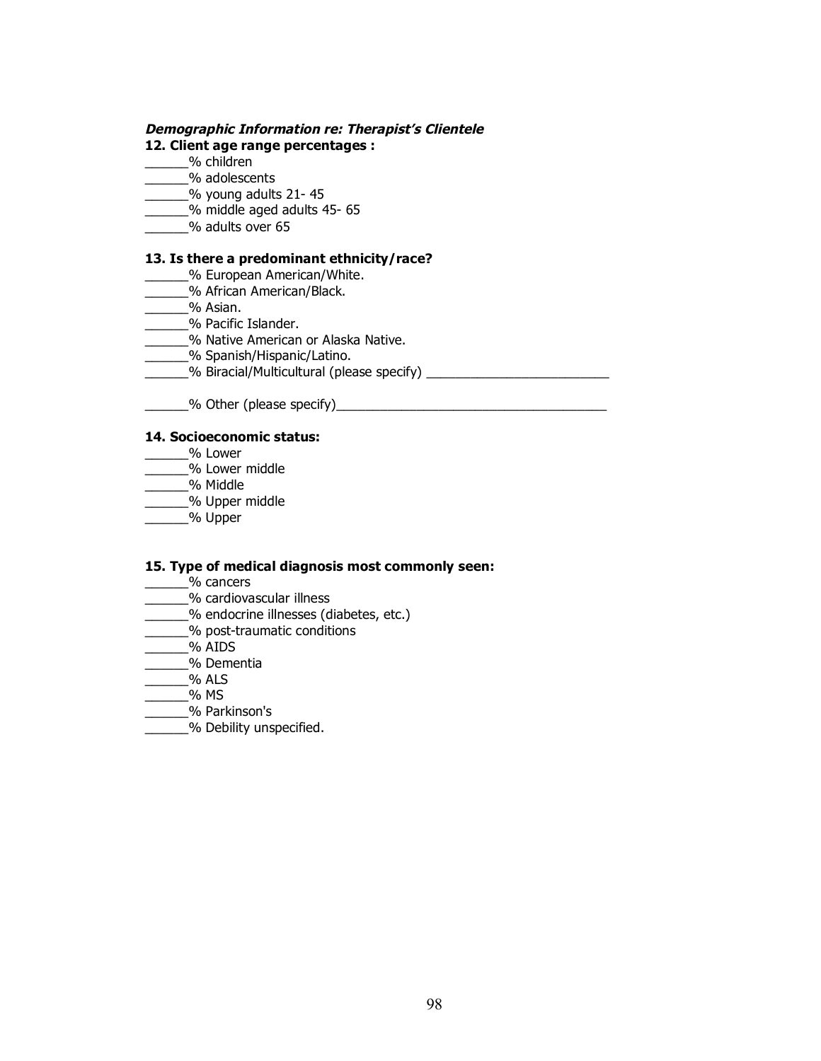***Demographic Information re: Therapist's Clientele***

**12. Client age range percentages :**

______% children
______% adolescents
______% young adults 21- 45
______% middle aged adults 45- 65
______% adults over 65

**13. Is there a predominant ethnicity/race?**

______% European American/White.
______% African American/Black.
______% Asian.
______% Pacific Islander.
______% Native American or Alaska Native.
______% Spanish/Hispanic/Latino.
______% Biracial/Multicultural (please specify) _________________________

______% Other (please specify)____________________________________

**14. Socioeconomic status:**

______% Lower
______% Lower middle
______% Middle
______% Upper middle
______% Upper

**15. Type of medical diagnosis most commonly seen:**

______% cancers
______% cardiovascular illness
______% endocrine illnesses (diabetes, etc.)
______% post-traumatic conditions
______% AIDS
______% Dementia
______% ALS
______% MS
______% Parkinson's
______% Debility unspecified.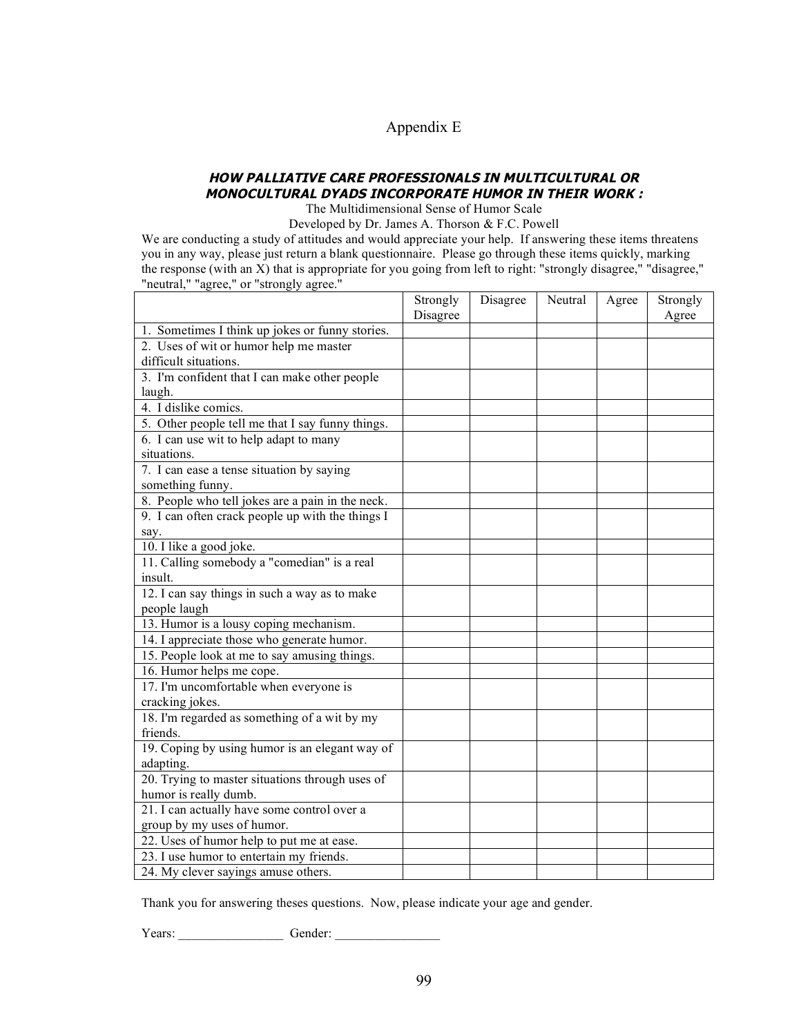# Appendix E

***HOW PALLIATIVE CARE PROFESSIONALS IN MULTICULTURAL OR MONOCULTURAL DYADS INCORPORATE HUMOR IN THEIR WORK :***

The Multidimensional Sense of Humor Scale

Developed by Dr. James A. Thorson & F.C. Powell

We are conducting a study of attitudes and would appreciate your help. If answering these items threatens you in any way, please just return a blank questionnaire. Please go through these items quickly, marking the response (with an X) that is appropriate for you going from left to right: "strongly disagree," "disagree," "neutral," "agree," or "strongly agree."

| | Strongly Disagree | Disagree | Neutral | Agree | Strongly Agree |
|---|---|---|---|---|---|
| 1. Sometimes I think up jokes or funny stories. | | | | | |
| 2. Uses of wit or humor help me master difficult situations. | | | | | |
| 3. I'm confident that I can make other people laugh. | | | | | |
| 4. I dislike comics. | | | | | |
| 5. Other people tell me that I say funny things. | | | | | |
| 6. I can use wit to help adapt to many situations. | | | | | |
| 7. I can ease a tense situation by saying something funny. | | | | | |
| 8. People who tell jokes are a pain in the neck. | | | | | |
| 9. I can often crack people up with the things I say. | | | | | |
| 10. I like a good joke. | | | | | |
| 11. Calling somebody a "comedian" is a real insult. | | | | | |
| 12. I can say things in such a way as to make people laugh | | | | | |
| 13. Humor is a lousy coping mechanism. | | | | | |
| 14. I appreciate those who generate humor. | | | | | |
| 15. People look at me to say amusing things. | | | | | |
| 16. Humor helps me cope. | | | | | |
| 17. I'm uncomfortable when everyone is cracking jokes. | | | | | |
| 18. I'm regarded as something of a wit by my friends. | | | | | |
| 19. Coping by using humor is an elegant way of adapting. | | | | | |
| 20. Trying to master situations through uses of humor is really dumb. | | | | | |
| 21. I can actually have some control over a group by my uses of humor. | | | | | |
| 22. Uses of humor help to put me at ease. | | | | | |
| 23. I use humor to entertain my friends. | | | | | |
| 24. My clever sayings amuse others. | | | | | |

Thank you for answering theses questions. Now, please indicate your age and gender.

Years: ________________ Gender: ________________